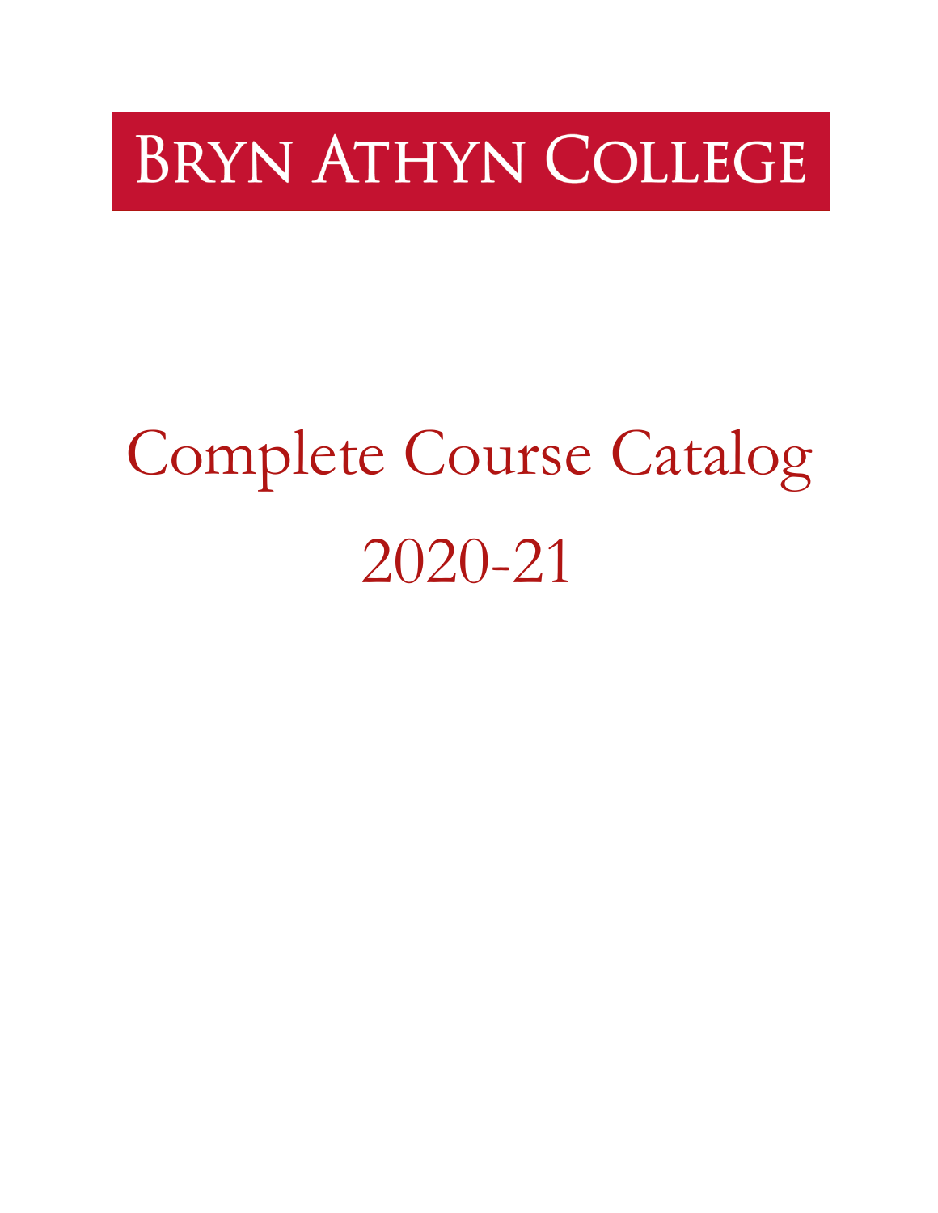# Bryn Athyn College

# Complete Course Catalog

# 2020-21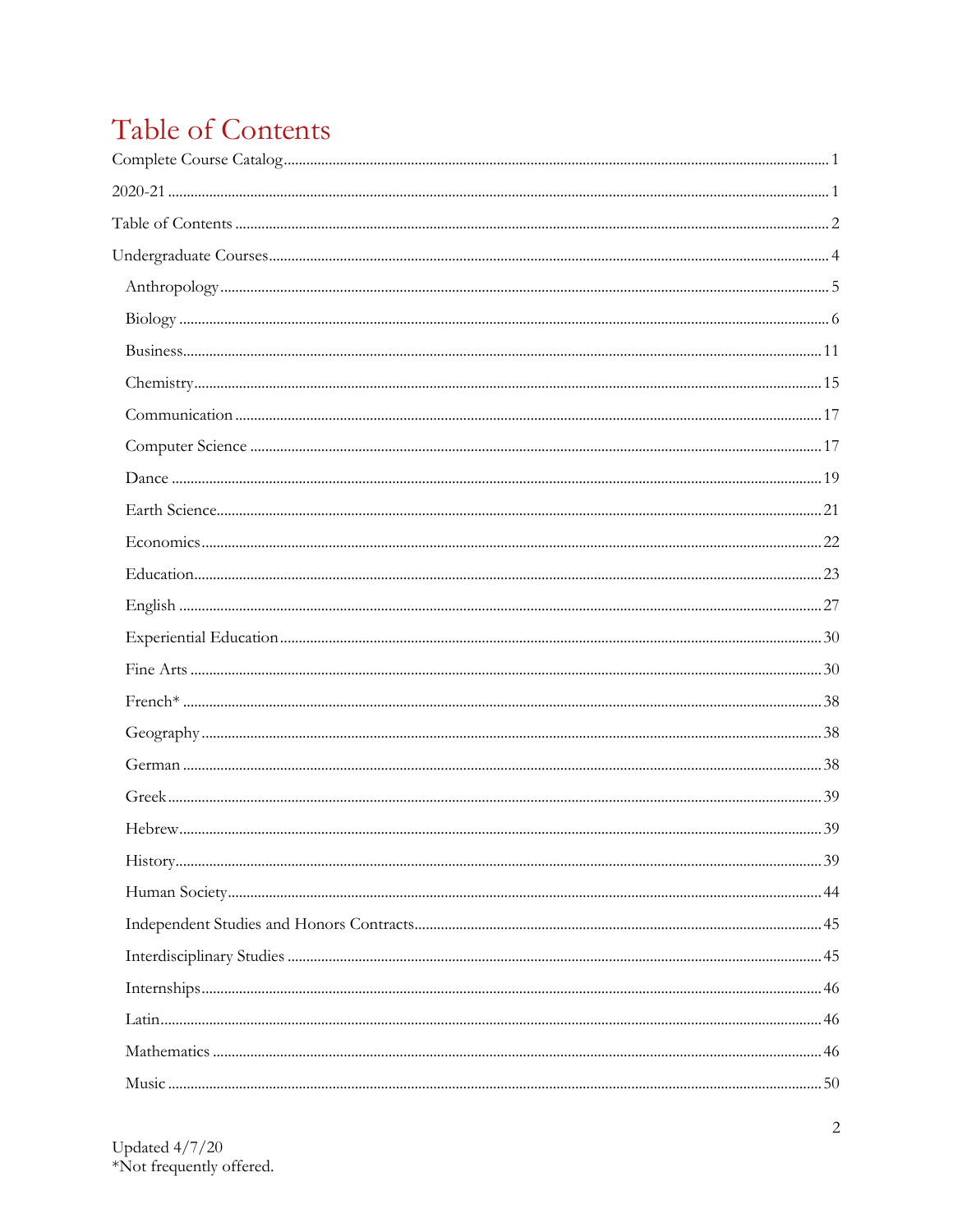# Table of Contents

Complete Course Catalog .......... 1

2020-21 .......... 1

Table of Contents .......... 2

Undergraduate Courses .......... 4

- Anthropology .......... 5
- Biology .......... 6
- Business .......... 11
- Chemistry .......... 15
- Communication .......... 17
- Computer Science .......... 17
- Dance .......... 19
- Earth Science .......... 21
- Economics .......... 22
- Education .......... 23
- English .......... 27
- Experiential Education .......... 30
- Fine Arts .......... 30
- French* .......... 38
- Geography .......... 38
- German .......... 38
- Greek .......... 39
- Hebrew .......... 39
- History .......... 39
- Human Society .......... 44
- Independent Studies and Honors Contracts .......... 45
- Interdisciplinary Studies .......... 45
- Internships .......... 46
- Latin .......... 46
- Mathematics .......... 46
- Music .......... 50

Updated 4/7/20

*Not frequently offered.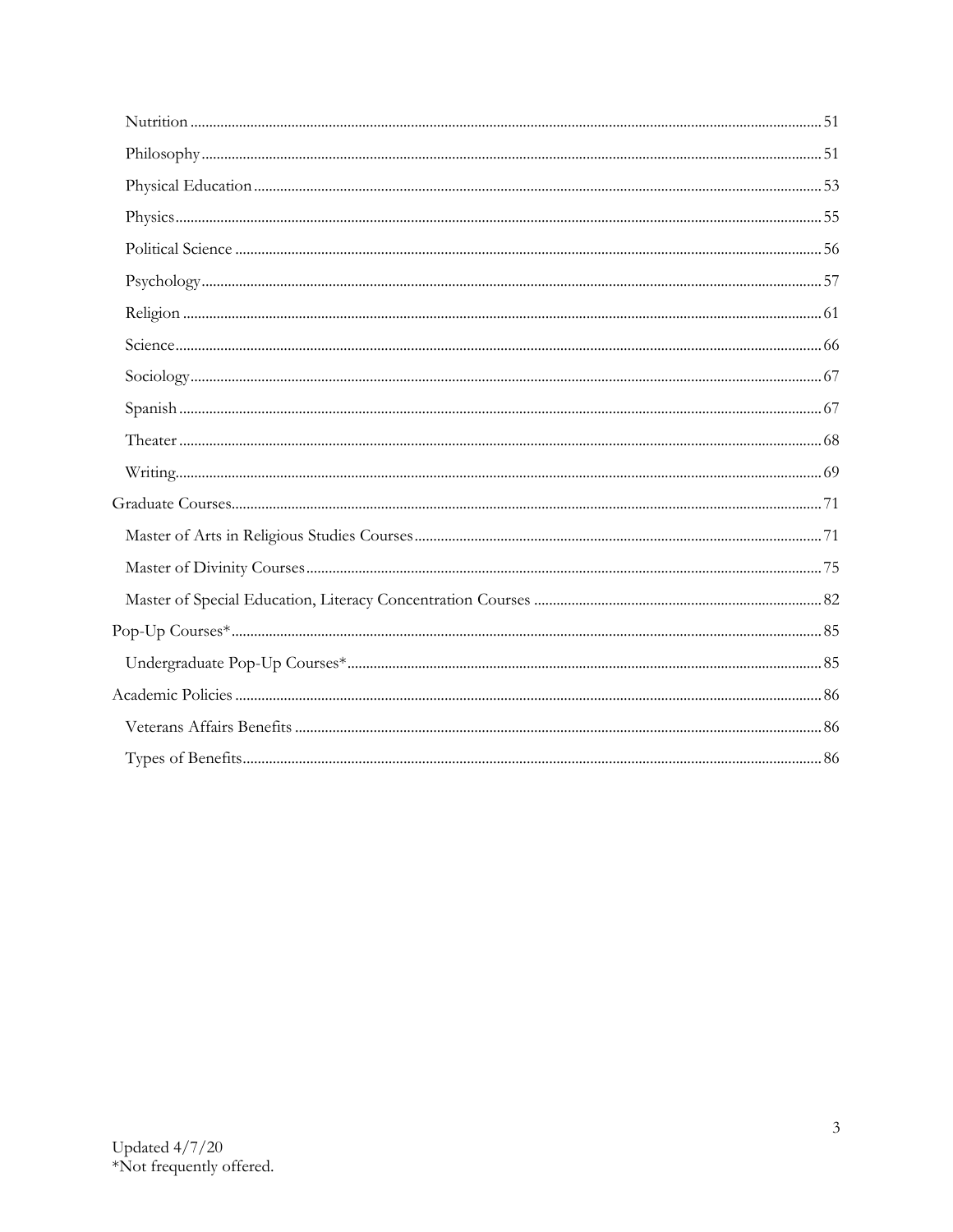- Nutrition ..... 51
- Philosophy ..... 51
- Physical Education ..... 53
- Physics ..... 55
- Political Science ..... 56
- Psychology ..... 57
- Religion ..... 61
- Science ..... 66
- Sociology ..... 67
- Spanish ..... 67
- Theater ..... 68
- Writing ..... 69

Graduate Courses ..... 71

- Master of Arts in Religious Studies Courses ..... 71
- Master of Divinity Courses ..... 75
- Master of Special Education, Literacy Concentration Courses ..... 82

Pop-Up Courses* ..... 85

- Undergraduate Pop-Up Courses* ..... 85

Academic Policies ..... 86

- Veterans Affairs Benefits ..... 86
- Types of Benefits ..... 86

Updated 4/7/20
*Not frequently offered.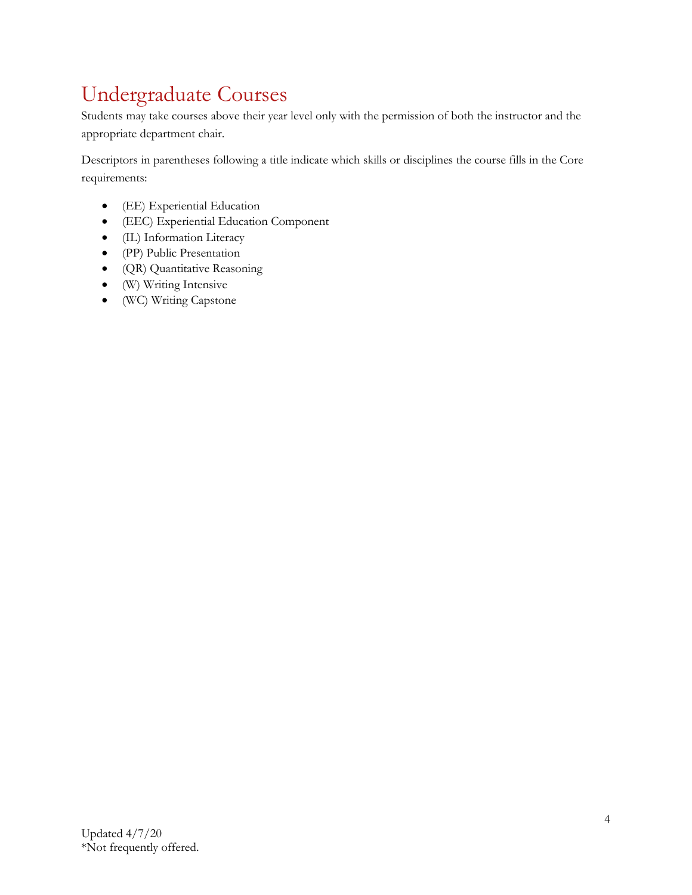# Undergraduate Courses

Students may take courses above their year level only with the permission of both the instructor and the appropriate department chair.

Descriptors in parentheses following a title indicate which skills or disciplines the course fills in the Core requirements:

- (EE) Experiential Education
- (EEC) Experiential Education Component
- (IL) Information Literacy
- (PP) Public Presentation
- (QR) Quantitative Reasoning
- (W) Writing Intensive
- (WC) Writing Capstone

Updated 4/7/20
*Not frequently offered.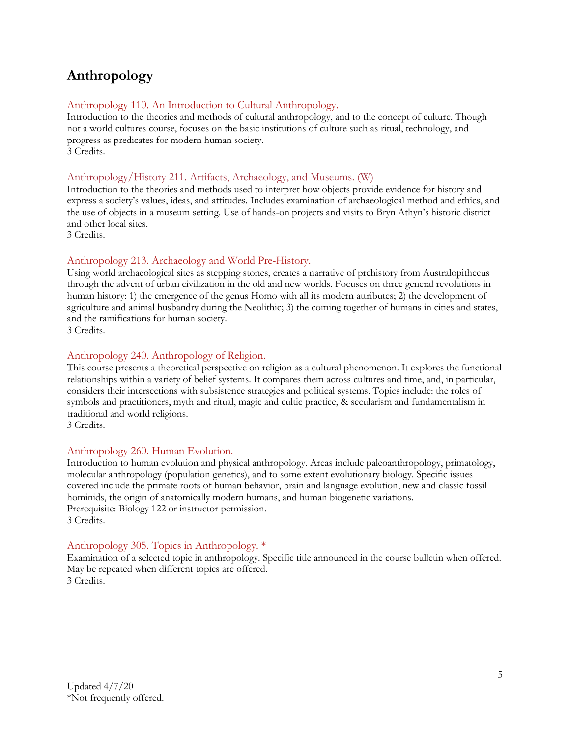# Anthropology

### Anthropology 110. An Introduction to Cultural Anthropology.

Introduction to the theories and methods of cultural anthropology, and to the concept of culture. Though not a world cultures course, focuses on the basic institutions of culture such as ritual, technology, and progress as predicates for modern human society.
3 Credits.

### Anthropology/History 211. Artifacts, Archaeology, and Museums. (W)

Introduction to the theories and methods used to interpret how objects provide evidence for history and express a society's values, ideas, and attitudes. Includes examination of archaeological method and ethics, and the use of objects in a museum setting. Use of hands-on projects and visits to Bryn Athyn's historic district and other local sites.
3 Credits.

### Anthropology 213. Archaeology and World Pre-History.

Using world archaeological sites as stepping stones, creates a narrative of prehistory from Australopithecus through the advent of urban civilization in the old and new worlds. Focuses on three general revolutions in human history: 1) the emergence of the genus Homo with all its modern attributes; 2) the development of agriculture and animal husbandry during the Neolithic; 3) the coming together of humans in cities and states, and the ramifications for human society.
3 Credits.

### Anthropology 240. Anthropology of Religion.

This course presents a theoretical perspective on religion as a cultural phenomenon. It explores the functional relationships within a variety of belief systems. It compares them across cultures and time, and, in particular, considers their intersections with subsistence strategies and political systems. Topics include: the roles of symbols and practitioners, myth and ritual, magic and cultic practice, & secularism and fundamentalism in traditional and world religions.
3 Credits.

### Anthropology 260. Human Evolution.

Introduction to human evolution and physical anthropology. Areas include paleoanthropology, primatology, molecular anthropology (population genetics), and to some extent evolutionary biology. Specific issues covered include the primate roots of human behavior, brain and language evolution, new and classic fossil hominids, the origin of anatomically modern humans, and human biogenetic variations.
Prerequisite: Biology 122 or instructor permission.
3 Credits.

### Anthropology 305. Topics in Anthropology. *

Examination of a selected topic in anthropology. Specific title announced in the course bulletin when offered. May be repeated when different topics are offered.
3 Credits.

Updated 4/7/20
*Not frequently offered.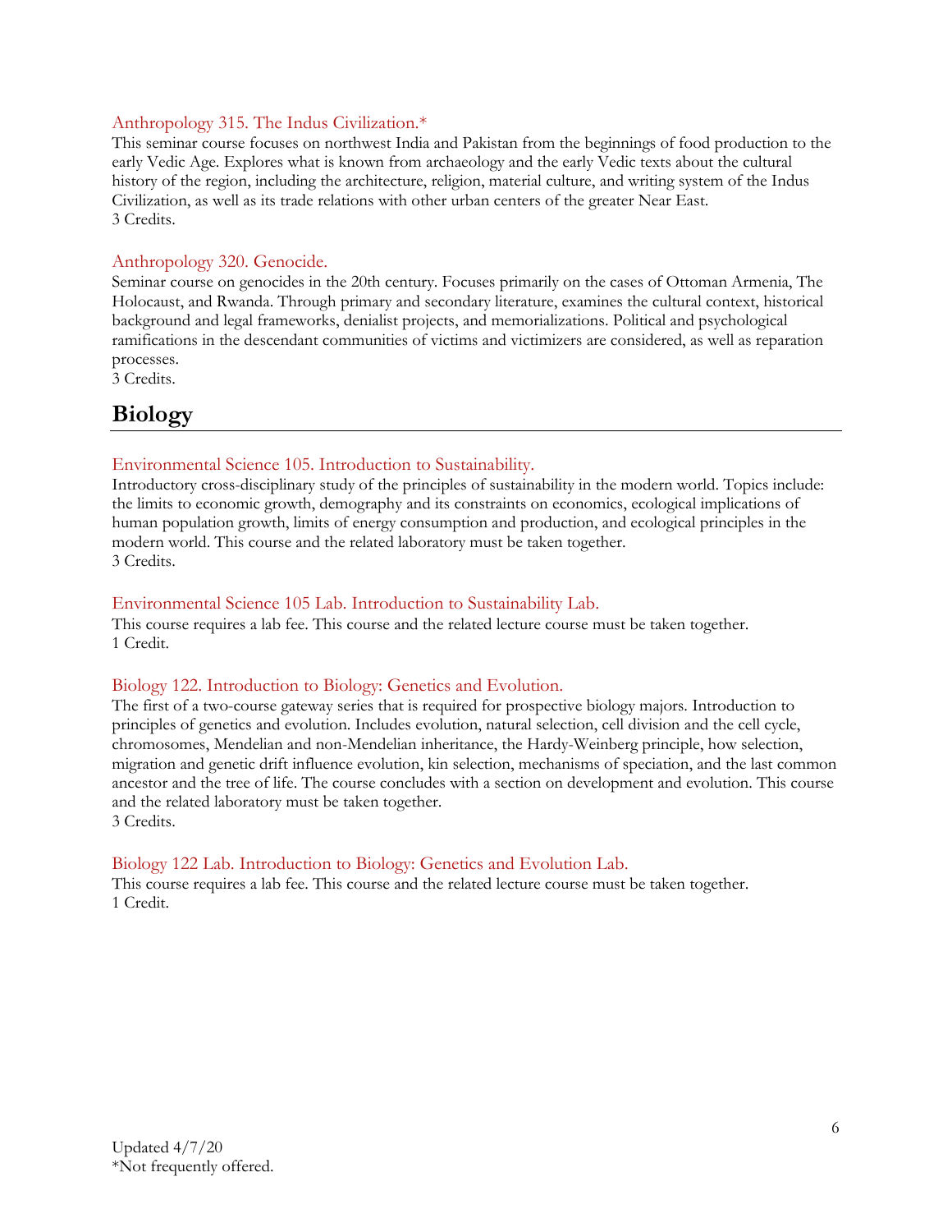### Anthropology 315. The Indus Civilization.*

This seminar course focuses on northwest India and Pakistan from the beginnings of food production to the early Vedic Age. Explores what is known from archaeology and the early Vedic texts about the cultural history of the region, including the architecture, religion, material culture, and writing system of the Indus Civilization, as well as its trade relations with other urban centers of the greater Near East.
3 Credits.

### Anthropology 320. Genocide.

Seminar course on genocides in the 20th century. Focuses primarily on the cases of Ottoman Armenia, The Holocaust, and Rwanda. Through primary and secondary literature, examines the cultural context, historical background and legal frameworks, denialist projects, and memorializations. Political and psychological ramifications in the descendant communities of victims and victimizers are considered, as well as reparation processes.
3 Credits.

## Biology

### Environmental Science 105. Introduction to Sustainability.

Introductory cross-disciplinary study of the principles of sustainability in the modern world. Topics include: the limits to economic growth, demography and its constraints on economics, ecological implications of human population growth, limits of energy consumption and production, and ecological principles in the modern world. This course and the related laboratory must be taken together.
3 Credits.

### Environmental Science 105 Lab. Introduction to Sustainability Lab.

This course requires a lab fee. This course and the related lecture course must be taken together.
1 Credit.

### Biology 122. Introduction to Biology: Genetics and Evolution.

The first of a two-course gateway series that is required for prospective biology majors. Introduction to principles of genetics and evolution. Includes evolution, natural selection, cell division and the cell cycle, chromosomes, Mendelian and non-Mendelian inheritance, the Hardy-Weinberg principle, how selection, migration and genetic drift influence evolution, kin selection, mechanisms of speciation, and the last common ancestor and the tree of life. The course concludes with a section on development and evolution. This course and the related laboratory must be taken together.
3 Credits.

### Biology 122 Lab. Introduction to Biology: Genetics and Evolution Lab.

This course requires a lab fee. This course and the related lecture course must be taken together.
1 Credit.

Updated 4/7/20
*Not frequently offered.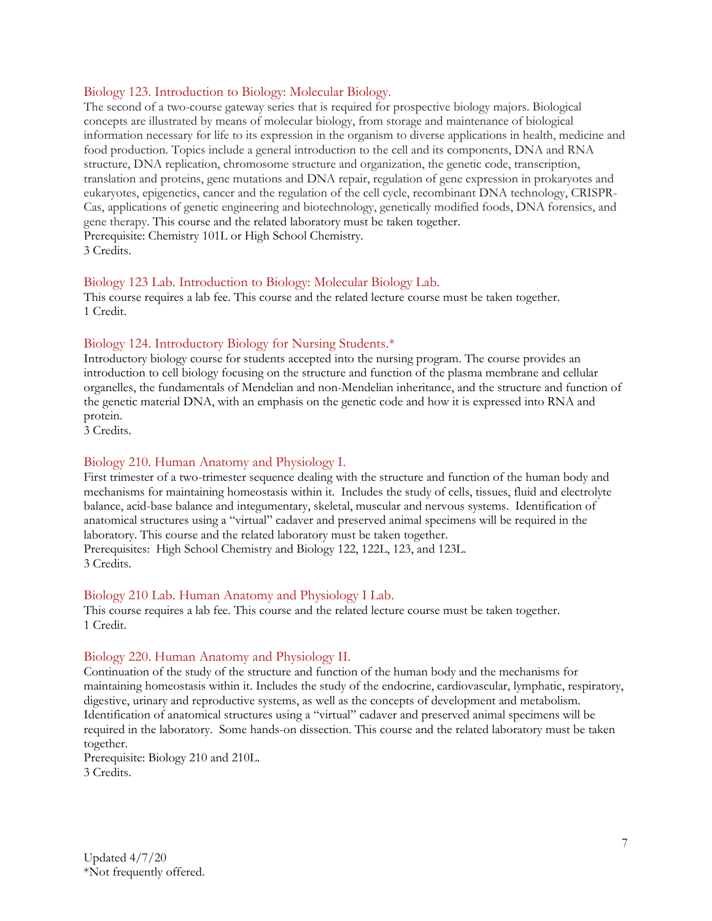### Biology 123. Introduction to Biology: Molecular Biology.

The second of a two-course gateway series that is required for prospective biology majors. Biological concepts are illustrated by means of molecular biology, from storage and maintenance of biological information necessary for life to its expression in the organism to diverse applications in health, medicine and food production. Topics include a general introduction to the cell and its components, DNA and RNA structure, DNA replication, chromosome structure and organization, the genetic code, transcription, translation and proteins, gene mutations and DNA repair, regulation of gene expression in prokaryotes and eukaryotes, epigenetics, cancer and the regulation of the cell cycle, recombinant DNA technology, CRISPR-Cas, applications of genetic engineering and biotechnology, genetically modified foods, DNA forensics, and gene therapy. This course and the related laboratory must be taken together.
Prerequisite: Chemistry 101L or High School Chemistry.
3 Credits.

### Biology 123 Lab. Introduction to Biology: Molecular Biology Lab.

This course requires a lab fee. This course and the related lecture course must be taken together.
1 Credit.

### Biology 124. Introductory Biology for Nursing Students.*

Introductory biology course for students accepted into the nursing program. The course provides an introduction to cell biology focusing on the structure and function of the plasma membrane and cellular organelles, the fundamentals of Mendelian and non-Mendelian inheritance, and the structure and function of the genetic material DNA, with an emphasis on the genetic code and how it is expressed into RNA and protein.
3 Credits.

### Biology 210. Human Anatomy and Physiology I.

First trimester of a two-trimester sequence dealing with the structure and function of the human body and mechanisms for maintaining homeostasis within it. Includes the study of cells, tissues, fluid and electrolyte balance, acid-base balance and integumentary, skeletal, muscular and nervous systems. Identification of anatomical structures using a "virtual" cadaver and preserved animal specimens will be required in the laboratory. This course and the related laboratory must be taken together.
Prerequisites: High School Chemistry and Biology 122, 122L, 123, and 123L.
3 Credits.

### Biology 210 Lab. Human Anatomy and Physiology I Lab.

This course requires a lab fee. This course and the related lecture course must be taken together.
1 Credit.

### Biology 220. Human Anatomy and Physiology II.

Continuation of the study of the structure and function of the human body and the mechanisms for maintaining homeostasis within it. Includes the study of the endocrine, cardiovascular, lymphatic, respiratory, digestive, urinary and reproductive systems, as well as the concepts of development and metabolism. Identification of anatomical structures using a "virtual" cadaver and preserved animal specimens will be required in the laboratory. Some hands-on dissection. This course and the related laboratory must be taken together.
Prerequisite: Biology 210 and 210L.
3 Credits.

Updated 4/7/20
*Not frequently offered.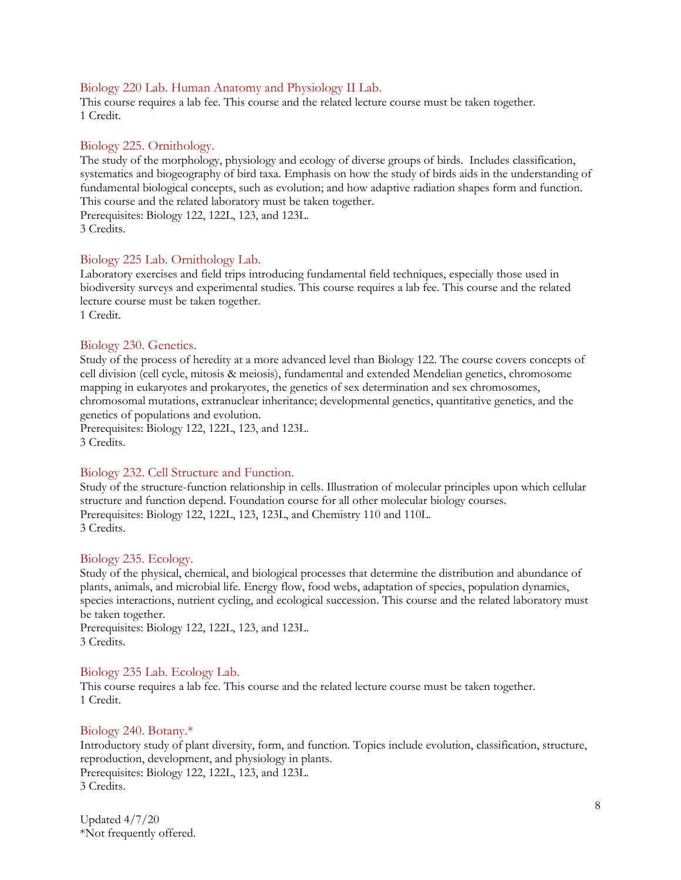### Biology 220 Lab. Human Anatomy and Physiology II Lab.

This course requires a lab fee. This course and the related lecture course must be taken together.
1 Credit.

### Biology 225. Ornithology.

The study of the morphology, physiology and ecology of diverse groups of birds. Includes classification, systematics and biogeography of bird taxa. Emphasis on how the study of birds aids in the understanding of fundamental biological concepts, such as evolution; and how adaptive radiation shapes form and function. This course and the related laboratory must be taken together.
Prerequisites: Biology 122, 122L, 123, and 123L.
3 Credits.

### Biology 225 Lab. Ornithology Lab.

Laboratory exercises and field trips introducing fundamental field techniques, especially those used in biodiversity surveys and experimental studies. This course requires a lab fee. This course and the related lecture course must be taken together.
1 Credit.

### Biology 230. Genetics.

Study of the process of heredity at a more advanced level than Biology 122. The course covers concepts of cell division (cell cycle, mitosis & meiosis), fundamental and extended Mendelian genetics, chromosome mapping in eukaryotes and prokaryotes, the genetics of sex determination and sex chromosomes, chromosomal mutations, extranuclear inheritance; developmental genetics, quantitative genetics, and the genetics of populations and evolution.
Prerequisites: Biology 122, 122L, 123, and 123L.
3 Credits.

### Biology 232. Cell Structure and Function.

Study of the structure-function relationship in cells. Illustration of molecular principles upon which cellular structure and function depend. Foundation course for all other molecular biology courses.
Prerequisites: Biology 122, 122L, 123, 123L, and Chemistry 110 and 110L.
3 Credits.

### Biology 235. Ecology.

Study of the physical, chemical, and biological processes that determine the distribution and abundance of plants, animals, and microbial life. Energy flow, food webs, adaptation of species, population dynamics, species interactions, nutrient cycling, and ecological succession. This course and the related laboratory must be taken together.
Prerequisites: Biology 122, 122L, 123, and 123L.
3 Credits.

### Biology 235 Lab. Ecology Lab.

This course requires a lab fee. This course and the related lecture course must be taken together.
1 Credit.

### Biology 240. Botany.*

Introductory study of plant diversity, form, and function. Topics include evolution, classification, structure, reproduction, development, and physiology in plants.
Prerequisites: Biology 122, 122L, 123, and 123L.
3 Credits.

Updated 4/7/20
*Not frequently offered.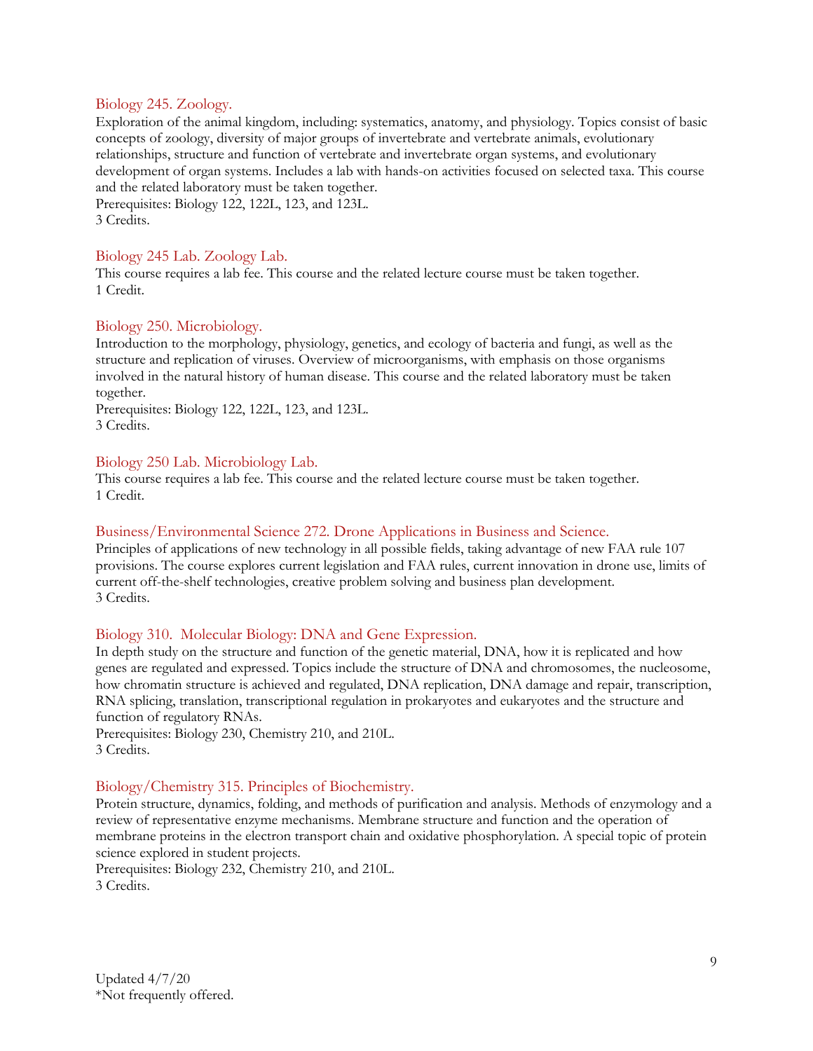### Biology 245. Zoology.

Exploration of the animal kingdom, including: systematics, anatomy, and physiology. Topics consist of basic concepts of zoology, diversity of major groups of invertebrate and vertebrate animals, evolutionary relationships, structure and function of vertebrate and invertebrate organ systems, and evolutionary development of organ systems. Includes a lab with hands-on activities focused on selected taxa. This course and the related laboratory must be taken together.
Prerequisites: Biology 122, 122L, 123, and 123L.
3 Credits.

### Biology 245 Lab. Zoology Lab.

This course requires a lab fee. This course and the related lecture course must be taken together.
1 Credit.

### Biology 250. Microbiology.

Introduction to the morphology, physiology, genetics, and ecology of bacteria and fungi, as well as the structure and replication of viruses. Overview of microorganisms, with emphasis on those organisms involved in the natural history of human disease. This course and the related laboratory must be taken together.
Prerequisites: Biology 122, 122L, 123, and 123L.
3 Credits.

### Biology 250 Lab. Microbiology Lab.

This course requires a lab fee. This course and the related lecture course must be taken together.
1 Credit.

### Business/Environmental Science 272. Drone Applications in Business and Science.

Principles of applications of new technology in all possible fields, taking advantage of new FAA rule 107 provisions. The course explores current legislation and FAA rules, current innovation in drone use, limits of current off-the-shelf technologies, creative problem solving and business plan development.
3 Credits.

### Biology 310. Molecular Biology: DNA and Gene Expression.

In depth study on the structure and function of the genetic material, DNA, how it is replicated and how genes are regulated and expressed. Topics include the structure of DNA and chromosomes, the nucleosome, how chromatin structure is achieved and regulated, DNA replication, DNA damage and repair, transcription, RNA splicing, translation, transcriptional regulation in prokaryotes and eukaryotes and the structure and function of regulatory RNAs.
Prerequisites: Biology 230, Chemistry 210, and 210L.
3 Credits.

### Biology/Chemistry 315. Principles of Biochemistry.

Protein structure, dynamics, folding, and methods of purification and analysis. Methods of enzymology and a review of representative enzyme mechanisms. Membrane structure and function and the operation of membrane proteins in the electron transport chain and oxidative phosphorylation. A special topic of protein science explored in student projects.
Prerequisites: Biology 232, Chemistry 210, and 210L.
3 Credits.

Updated 4/7/20
*Not frequently offered.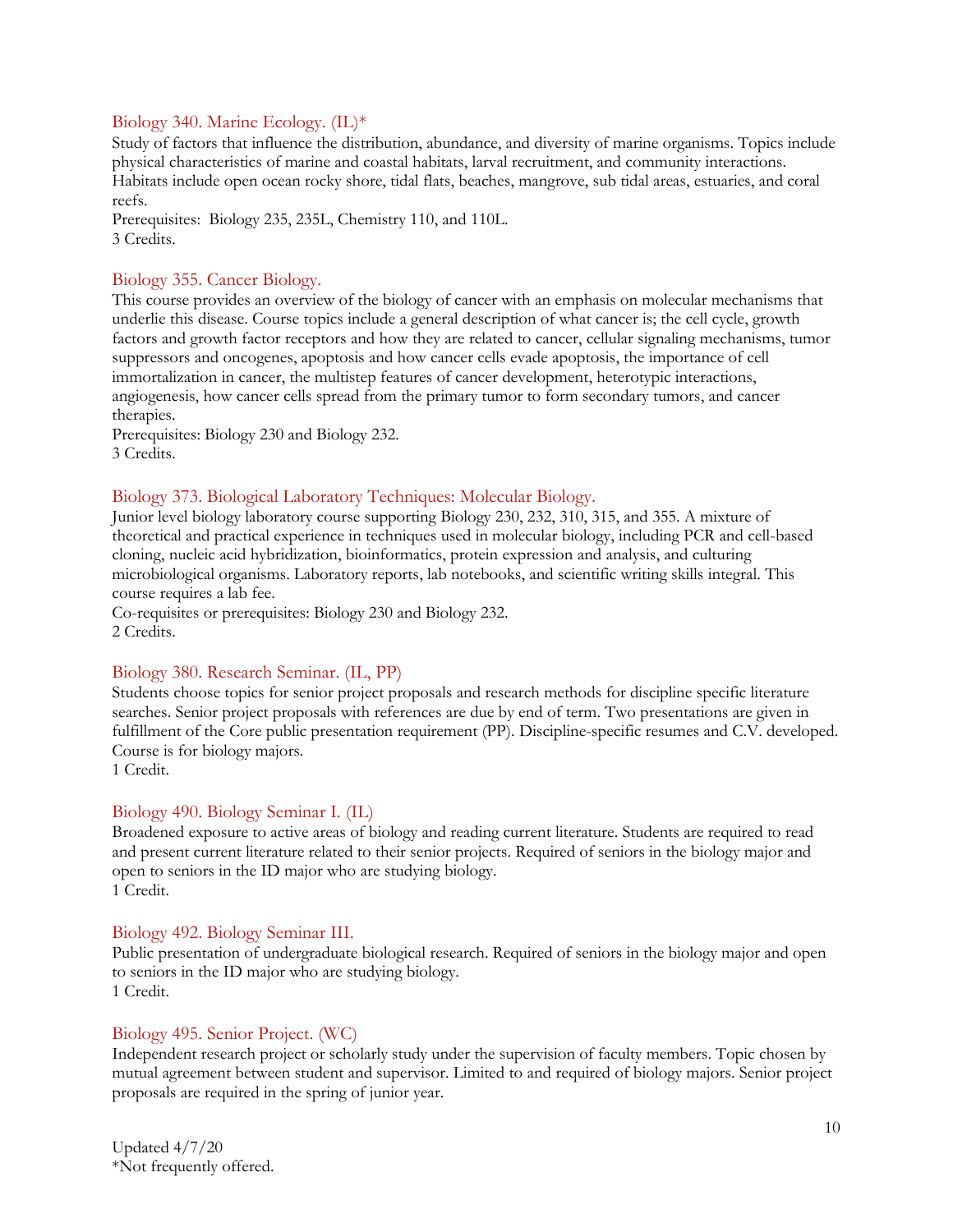### Biology 340. Marine Ecology. (IL)*

Study of factors that influence the distribution, abundance, and diversity of marine organisms. Topics include physical characteristics of marine and coastal habitats, larval recruitment, and community interactions. Habitats include open ocean rocky shore, tidal flats, beaches, mangrove, sub tidal areas, estuaries, and coral reefs.

Prerequisites: Biology 235, 235L, Chemistry 110, and 110L.
3 Credits.

### Biology 355. Cancer Biology.

This course provides an overview of the biology of cancer with an emphasis on molecular mechanisms that underlie this disease. Course topics include a general description of what cancer is; the cell cycle, growth factors and growth factor receptors and how they are related to cancer, cellular signaling mechanisms, tumor suppressors and oncogenes, apoptosis and how cancer cells evade apoptosis, the importance of cell immortalization in cancer, the multistep features of cancer development, heterotypic interactions, angiogenesis, how cancer cells spread from the primary tumor to form secondary tumors, and cancer therapies.

Prerequisites: Biology 230 and Biology 232.
3 Credits.

### Biology 373. Biological Laboratory Techniques: Molecular Biology.

Junior level biology laboratory course supporting Biology 230, 232, 310, 315, and 355. A mixture of theoretical and practical experience in techniques used in molecular biology, including PCR and cell-based cloning, nucleic acid hybridization, bioinformatics, protein expression and analysis, and culturing microbiological organisms. Laboratory reports, lab notebooks, and scientific writing skills integral. This course requires a lab fee.

Co-requisites or prerequisites: Biology 230 and Biology 232.
2 Credits.

### Biology 380. Research Seminar. (IL, PP)

Students choose topics for senior project proposals and research methods for discipline specific literature searches. Senior project proposals with references are due by end of term. Two presentations are given in fulfillment of the Core public presentation requirement (PP). Discipline-specific resumes and C.V. developed. Course is for biology majors.
1 Credit.

### Biology 490. Biology Seminar I. (IL)

Broadened exposure to active areas of biology and reading current literature. Students are required to read and present current literature related to their senior projects. Required of seniors in the biology major and open to seniors in the ID major who are studying biology.
1 Credit.

### Biology 492. Biology Seminar III.

Public presentation of undergraduate biological research. Required of seniors in the biology major and open to seniors in the ID major who are studying biology.
1 Credit.

### Biology 495. Senior Project. (WC)

Independent research project or scholarly study under the supervision of faculty members. Topic chosen by mutual agreement between student and supervisor. Limited to and required of biology majors. Senior project proposals are required in the spring of junior year.

Updated 4/7/20
*Not frequently offered.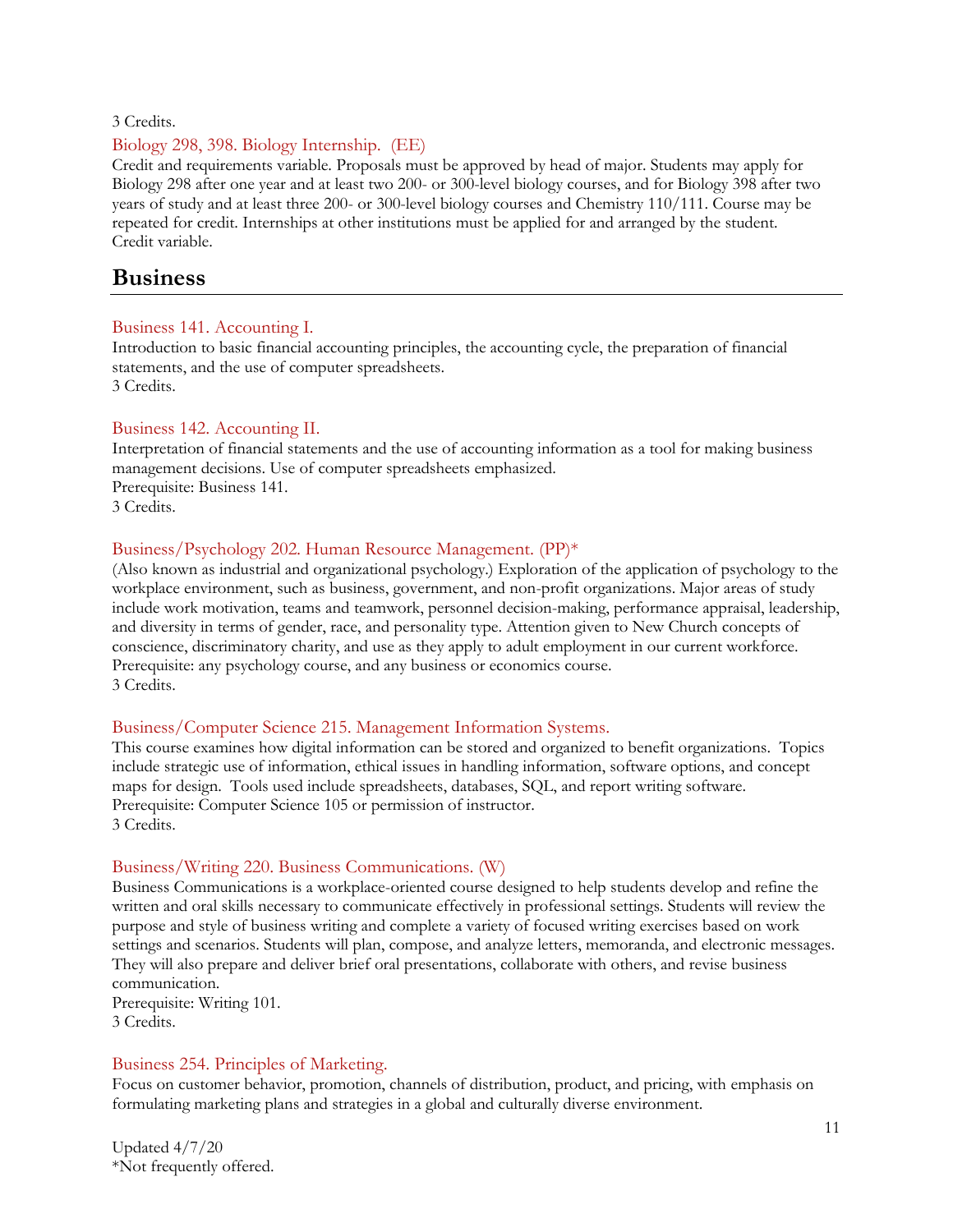3 Credits.

### Biology 298, 398. Biology Internship. (EE)

Credit and requirements variable. Proposals must be approved by head of major. Students may apply for Biology 298 after one year and at least two 200- or 300-level biology courses, and for Biology 398 after two years of study and at least three 200- or 300-level biology courses and Chemistry 110/111. Course may be repeated for credit. Internships at other institutions must be applied for and arranged by the student.
Credit variable.

## Business

### Business 141. Accounting I.

Introduction to basic financial accounting principles, the accounting cycle, the preparation of financial statements, and the use of computer spreadsheets.
3 Credits.

### Business 142. Accounting II.

Interpretation of financial statements and the use of accounting information as a tool for making business management decisions. Use of computer spreadsheets emphasized.
Prerequisite: Business 141.
3 Credits.

### Business/Psychology 202. Human Resource Management. (PP)*

(Also known as industrial and organizational psychology.) Exploration of the application of psychology to the workplace environment, such as business, government, and non-profit organizations. Major areas of study include work motivation, teams and teamwork, personnel decision-making, performance appraisal, leadership, and diversity in terms of gender, race, and personality type. Attention given to New Church concepts of conscience, discriminatory charity, and use as they apply to adult employment in our current workforce.
Prerequisite: any psychology course, and any business or economics course.
3 Credits.

### Business/Computer Science 215. Management Information Systems.

This course examines how digital information can be stored and organized to benefit organizations. Topics include strategic use of information, ethical issues in handling information, software options, and concept maps for design. Tools used include spreadsheets, databases, SQL, and report writing software.
Prerequisite: Computer Science 105 or permission of instructor.
3 Credits.

### Business/Writing 220. Business Communications. (W)

Business Communications is a workplace-oriented course designed to help students develop and refine the written and oral skills necessary to communicate effectively in professional settings. Students will review the purpose and style of business writing and complete a variety of focused writing exercises based on work settings and scenarios. Students will plan, compose, and analyze letters, memoranda, and electronic messages. They will also prepare and deliver brief oral presentations, collaborate with others, and revise business communication.
Prerequisite: Writing 101.
3 Credits.

### Business 254. Principles of Marketing.

Focus on customer behavior, promotion, channels of distribution, product, and pricing, with emphasis on formulating marketing plans and strategies in a global and culturally diverse environment.

Updated 4/7/20
*Not frequently offered.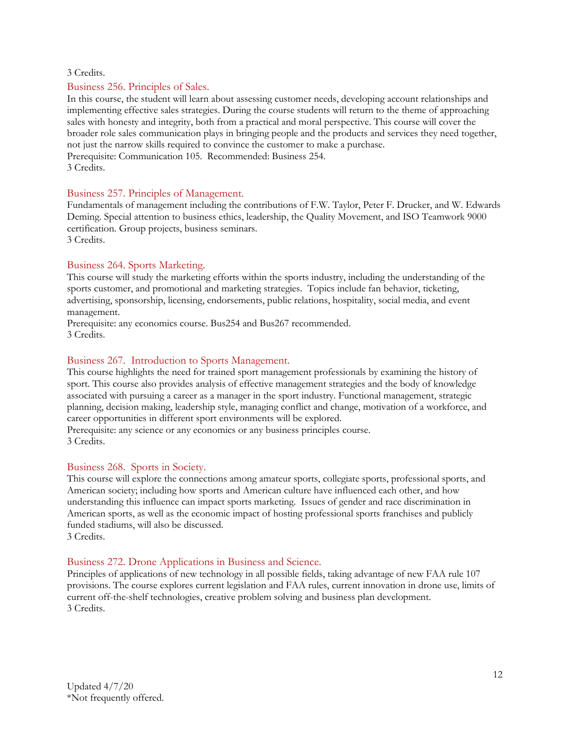3 Credits.

### Business 256. Principles of Sales.

In this course, the student will learn about assessing customer needs, developing account relationships and implementing effective sales strategies. During the course students will return to the theme of approaching sales with honesty and integrity, both from a practical and moral perspective. This course will cover the broader role sales communication plays in bringing people and the products and services they need together, not just the narrow skills required to convince the customer to make a purchase.
Prerequisite: Communication 105. Recommended: Business 254.
3 Credits.

### Business 257. Principles of Management.

Fundamentals of management including the contributions of F.W. Taylor, Peter F. Drucker, and W. Edwards Deming. Special attention to business ethics, leadership, the Quality Movement, and ISO Teamwork 9000 certification. Group projects, business seminars.
3 Credits.

### Business 264. Sports Marketing.

This course will study the marketing efforts within the sports industry, including the understanding of the sports customer, and promotional and marketing strategies. Topics include fan behavior, ticketing, advertising, sponsorship, licensing, endorsements, public relations, hospitality, social media, and event management.
Prerequisite: any economics course. Bus254 and Bus267 recommended.
3 Credits.

### Business 267. Introduction to Sports Management.

This course highlights the need for trained sport management professionals by examining the history of sport. This course also provides analysis of effective management strategies and the body of knowledge associated with pursuing a career as a manager in the sport industry. Functional management, strategic planning, decision making, leadership style, managing conflict and change, motivation of a workforce, and career opportunities in different sport environments will be explored.
Prerequisite: any science or any economics or any business principles course.
3 Credits.

### Business 268. Sports in Society.

This course will explore the connections among amateur sports, collegiate sports, professional sports, and American society; including how sports and American culture have influenced each other, and how understanding this influence can impact sports marketing. Issues of gender and race discrimination in American sports, as well as the economic impact of hosting professional sports franchises and publicly funded stadiums, will also be discussed.
3 Credits.

### Business 272. Drone Applications in Business and Science.

Principles of applications of new technology in all possible fields, taking advantage of new FAA rule 107 provisions. The course explores current legislation and FAA rules, current innovation in drone use, limits of current off-the-shelf technologies, creative problem solving and business plan development.
3 Credits.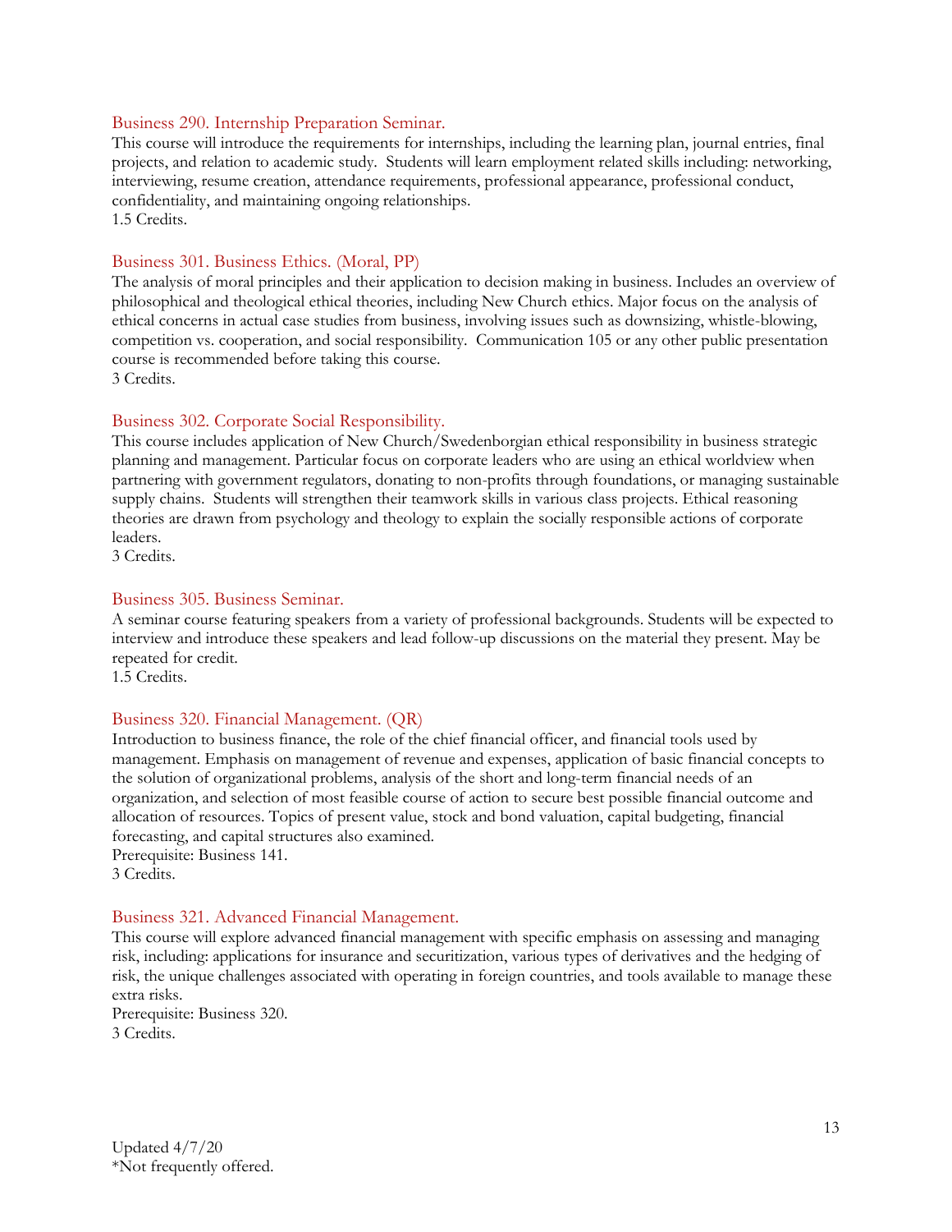### Business 290. Internship Preparation Seminar.

This course will introduce the requirements for internships, including the learning plan, journal entries, final projects, and relation to academic study. Students will learn employment related skills including: networking, interviewing, resume creation, attendance requirements, professional appearance, professional conduct, confidentiality, and maintaining ongoing relationships.
1.5 Credits.

### Business 301. Business Ethics. (Moral, PP)

The analysis of moral principles and their application to decision making in business. Includes an overview of philosophical and theological ethical theories, including New Church ethics. Major focus on the analysis of ethical concerns in actual case studies from business, involving issues such as downsizing, whistle-blowing, competition vs. cooperation, and social responsibility. Communication 105 or any other public presentation course is recommended before taking this course.
3 Credits.

### Business 302. Corporate Social Responsibility.

This course includes application of New Church/Swedenborgian ethical responsibility in business strategic planning and management. Particular focus on corporate leaders who are using an ethical worldview when partnering with government regulators, donating to non-profits through foundations, or managing sustainable supply chains. Students will strengthen their teamwork skills in various class projects. Ethical reasoning theories are drawn from psychology and theology to explain the socially responsible actions of corporate leaders.
3 Credits.

### Business 305. Business Seminar.

A seminar course featuring speakers from a variety of professional backgrounds. Students will be expected to interview and introduce these speakers and lead follow-up discussions on the material they present. May be repeated for credit.
1.5 Credits.

### Business 320. Financial Management. (QR)

Introduction to business finance, the role of the chief financial officer, and financial tools used by management. Emphasis on management of revenue and expenses, application of basic financial concepts to the solution of organizational problems, analysis of the short and long-term financial needs of an organization, and selection of most feasible course of action to secure best possible financial outcome and allocation of resources. Topics of present value, stock and bond valuation, capital budgeting, financial forecasting, and capital structures also examined.
Prerequisite: Business 141.
3 Credits.

### Business 321. Advanced Financial Management.

This course will explore advanced financial management with specific emphasis on assessing and managing risk, including: applications for insurance and securitization, various types of derivatives and the hedging of risk, the unique challenges associated with operating in foreign countries, and tools available to manage these extra risks.
Prerequisite: Business 320.
3 Credits.

Updated 4/7/20
*Not frequently offered.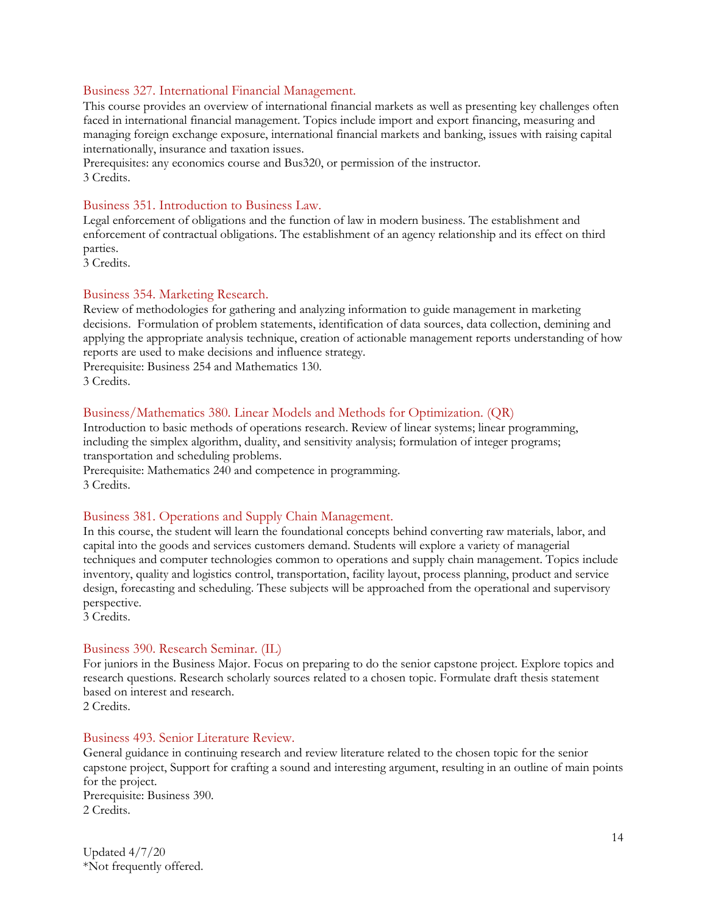### Business 327. International Financial Management.

This course provides an overview of international financial markets as well as presenting key challenges often faced in international financial management. Topics include import and export financing, measuring and managing foreign exchange exposure, international financial markets and banking, issues with raising capital internationally, insurance and taxation issues.
Prerequisites: any economics course and Bus320, or permission of the instructor.
3 Credits.

### Business 351. Introduction to Business Law.

Legal enforcement of obligations and the function of law in modern business. The establishment and enforcement of contractual obligations. The establishment of an agency relationship and its effect on third parties.
3 Credits.

### Business 354. Marketing Research.

Review of methodologies for gathering and analyzing information to guide management in marketing decisions. Formulation of problem statements, identification of data sources, data collection, demining and applying the appropriate analysis technique, creation of actionable management reports understanding of how reports are used to make decisions and influence strategy.
Prerequisite: Business 254 and Mathematics 130.
3 Credits.

### Business/Mathematics 380. Linear Models and Methods for Optimization. (QR)

Introduction to basic methods of operations research. Review of linear systems; linear programming, including the simplex algorithm, duality, and sensitivity analysis; formulation of integer programs; transportation and scheduling problems.
Prerequisite: Mathematics 240 and competence in programming.
3 Credits.

### Business 381. Operations and Supply Chain Management.

In this course, the student will learn the foundational concepts behind converting raw materials, labor, and capital into the goods and services customers demand. Students will explore a variety of managerial techniques and computer technologies common to operations and supply chain management. Topics include inventory, quality and logistics control, transportation, facility layout, process planning, product and service design, forecasting and scheduling. These subjects will be approached from the operational and supervisory perspective.
3 Credits.

### Business 390. Research Seminar. (IL)

For juniors in the Business Major. Focus on preparing to do the senior capstone project. Explore topics and research questions. Research scholarly sources related to a chosen topic. Formulate draft thesis statement based on interest and research.
2 Credits.

### Business 493. Senior Literature Review.

General guidance in continuing research and review literature related to the chosen topic for the senior capstone project, Support for crafting a sound and interesting argument, resulting in an outline of main points for the project.
Prerequisite: Business 390.
2 Credits.

Updated 4/7/20
*Not frequently offered.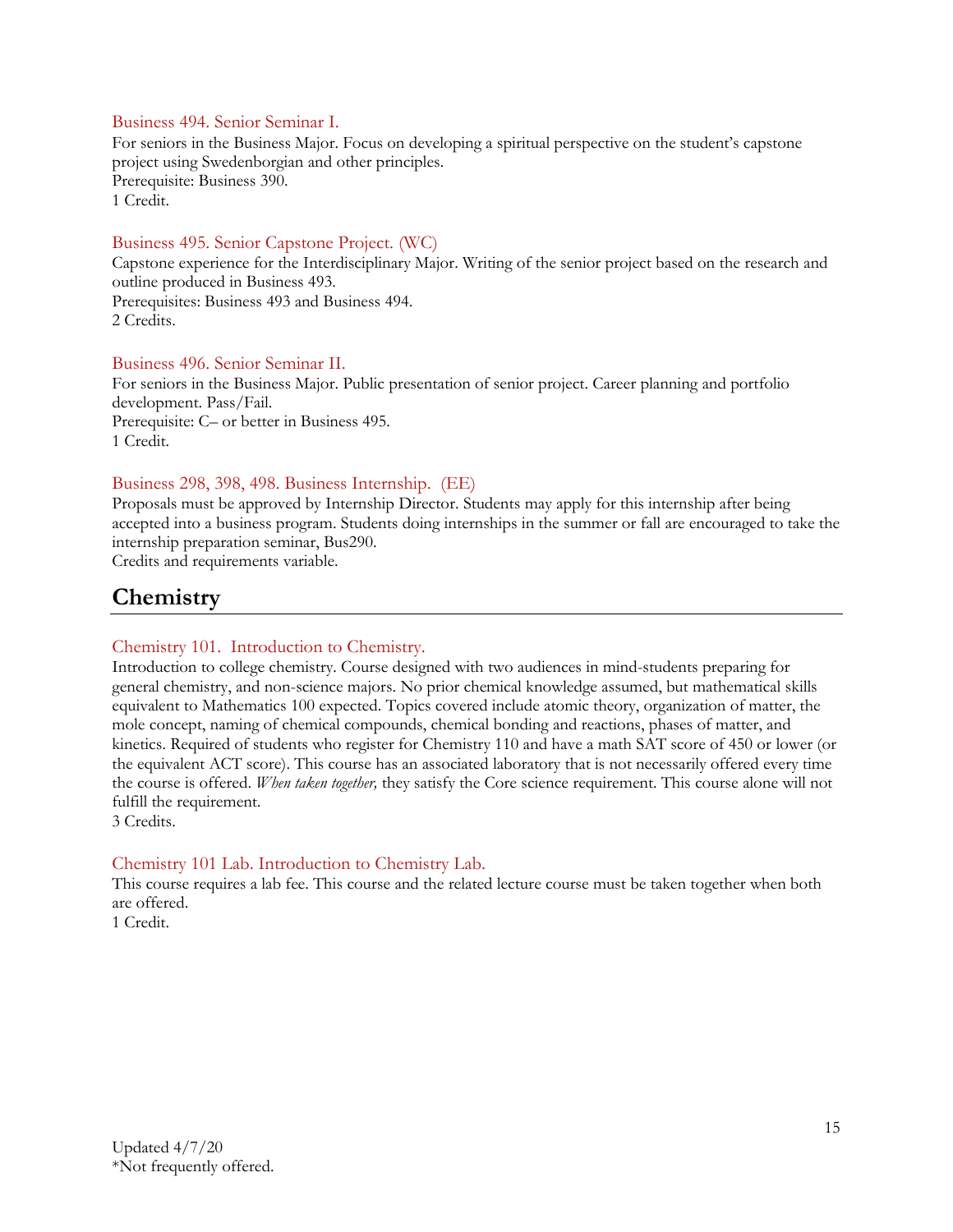### Business 494. Senior Seminar I.

For seniors in the Business Major. Focus on developing a spiritual perspective on the student's capstone project using Swedenborgian and other principles.
Prerequisite: Business 390.
1 Credit.

### Business 495. Senior Capstone Project. (WC)

Capstone experience for the Interdisciplinary Major. Writing of the senior project based on the research and outline produced in Business 493.
Prerequisites: Business 493 and Business 494.
2 Credits.

### Business 496. Senior Seminar II.

For seniors in the Business Major. Public presentation of senior project. Career planning and portfolio development. Pass/Fail.
Prerequisite: C– or better in Business 495.
1 Credit.

### Business 298, 398, 498. Business Internship. (EE)

Proposals must be approved by Internship Director. Students may apply for this internship after being accepted into a business program. Students doing internships in the summer or fall are encouraged to take the internship preparation seminar, Bus290.
Credits and requirements variable.

## Chemistry

### Chemistry 101. Introduction to Chemistry.

Introduction to college chemistry. Course designed with two audiences in mind-students preparing for general chemistry, and non-science majors. No prior chemical knowledge assumed, but mathematical skills equivalent to Mathematics 100 expected. Topics covered include atomic theory, organization of matter, the mole concept, naming of chemical compounds, chemical bonding and reactions, phases of matter, and kinetics. Required of students who register for Chemistry 110 and have a math SAT score of 450 or lower (or the equivalent ACT score). This course has an associated laboratory that is not necessarily offered every time the course is offered. *When taken together,* they satisfy the Core science requirement. This course alone will not fulfill the requirement.
3 Credits.

### Chemistry 101 Lab. Introduction to Chemistry Lab.

This course requires a lab fee. This course and the related lecture course must be taken together when both are offered.
1 Credit.

Updated 4/7/20
*Not frequently offered.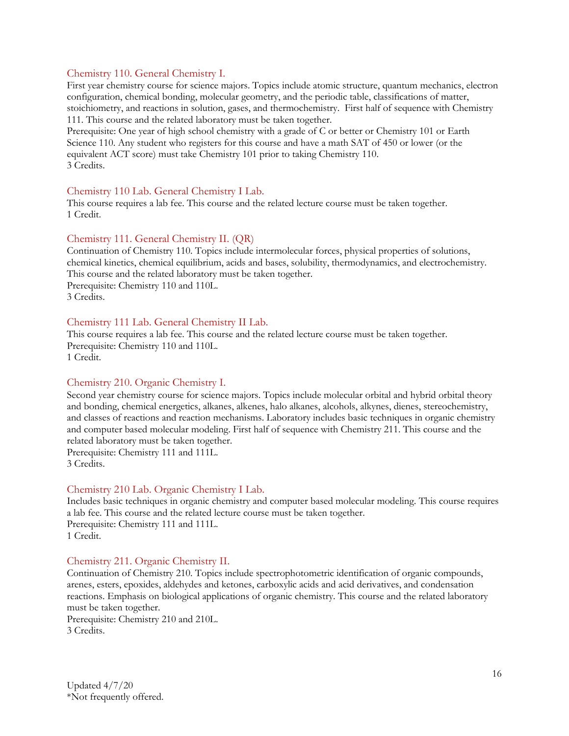### Chemistry 110. General Chemistry I.

First year chemistry course for science majors. Topics include atomic structure, quantum mechanics, electron configuration, chemical bonding, molecular geometry, and the periodic table, classifications of matter, stoichiometry, and reactions in solution, gases, and thermochemistry. First half of sequence with Chemistry 111. This course and the related laboratory must be taken together.
Prerequisite: One year of high school chemistry with a grade of C or better or Chemistry 101 or Earth Science 110. Any student who registers for this course and have a math SAT of 450 or lower (or the equivalent ACT score) must take Chemistry 101 prior to taking Chemistry 110.
3 Credits.

### Chemistry 110 Lab. General Chemistry I Lab.

This course requires a lab fee. This course and the related lecture course must be taken together.
1 Credit.

### Chemistry 111. General Chemistry II. (QR)

Continuation of Chemistry 110. Topics include intermolecular forces, physical properties of solutions, chemical kinetics, chemical equilibrium, acids and bases, solubility, thermodynamics, and electrochemistry. This course and the related laboratory must be taken together.
Prerequisite: Chemistry 110 and 110L.
3 Credits.

### Chemistry 111 Lab. General Chemistry II Lab.

This course requires a lab fee. This course and the related lecture course must be taken together.
Prerequisite: Chemistry 110 and 110L.
1 Credit.

### Chemistry 210. Organic Chemistry I.

Second year chemistry course for science majors. Topics include molecular orbital and hybrid orbital theory and bonding, chemical energetics, alkanes, alkenes, halo alkanes, alcohols, alkynes, dienes, stereochemistry, and classes of reactions and reaction mechanisms. Laboratory includes basic techniques in organic chemistry and computer based molecular modeling. First half of sequence with Chemistry 211. This course and the related laboratory must be taken together.
Prerequisite: Chemistry 111 and 111L.
3 Credits.

### Chemistry 210 Lab. Organic Chemistry I Lab.

Includes basic techniques in organic chemistry and computer based molecular modeling. This course requires a lab fee. This course and the related lecture course must be taken together.
Prerequisite: Chemistry 111 and 111L.
1 Credit.

### Chemistry 211. Organic Chemistry II.

Continuation of Chemistry 210. Topics include spectrophotometric identification of organic compounds, arenes, esters, epoxides, aldehydes and ketones, carboxylic acids and acid derivatives, and condensation reactions. Emphasis on biological applications of organic chemistry. This course and the related laboratory must be taken together.
Prerequisite: Chemistry 210 and 210L.
3 Credits.

Updated 4/7/20
*Not frequently offered.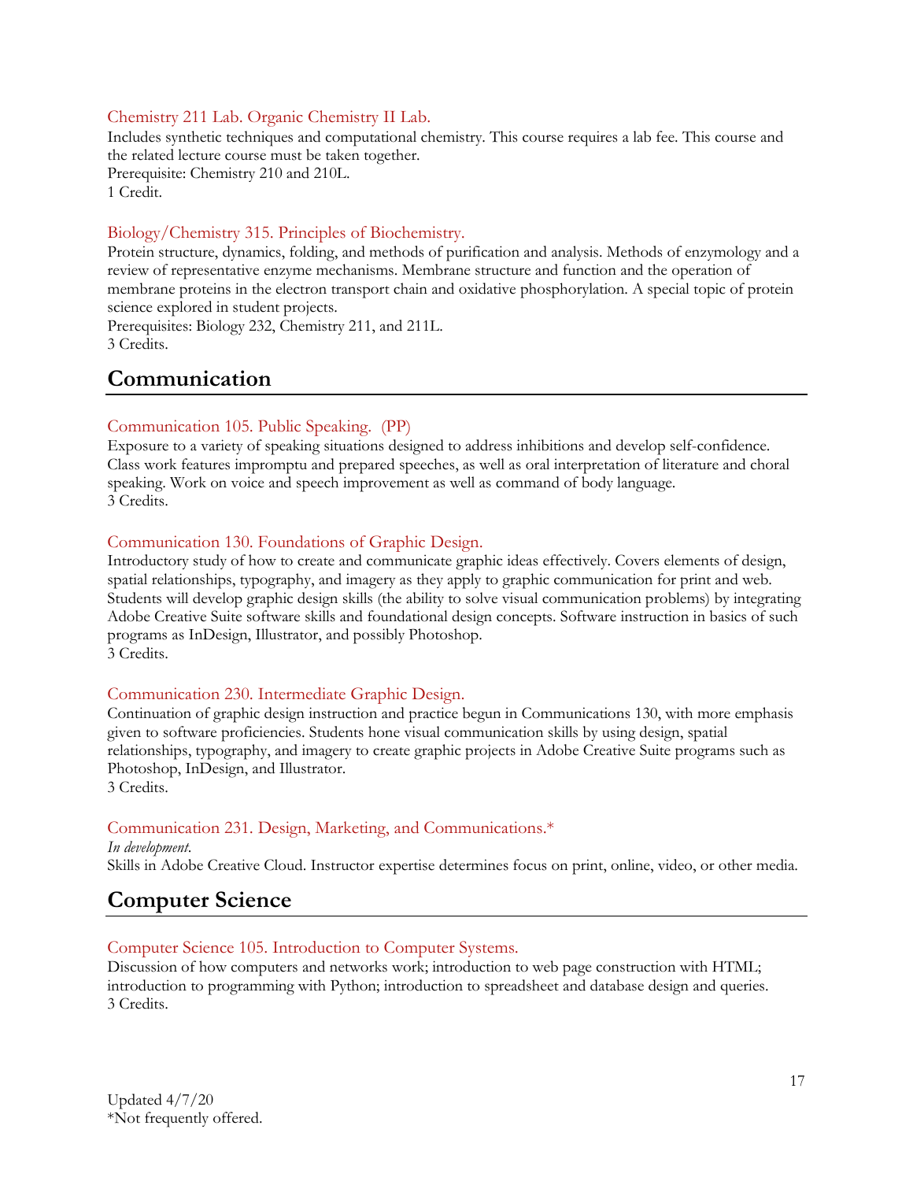### Chemistry 211 Lab. Organic Chemistry II Lab.

Includes synthetic techniques and computational chemistry. This course requires a lab fee. This course and the related lecture course must be taken together.
Prerequisite: Chemistry 210 and 210L.
1 Credit.

### Biology/Chemistry 315. Principles of Biochemistry.

Protein structure, dynamics, folding, and methods of purification and analysis. Methods of enzymology and a review of representative enzyme mechanisms. Membrane structure and function and the operation of membrane proteins in the electron transport chain and oxidative phosphorylation. A special topic of protein science explored in student projects.
Prerequisites: Biology 232, Chemistry 211, and 211L.
3 Credits.

## Communication

### Communication 105. Public Speaking. (PP)

Exposure to a variety of speaking situations designed to address inhibitions and develop self-confidence. Class work features impromptu and prepared speeches, as well as oral interpretation of literature and choral speaking. Work on voice and speech improvement as well as command of body language.
3 Credits.

### Communication 130. Foundations of Graphic Design.

Introductory study of how to create and communicate graphic ideas effectively. Covers elements of design, spatial relationships, typography, and imagery as they apply to graphic communication for print and web. Students will develop graphic design skills (the ability to solve visual communication problems) by integrating Adobe Creative Suite software skills and foundational design concepts. Software instruction in basics of such programs as InDesign, Illustrator, and possibly Photoshop.
3 Credits.

### Communication 230. Intermediate Graphic Design.

Continuation of graphic design instruction and practice begun in Communications 130, with more emphasis given to software proficiencies. Students hone visual communication skills by using design, spatial relationships, typography, and imagery to create graphic projects in Adobe Creative Suite programs such as Photoshop, InDesign, and Illustrator.
3 Credits.

### Communication 231. Design, Marketing, and Communications.*

*In development*.
Skills in Adobe Creative Cloud. Instructor expertise determines focus on print, online, video, or other media.

## Computer Science

### Computer Science 105. Introduction to Computer Systems.

Discussion of how computers and networks work; introduction to web page construction with HTML; introduction to programming with Python; introduction to spreadsheet and database design and queries.
3 Credits.

Updated 4/7/20
*Not frequently offered.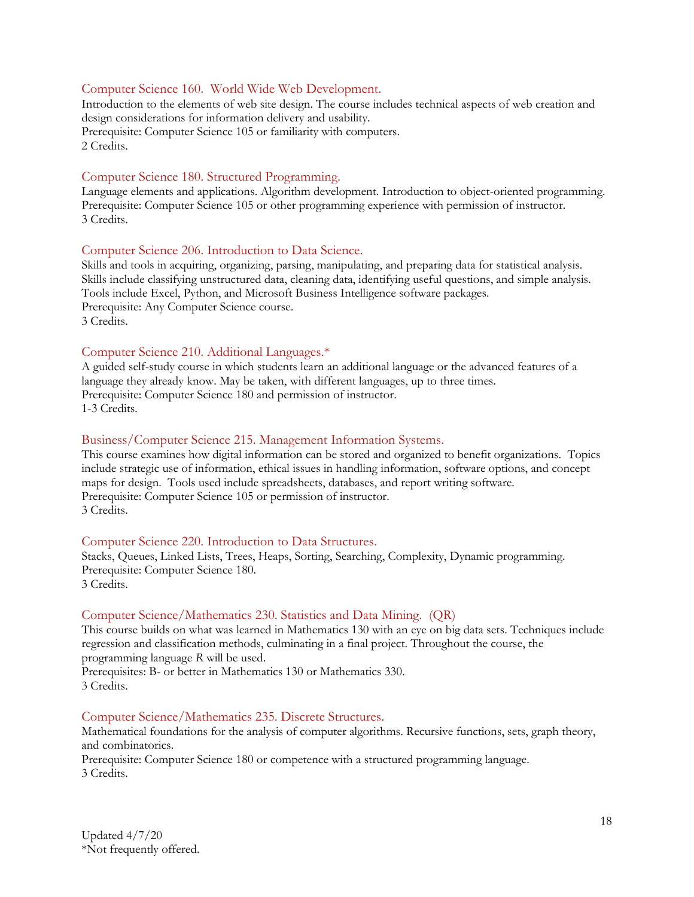### Computer Science 160. World Wide Web Development.

Introduction to the elements of web site design. The course includes technical aspects of web creation and design considerations for information delivery and usability.
Prerequisite: Computer Science 105 or familiarity with computers.
2 Credits.

### Computer Science 180. Structured Programming.

Language elements and applications. Algorithm development. Introduction to object-oriented programming.
Prerequisite: Computer Science 105 or other programming experience with permission of instructor.
3 Credits.

### Computer Science 206. Introduction to Data Science.

Skills and tools in acquiring, organizing, parsing, manipulating, and preparing data for statistical analysis. Skills include classifying unstructured data, cleaning data, identifying useful questions, and simple analysis. Tools include Excel, Python, and Microsoft Business Intelligence software packages.
Prerequisite: Any Computer Science course.
3 Credits.

### Computer Science 210. Additional Languages.*

A guided self-study course in which students learn an additional language or the advanced features of a language they already know. May be taken, with different languages, up to three times.
Prerequisite: Computer Science 180 and permission of instructor.
1-3 Credits.

### Business/Computer Science 215. Management Information Systems.

This course examines how digital information can be stored and organized to benefit organizations. Topics include strategic use of information, ethical issues in handling information, software options, and concept maps for design. Tools used include spreadsheets, databases, and report writing software.
Prerequisite: Computer Science 105 or permission of instructor.
3 Credits.

### Computer Science 220. Introduction to Data Structures.

Stacks, Queues, Linked Lists, Trees, Heaps, Sorting, Searching, Complexity, Dynamic programming.
Prerequisite: Computer Science 180.
3 Credits.

### Computer Science/Mathematics 230. Statistics and Data Mining. (QR)

This course builds on what was learned in Mathematics 130 with an eye on big data sets. Techniques include regression and classification methods, culminating in a final project. Throughout the course, the programming language *R* will be used.
Prerequisites: B- or better in Mathematics 130 or Mathematics 330.
3 Credits.

### Computer Science/Mathematics 235. Discrete Structures.

Mathematical foundations for the analysis of computer algorithms. Recursive functions, sets, graph theory, and combinatorics.
Prerequisite: Computer Science 180 or competence with a structured programming language.
3 Credits.

Updated 4/7/20
*Not frequently offered.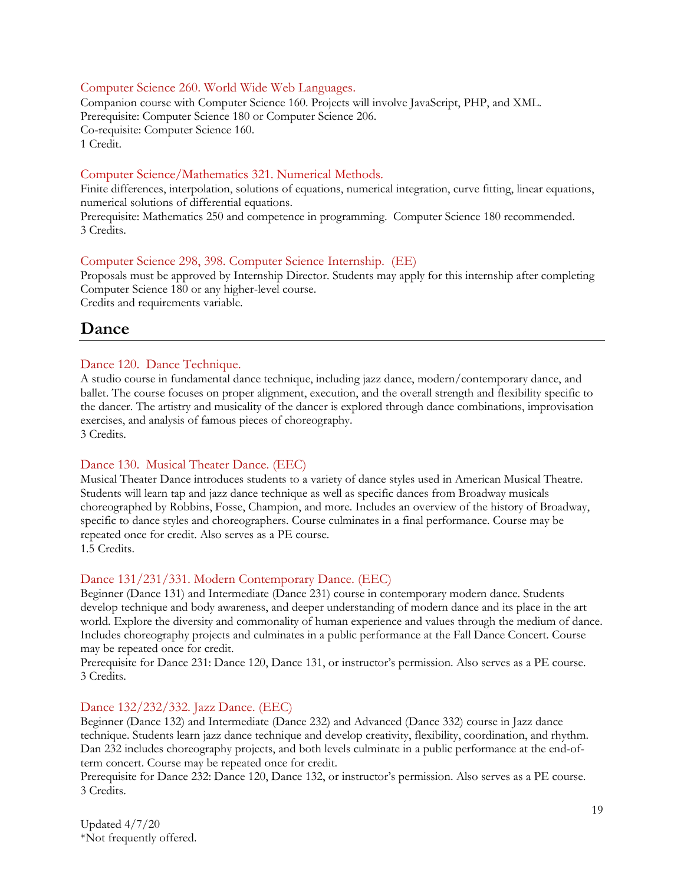### Computer Science 260. World Wide Web Languages.

Companion course with Computer Science 160. Projects will involve JavaScript, PHP, and XML.
Prerequisite: Computer Science 180 or Computer Science 206.
Co-requisite: Computer Science 160.
1 Credit.

### Computer Science/Mathematics 321. Numerical Methods.

Finite differences, interpolation, solutions of equations, numerical integration, curve fitting, linear equations, numerical solutions of differential equations.
Prerequisite: Mathematics 250 and competence in programming. Computer Science 180 recommended.
3 Credits.

### Computer Science 298, 398. Computer Science Internship. (EE)

Proposals must be approved by Internship Director. Students may apply for this internship after completing Computer Science 180 or any higher-level course.
Credits and requirements variable.

## Dance

### Dance 120. Dance Technique.

A studio course in fundamental dance technique, including jazz dance, modern/contemporary dance, and ballet. The course focuses on proper alignment, execution, and the overall strength and flexibility specific to the dancer. The artistry and musicality of the dancer is explored through dance combinations, improvisation exercises, and analysis of famous pieces of choreography.
3 Credits.

### Dance 130. Musical Theater Dance. (EEC)

Musical Theater Dance introduces students to a variety of dance styles used in American Musical Theatre. Students will learn tap and jazz dance technique as well as specific dances from Broadway musicals choreographed by Robbins, Fosse, Champion, and more. Includes an overview of the history of Broadway, specific to dance styles and choreographers. Course culminates in a final performance. Course may be repeated once for credit. Also serves as a PE course.
1.5 Credits.

### Dance 131/231/331. Modern Contemporary Dance. (EEC)

Beginner (Dance 131) and Intermediate (Dance 231) course in contemporary modern dance. Students develop technique and body awareness, and deeper understanding of modern dance and its place in the art world. Explore the diversity and commonality of human experience and values through the medium of dance. Includes choreography projects and culminates in a public performance at the Fall Dance Concert. Course may be repeated once for credit.
Prerequisite for Dance 231: Dance 120, Dance 131, or instructor's permission. Also serves as a PE course.
3 Credits.

### Dance 132/232/332. Jazz Dance. (EEC)

Beginner (Dance 132) and Intermediate (Dance 232) and Advanced (Dance 332) course in Jazz dance technique. Students learn jazz dance technique and develop creativity, flexibility, coordination, and rhythm. Dan 232 includes choreography projects, and both levels culminate in a public performance at the end-of-term concert. Course may be repeated once for credit.
Prerequisite for Dance 232: Dance 120, Dance 132, or instructor's permission. Also serves as a PE course.
3 Credits.

Updated 4/7/20
*Not frequently offered.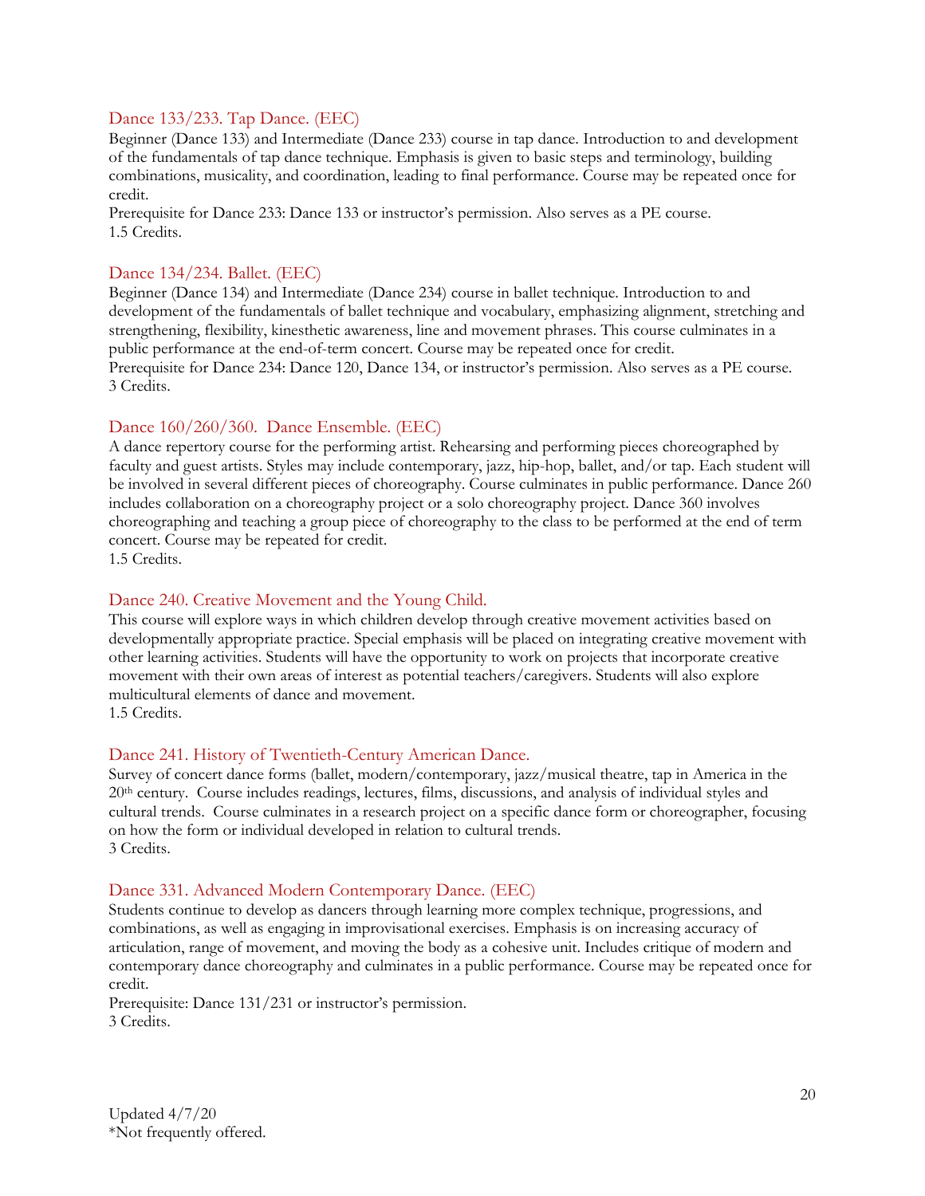### Dance 133/233. Tap Dance. (EEC)

Beginner (Dance 133) and Intermediate (Dance 233) course in tap dance. Introduction to and development of the fundamentals of tap dance technique. Emphasis is given to basic steps and terminology, building combinations, musicality, and coordination, leading to final performance. Course may be repeated once for credit.
Prerequisite for Dance 233: Dance 133 or instructor's permission. Also serves as a PE course.
1.5 Credits.

### Dance 134/234. Ballet. (EEC)

Beginner (Dance 134) and Intermediate (Dance 234) course in ballet technique. Introduction to and development of the fundamentals of ballet technique and vocabulary, emphasizing alignment, stretching and strengthening, flexibility, kinesthetic awareness, line and movement phrases. This course culminates in a public performance at the end-of-term concert. Course may be repeated once for credit.
Prerequisite for Dance 234: Dance 120, Dance 134, or instructor's permission. Also serves as a PE course.
3 Credits.

### Dance 160/260/360. Dance Ensemble. (EEC)

A dance repertory course for the performing artist. Rehearsing and performing pieces choreographed by faculty and guest artists. Styles may include contemporary, jazz, hip-hop, ballet, and/or tap. Each student will be involved in several different pieces of choreography. Course culminates in public performance. Dance 260 includes collaboration on a choreography project or a solo choreography project. Dance 360 involves choreographing and teaching a group piece of choreography to the class to be performed at the end of term concert. Course may be repeated for credit.
1.5 Credits.

### Dance 240. Creative Movement and the Young Child.

This course will explore ways in which children develop through creative movement activities based on developmentally appropriate practice. Special emphasis will be placed on integrating creative movement with other learning activities. Students will have the opportunity to work on projects that incorporate creative movement with their own areas of interest as potential teachers/caregivers. Students will also explore multicultural elements of dance and movement.
1.5 Credits.

### Dance 241. History of Twentieth-Century American Dance.

Survey of concert dance forms (ballet, modern/contemporary, jazz/musical theatre, tap in America in the 20th century. Course includes readings, lectures, films, discussions, and analysis of individual styles and cultural trends. Course culminates in a research project on a specific dance form or choreographer, focusing on how the form or individual developed in relation to cultural trends.
3 Credits.

### Dance 331. Advanced Modern Contemporary Dance. (EEC)

Students continue to develop as dancers through learning more complex technique, progressions, and combinations, as well as engaging in improvisational exercises. Emphasis is on increasing accuracy of articulation, range of movement, and moving the body as a cohesive unit. Includes critique of modern and contemporary dance choreography and culminates in a public performance. Course may be repeated once for credit.
Prerequisite: Dance 131/231 or instructor's permission.
3 Credits.

Updated 4/7/20
*Not frequently offered.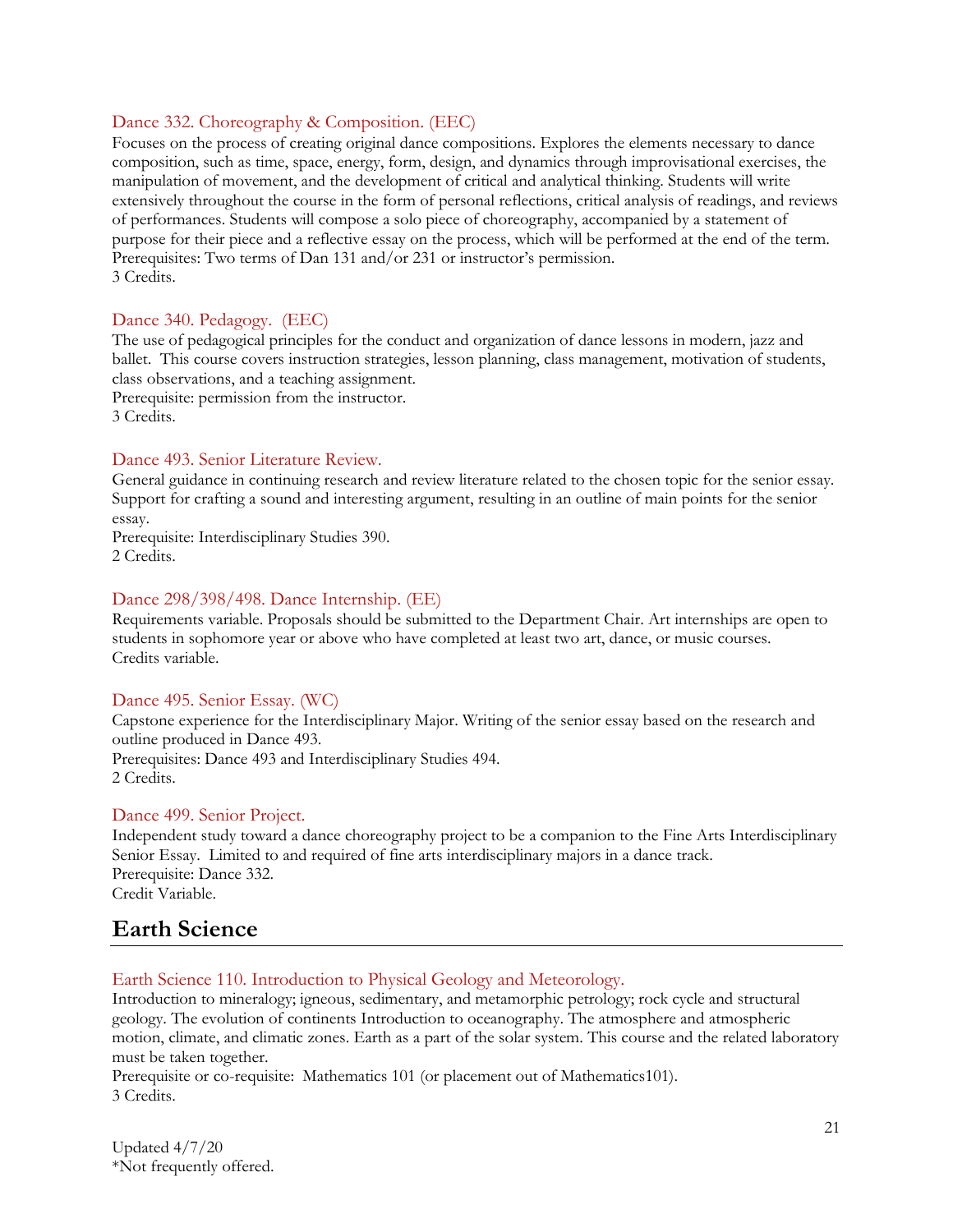### Dance 332. Choreography & Composition. (EEC)

Focuses on the process of creating original dance compositions. Explores the elements necessary to dance composition, such as time, space, energy, form, design, and dynamics through improvisational exercises, the manipulation of movement, and the development of critical and analytical thinking. Students will write extensively throughout the course in the form of personal reflections, critical analysis of readings, and reviews of performances. Students will compose a solo piece of choreography, accompanied by a statement of purpose for their piece and a reflective essay on the process, which will be performed at the end of the term.
Prerequisites: Two terms of Dan 131 and/or 231 or instructor's permission.
3 Credits.

### Dance 340. Pedagogy. (EEC)

The use of pedagogical principles for the conduct and organization of dance lessons in modern, jazz and ballet. This course covers instruction strategies, lesson planning, class management, motivation of students, class observations, and a teaching assignment.
Prerequisite: permission from the instructor.
3 Credits.

### Dance 493. Senior Literature Review.

General guidance in continuing research and review literature related to the chosen topic for the senior essay. Support for crafting a sound and interesting argument, resulting in an outline of main points for the senior essay.
Prerequisite: Interdisciplinary Studies 390.
2 Credits.

### Dance 298/398/498. Dance Internship. (EE)

Requirements variable. Proposals should be submitted to the Department Chair. Art internships are open to students in sophomore year or above who have completed at least two art, dance, or music courses.
Credits variable.

### Dance 495. Senior Essay. (WC)

Capstone experience for the Interdisciplinary Major. Writing of the senior essay based on the research and outline produced in Dance 493.
Prerequisites: Dance 493 and Interdisciplinary Studies 494.
2 Credits.

### Dance 499. Senior Project.

Independent study toward a dance choreography project to be a companion to the Fine Arts Interdisciplinary Senior Essay. Limited to and required of fine arts interdisciplinary majors in a dance track.
Prerequisite: Dance 332.
Credit Variable.

## Earth Science

### Earth Science 110. Introduction to Physical Geology and Meteorology.

Introduction to mineralogy; igneous, sedimentary, and metamorphic petrology; rock cycle and structural geology. The evolution of continents Introduction to oceanography. The atmosphere and atmospheric motion, climate, and climatic zones. Earth as a part of the solar system. This course and the related laboratory must be taken together.
Prerequisite or co-requisite: Mathematics 101 (or placement out of Mathematics101).
3 Credits.

Updated 4/7/20
*Not frequently offered.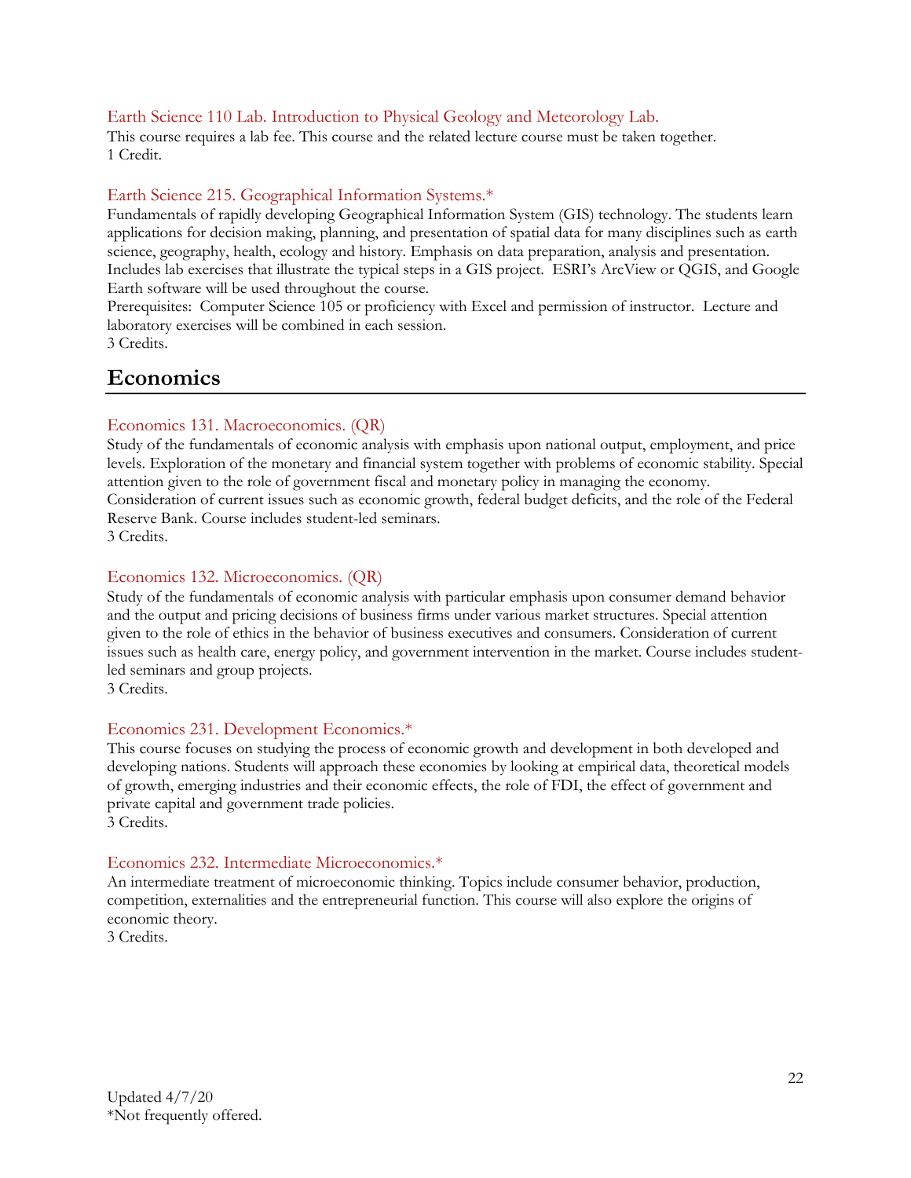### Earth Science 110 Lab. Introduction to Physical Geology and Meteorology Lab.

This course requires a lab fee. This course and the related lecture course must be taken together.
1 Credit.

### Earth Science 215. Geographical Information Systems.*

Fundamentals of rapidly developing Geographical Information System (GIS) technology. The students learn applications for decision making, planning, and presentation of spatial data for many disciplines such as earth science, geography, health, ecology and history. Emphasis on data preparation, analysis and presentation. Includes lab exercises that illustrate the typical steps in a GIS project. ESRI's ArcView or QGIS, and Google Earth software will be used throughout the course.
Prerequisites: Computer Science 105 or proficiency with Excel and permission of instructor. Lecture and laboratory exercises will be combined in each session.
3 Credits.

## Economics

### Economics 131. Macroeconomics. (QR)

Study of the fundamentals of economic analysis with emphasis upon national output, employment, and price levels. Exploration of the monetary and financial system together with problems of economic stability. Special attention given to the role of government fiscal and monetary policy in managing the economy. Consideration of current issues such as economic growth, federal budget deficits, and the role of the Federal Reserve Bank. Course includes student-led seminars.
3 Credits.

### Economics 132. Microeconomics. (QR)

Study of the fundamentals of economic analysis with particular emphasis upon consumer demand behavior and the output and pricing decisions of business firms under various market structures. Special attention given to the role of ethics in the behavior of business executives and consumers. Consideration of current issues such as health care, energy policy, and government intervention in the market. Course includes student-led seminars and group projects.
3 Credits.

### Economics 231. Development Economics.*

This course focuses on studying the process of economic growth and development in both developed and developing nations. Students will approach these economies by looking at empirical data, theoretical models of growth, emerging industries and their economic effects, the role of FDI, the effect of government and private capital and government trade policies.
3 Credits.

### Economics 232. Intermediate Microeconomics.*

An intermediate treatment of microeconomic thinking. Topics include consumer behavior, production, competition, externalities and the entrepreneurial function. This course will also explore the origins of economic theory.
3 Credits.

Updated 4/7/20
*Not frequently offered.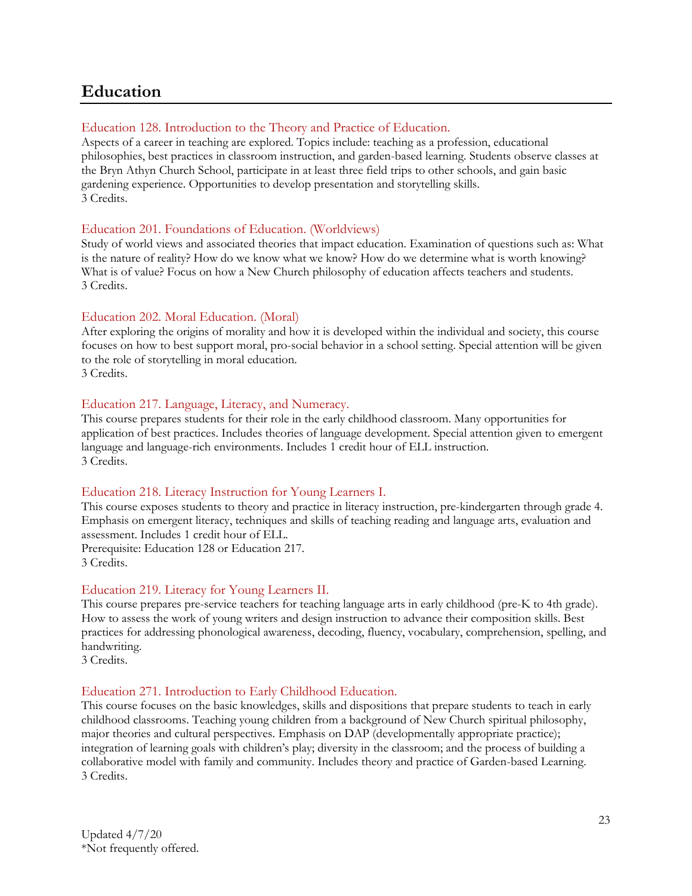# Education

### Education 128. Introduction to the Theory and Practice of Education.

Aspects of a career in teaching are explored. Topics include: teaching as a profession, educational philosophies, best practices in classroom instruction, and garden-based learning. Students observe classes at the Bryn Athyn Church School, participate in at least three field trips to other schools, and gain basic gardening experience. Opportunities to develop presentation and storytelling skills.
3 Credits.

### Education 201. Foundations of Education. (Worldviews)

Study of world views and associated theories that impact education. Examination of questions such as: What is the nature of reality? How do we know what we know? How do we determine what is worth knowing? What is of value? Focus on how a New Church philosophy of education affects teachers and students.
3 Credits.

### Education 202. Moral Education. (Moral)

After exploring the origins of morality and how it is developed within the individual and society, this course focuses on how to best support moral, pro-social behavior in a school setting. Special attention will be given to the role of storytelling in moral education.
3 Credits.

### Education 217. Language, Literacy, and Numeracy.

This course prepares students for their role in the early childhood classroom. Many opportunities for application of best practices. Includes theories of language development. Special attention given to emergent language and language-rich environments. Includes 1 credit hour of ELL instruction.
3 Credits.

### Education 218. Literacy Instruction for Young Learners I.

This course exposes students to theory and practice in literacy instruction, pre-kindergarten through grade 4. Emphasis on emergent literacy, techniques and skills of teaching reading and language arts, evaluation and assessment. Includes 1 credit hour of ELL.
Prerequisite: Education 128 or Education 217.
3 Credits.

### Education 219. Literacy for Young Learners II.

This course prepares pre-service teachers for teaching language arts in early childhood (pre-K to 4th grade). How to assess the work of young writers and design instruction to advance their composition skills. Best practices for addressing phonological awareness, decoding, fluency, vocabulary, comprehension, spelling, and handwriting.
3 Credits.

### Education 271. Introduction to Early Childhood Education.

This course focuses on the basic knowledges, skills and dispositions that prepare students to teach in early childhood classrooms. Teaching young children from a background of New Church spiritual philosophy, major theories and cultural perspectives. Emphasis on DAP (developmentally appropriate practice); integration of learning goals with children's play; diversity in the classroom; and the process of building a collaborative model with family and community. Includes theory and practice of Garden-based Learning.
3 Credits.

Updated 4/7/20
*Not frequently offered.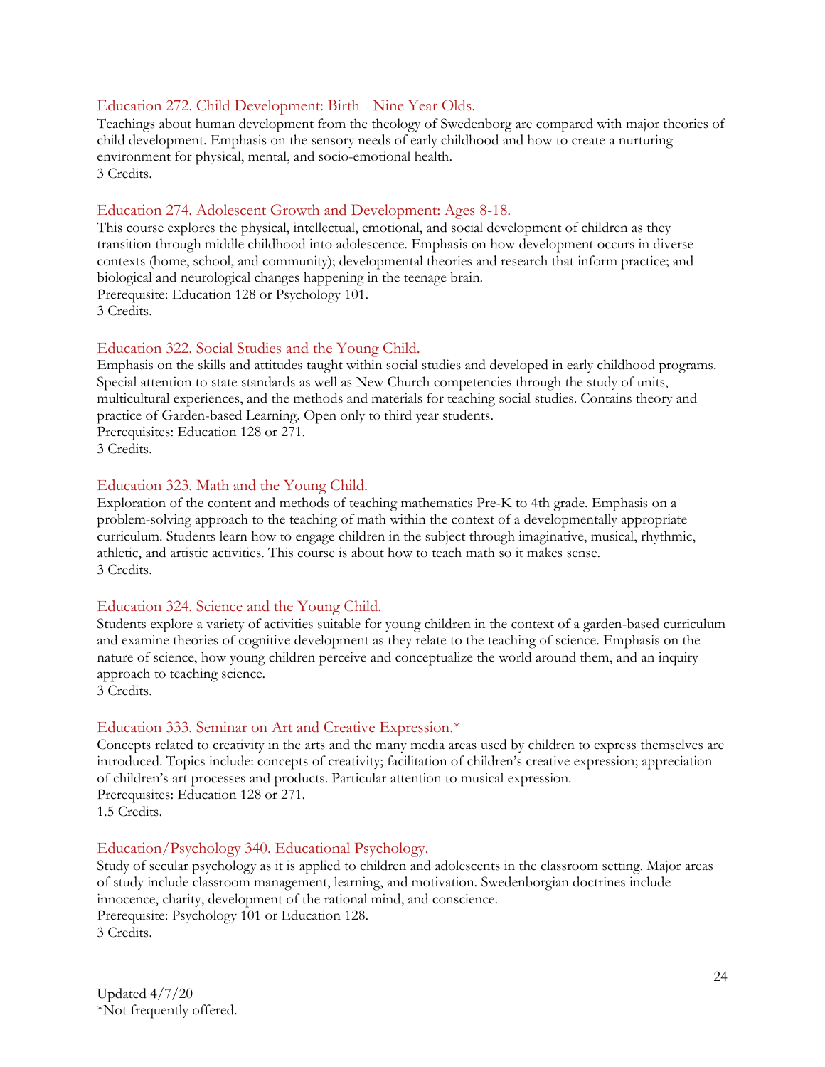### Education 272. Child Development: Birth - Nine Year Olds.

Teachings about human development from the theology of Swedenborg are compared with major theories of child development. Emphasis on the sensory needs of early childhood and how to create a nurturing environment for physical, mental, and socio-emotional health.
3 Credits.

### Education 274. Adolescent Growth and Development: Ages 8-18.

This course explores the physical, intellectual, emotional, and social development of children as they transition through middle childhood into adolescence. Emphasis on how development occurs in diverse contexts (home, school, and community); developmental theories and research that inform practice; and biological and neurological changes happening in the teenage brain.
Prerequisite: Education 128 or Psychology 101.
3 Credits.

### Education 322. Social Studies and the Young Child.

Emphasis on the skills and attitudes taught within social studies and developed in early childhood programs. Special attention to state standards as well as New Church competencies through the study of units, multicultural experiences, and the methods and materials for teaching social studies. Contains theory and practice of Garden-based Learning. Open only to third year students.
Prerequisites: Education 128 or 271.
3 Credits.

### Education 323. Math and the Young Child.

Exploration of the content and methods of teaching mathematics Pre-K to 4th grade. Emphasis on a problem-solving approach to the teaching of math within the context of a developmentally appropriate curriculum. Students learn how to engage children in the subject through imaginative, musical, rhythmic, athletic, and artistic activities. This course is about how to teach math so it makes sense.
3 Credits.

### Education 324. Science and the Young Child.

Students explore a variety of activities suitable for young children in the context of a garden-based curriculum and examine theories of cognitive development as they relate to the teaching of science. Emphasis on the nature of science, how young children perceive and conceptualize the world around them, and an inquiry approach to teaching science.
3 Credits.

### Education 333. Seminar on Art and Creative Expression.*

Concepts related to creativity in the arts and the many media areas used by children to express themselves are introduced. Topics include: concepts of creativity; facilitation of children's creative expression; appreciation of children's art processes and products. Particular attention to musical expression.
Prerequisites: Education 128 or 271.
1.5 Credits.

### Education/Psychology 340. Educational Psychology.

Study of secular psychology as it is applied to children and adolescents in the classroom setting. Major areas of study include classroom management, learning, and motivation. Swedenborgian doctrines include innocence, charity, development of the rational mind, and conscience.
Prerequisite: Psychology 101 or Education 128.
3 Credits.

Updated 4/7/20
*Not frequently offered.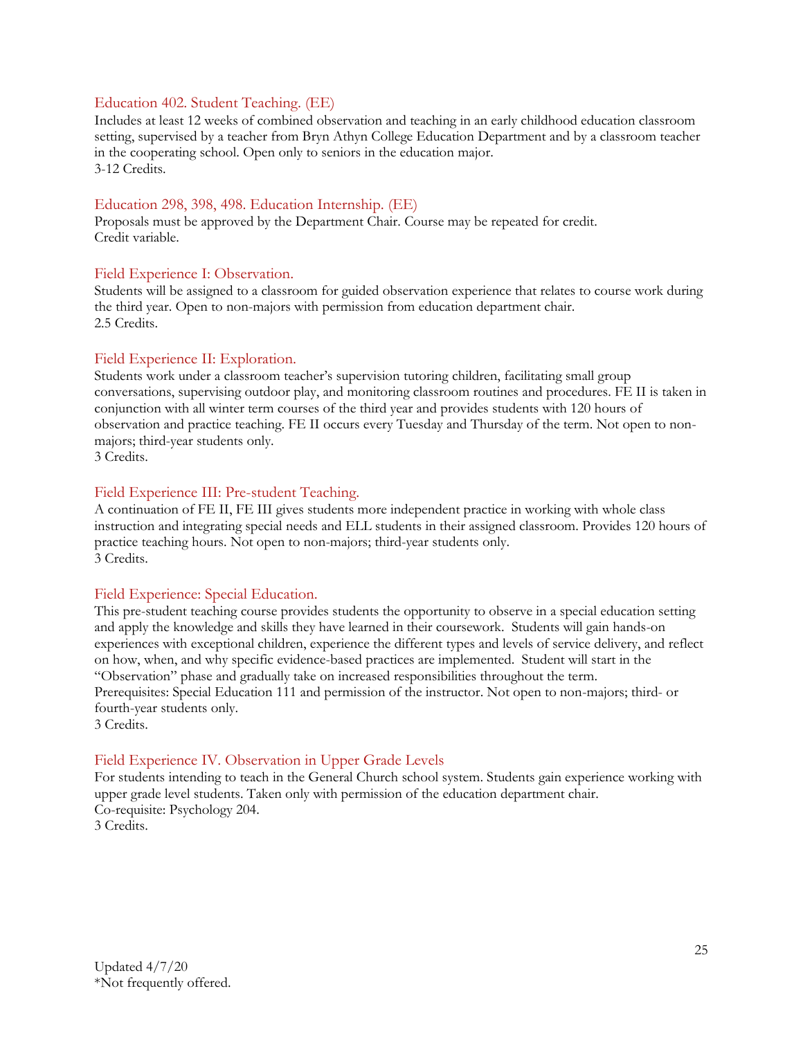### Education 402. Student Teaching. (EE)

Includes at least 12 weeks of combined observation and teaching in an early childhood education classroom setting, supervised by a teacher from Bryn Athyn College Education Department and by a classroom teacher in the cooperating school. Open only to seniors in the education major.
3-12 Credits.

### Education 298, 398, 498. Education Internship. (EE)

Proposals must be approved by the Department Chair. Course may be repeated for credit.
Credit variable.

### Field Experience I: Observation.

Students will be assigned to a classroom for guided observation experience that relates to course work during the third year. Open to non-majors with permission from education department chair.
2.5 Credits.

### Field Experience II: Exploration.

Students work under a classroom teacher's supervision tutoring children, facilitating small group conversations, supervising outdoor play, and monitoring classroom routines and procedures. FE II is taken in conjunction with all winter term courses of the third year and provides students with 120 hours of observation and practice teaching. FE II occurs every Tuesday and Thursday of the term. Not open to non-majors; third-year students only.
3 Credits.

### Field Experience III: Pre-student Teaching.

A continuation of FE II, FE III gives students more independent practice in working with whole class instruction and integrating special needs and ELL students in their assigned classroom. Provides 120 hours of practice teaching hours. Not open to non-majors; third-year students only.
3 Credits.

### Field Experience: Special Education.

This pre-student teaching course provides students the opportunity to observe in a special education setting and apply the knowledge and skills they have learned in their coursework. Students will gain hands-on experiences with exceptional children, experience the different types and levels of service delivery, and reflect on how, when, and why specific evidence-based practices are implemented. Student will start in the "Observation" phase and gradually take on increased responsibilities throughout the term.
Prerequisites: Special Education 111 and permission of the instructor. Not open to non-majors; third- or fourth-year students only.
3 Credits.

### Field Experience IV. Observation in Upper Grade Levels

For students intending to teach in the General Church school system. Students gain experience working with upper grade level students. Taken only with permission of the education department chair.
Co-requisite: Psychology 204.
3 Credits.

Updated 4/7/20
*Not frequently offered.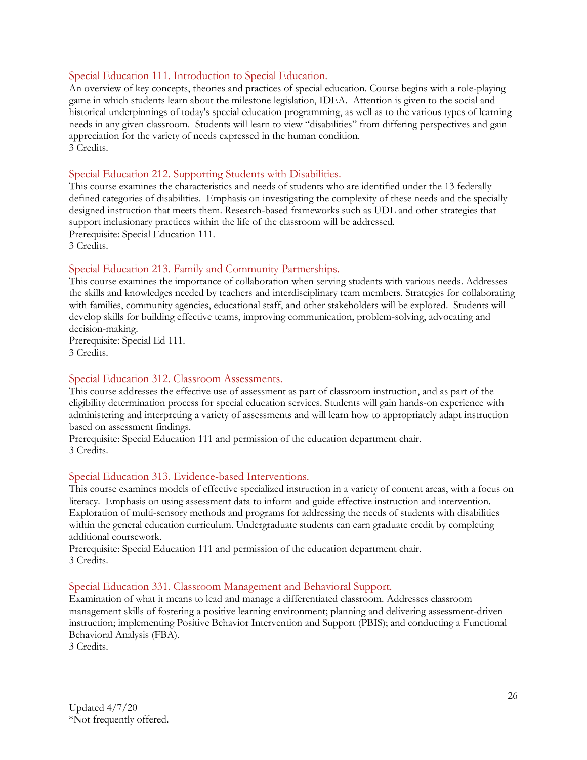### Special Education 111. Introduction to Special Education.

An overview of key concepts, theories and practices of special education. Course begins with a role-playing game in which students learn about the milestone legislation, IDEA. Attention is given to the social and historical underpinnings of today's special education programming, as well as to the various types of learning needs in any given classroom. Students will learn to view "disabilities" from differing perspectives and gain appreciation for the variety of needs expressed in the human condition.
3 Credits.

### Special Education 212. Supporting Students with Disabilities.

This course examines the characteristics and needs of students who are identified under the 13 federally defined categories of disabilities. Emphasis on investigating the complexity of these needs and the specially designed instruction that meets them. Research-based frameworks such as UDL and other strategies that support inclusionary practices within the life of the classroom will be addressed.
Prerequisite: Special Education 111.
3 Credits.

### Special Education 213. Family and Community Partnerships.

This course examines the importance of collaboration when serving students with various needs. Addresses the skills and knowledges needed by teachers and interdisciplinary team members. Strategies for collaborating with families, community agencies, educational staff, and other stakeholders will be explored. Students will develop skills for building effective teams, improving communication, problem-solving, advocating and decision-making.
Prerequisite: Special Ed 111.
3 Credits.

### Special Education 312. Classroom Assessments.

This course addresses the effective use of assessment as part of classroom instruction, and as part of the eligibility determination process for special education services. Students will gain hands-on experience with administering and interpreting a variety of assessments and will learn how to appropriately adapt instruction based on assessment findings.
Prerequisite: Special Education 111 and permission of the education department chair.
3 Credits.

### Special Education 313. Evidence-based Interventions.

This course examines models of effective specialized instruction in a variety of content areas, with a focus on literacy. Emphasis on using assessment data to inform and guide effective instruction and intervention. Exploration of multi-sensory methods and programs for addressing the needs of students with disabilities within the general education curriculum. Undergraduate students can earn graduate credit by completing additional coursework.
Prerequisite: Special Education 111 and permission of the education department chair.
3 Credits.

### Special Education 331. Classroom Management and Behavioral Support.

Examination of what it means to lead and manage a differentiated classroom. Addresses classroom management skills of fostering a positive learning environment; planning and delivering assessment-driven instruction; implementing Positive Behavior Intervention and Support (PBIS); and conducting a Functional Behavioral Analysis (FBA).
3 Credits.

Updated 4/7/20
*Not frequently offered.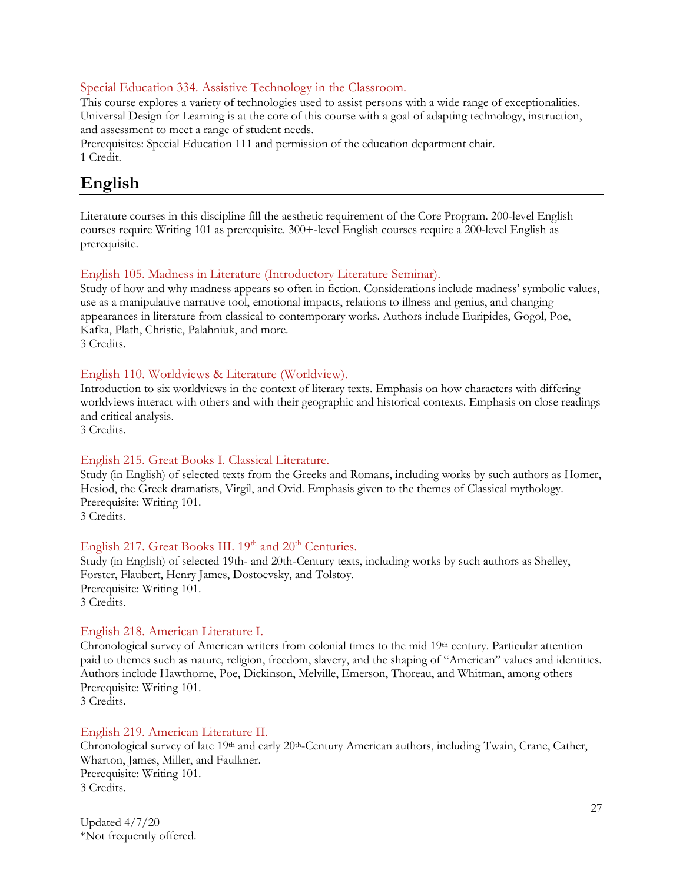### Special Education 334. Assistive Technology in the Classroom.

This course explores a variety of technologies used to assist persons with a wide range of exceptionalities. Universal Design for Learning is at the core of this course with a goal of adapting technology, instruction, and assessment to meet a range of student needs.
Prerequisites: Special Education 111 and permission of the education department chair.
1 Credit.

## English

Literature courses in this discipline fill the aesthetic requirement of the Core Program. 200-level English courses require Writing 101 as prerequisite. 300+-level English courses require a 200-level English as prerequisite.

### English 105. Madness in Literature (Introductory Literature Seminar).

Study of how and why madness appears so often in fiction. Considerations include madness' symbolic values, use as a manipulative narrative tool, emotional impacts, relations to illness and genius, and changing appearances in literature from classical to contemporary works. Authors include Euripides, Gogol, Poe, Kafka, Plath, Christie, Palahniuk, and more.
3 Credits.

### English 110. Worldviews & Literature (Worldview).

Introduction to six worldviews in the context of literary texts. Emphasis on how characters with differing worldviews interact with others and with their geographic and historical contexts. Emphasis on close readings and critical analysis.
3 Credits.

### English 215. Great Books I. Classical Literature.

Study (in English) of selected texts from the Greeks and Romans, including works by such authors as Homer, Hesiod, the Greek dramatists, Virgil, and Ovid. Emphasis given to the themes of Classical mythology.
Prerequisite: Writing 101.
3 Credits.

### English 217. Great Books III. 19th and 20th Centuries.

Study (in English) of selected 19th- and 20th-Century texts, including works by such authors as Shelley, Forster, Flaubert, Henry James, Dostoevsky, and Tolstoy.
Prerequisite: Writing 101.
3 Credits.

### English 218. American Literature I.

Chronological survey of American writers from colonial times to the mid 19th century. Particular attention paid to themes such as nature, religion, freedom, slavery, and the shaping of "American" values and identities. Authors include Hawthorne, Poe, Dickinson, Melville, Emerson, Thoreau, and Whitman, among others
Prerequisite: Writing 101.
3 Credits.

### English 219. American Literature II.

Chronological survey of late 19th and early 20th-Century American authors, including Twain, Crane, Cather, Wharton, James, Miller, and Faulkner.
Prerequisite: Writing 101.
3 Credits.

Updated 4/7/20
*Not frequently offered.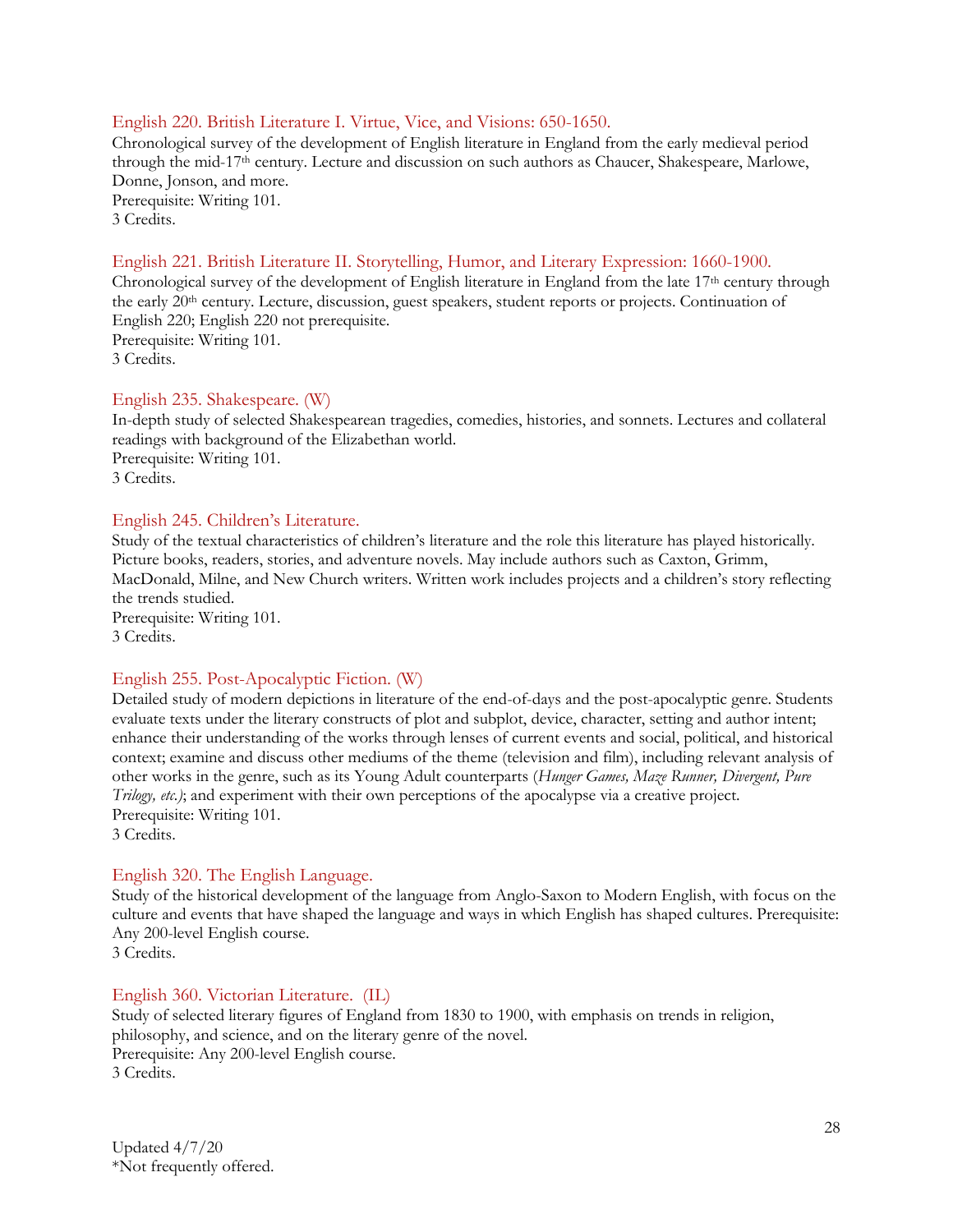### English 220. British Literature I. Virtue, Vice, and Visions: 650-1650.

Chronological survey of the development of English literature in England from the early medieval period through the mid-17th century. Lecture and discussion on such authors as Chaucer, Shakespeare, Marlowe, Donne, Jonson, and more.
Prerequisite: Writing 101.
3 Credits.

### English 221. British Literature II. Storytelling, Humor, and Literary Expression: 1660-1900.

Chronological survey of the development of English literature in England from the late 17th century through the early 20th century. Lecture, discussion, guest speakers, student reports or projects. Continuation of English 220; English 220 not prerequisite.
Prerequisite: Writing 101.
3 Credits.

### English 235. Shakespeare. (W)

In-depth study of selected Shakespearean tragedies, comedies, histories, and sonnets. Lectures and collateral readings with background of the Elizabethan world.
Prerequisite: Writing 101.
3 Credits.

### English 245. Children's Literature.

Study of the textual characteristics of children's literature and the role this literature has played historically. Picture books, readers, stories, and adventure novels. May include authors such as Caxton, Grimm, MacDonald, Milne, and New Church writers. Written work includes projects and a children's story reflecting the trends studied.
Prerequisite: Writing 101.
3 Credits.

### English 255. Post-Apocalyptic Fiction. (W)

Detailed study of modern depictions in literature of the end-of-days and the post-apocalyptic genre. Students evaluate texts under the literary constructs of plot and subplot, device, character, setting and author intent; enhance their understanding of the works through lenses of current events and social, political, and historical context; examine and discuss other mediums of the theme (television and film), including relevant analysis of other works in the genre, such as its Young Adult counterparts (*Hunger Games, Maze Runner, Divergent, Pure Trilogy, etc.)*; and experiment with their own perceptions of the apocalypse via a creative project.
Prerequisite: Writing 101.
3 Credits.

### English 320. The English Language.

Study of the historical development of the language from Anglo-Saxon to Modern English, with focus on the culture and events that have shaped the language and ways in which English has shaped cultures. Prerequisite: Any 200-level English course.
3 Credits.

### English 360. Victorian Literature. (IL)

Study of selected literary figures of England from 1830 to 1900, with emphasis on trends in religion, philosophy, and science, and on the literary genre of the novel.
Prerequisite: Any 200-level English course.
3 Credits.

Updated 4/7/20
*Not frequently offered.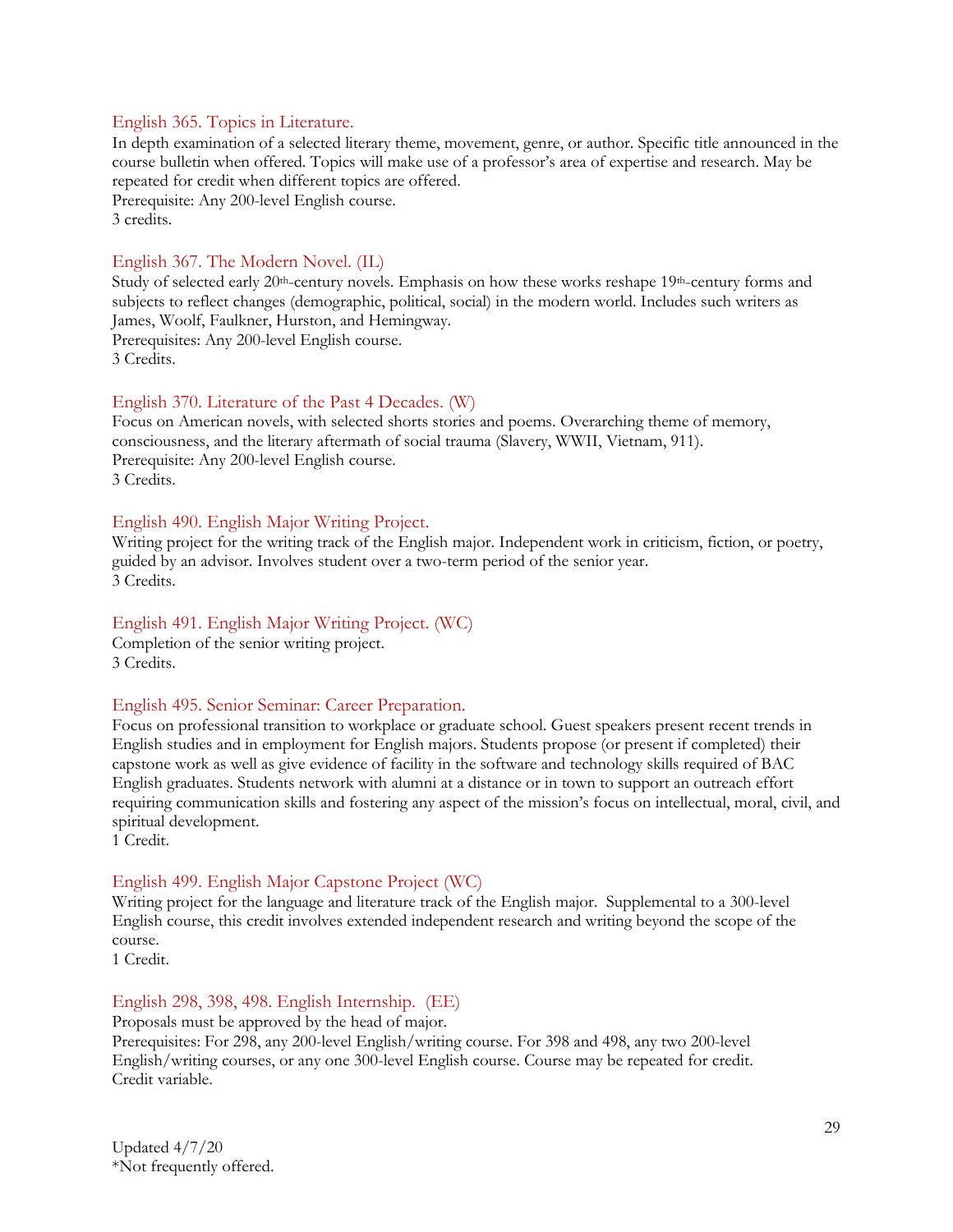### English 365. Topics in Literature.

In depth examination of a selected literary theme, movement, genre, or author. Specific title announced in the course bulletin when offered. Topics will make use of a professor's area of expertise and research. May be repeated for credit when different topics are offered.
Prerequisite: Any 200-level English course.
3 credits.

### English 367. The Modern Novel. (IL)

Study of selected early 20th-century novels. Emphasis on how these works reshape 19th-century forms and subjects to reflect changes (demographic, political, social) in the modern world. Includes such writers as James, Woolf, Faulkner, Hurston, and Hemingway.
Prerequisites: Any 200-level English course.
3 Credits.

### English 370. Literature of the Past 4 Decades. (W)

Focus on American novels, with selected shorts stories and poems. Overarching theme of memory, consciousness, and the literary aftermath of social trauma (Slavery, WWII, Vietnam, 911).
Prerequisite: Any 200-level English course.
3 Credits.

### English 490. English Major Writing Project.

Writing project for the writing track of the English major. Independent work in criticism, fiction, or poetry, guided by an advisor. Involves student over a two-term period of the senior year.
3 Credits.

### English 491. English Major Writing Project. (WC)

Completion of the senior writing project.
3 Credits.

### English 495. Senior Seminar: Career Preparation.

Focus on professional transition to workplace or graduate school. Guest speakers present recent trends in English studies and in employment for English majors. Students propose (or present if completed) their capstone work as well as give evidence of facility in the software and technology skills required of BAC English graduates. Students network with alumni at a distance or in town to support an outreach effort requiring communication skills and fostering any aspect of the mission's focus on intellectual, moral, civil, and spiritual development.
1 Credit.

### English 499. English Major Capstone Project (WC)

Writing project for the language and literature track of the English major. Supplemental to a 300-level English course, this credit involves extended independent research and writing beyond the scope of the course.
1 Credit.

### English 298, 398, 498. English Internship. (EE)

Proposals must be approved by the head of major.
Prerequisites: For 298, any 200-level English/writing course. For 398 and 498, any two 200-level English/writing courses, or any one 300-level English course. Course may be repeated for credit.
Credit variable.

Updated 4/7/20
*Not frequently offered.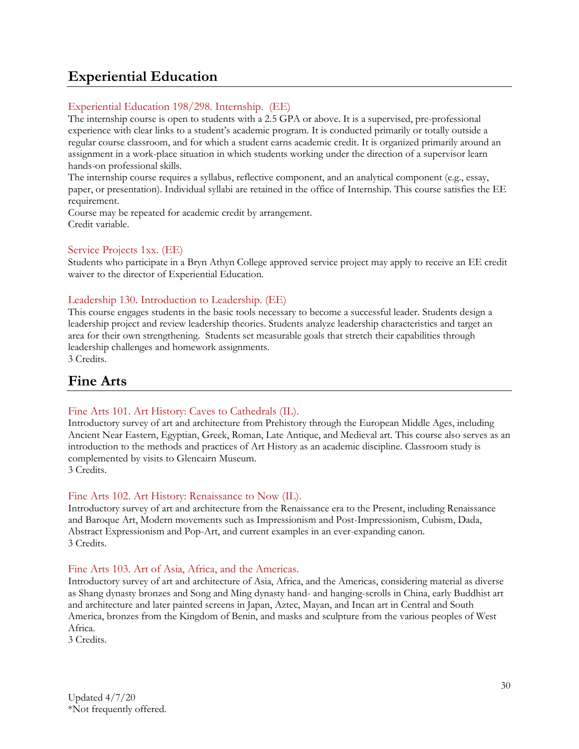## Experiential Education

### Experiential Education 198/298. Internship. (EE)

The internship course is open to students with a 2.5 GPA or above. It is a supervised, pre-professional experience with clear links to a student's academic program. It is conducted primarily or totally outside a regular course classroom, and for which a student earns academic credit. It is organized primarily around an assignment in a work-place situation in which students working under the direction of a supervisor learn hands-on professional skills.

The internship course requires a syllabus, reflective component, and an analytical component (e.g., essay, paper, or presentation). Individual syllabi are retained in the office of Internship. This course satisfies the EE requirement.

Course may be repeated for academic credit by arrangement.

Credit variable.

### Service Projects 1xx. (EE)

Students who participate in a Bryn Athyn College approved service project may apply to receive an EE credit waiver to the director of Experiential Education.

### Leadership 130. Introduction to Leadership. (EE)

This course engages students in the basic tools necessary to become a successful leader. Students design a leadership project and review leadership theories. Students analyze leadership characteristics and target an area for their own strengthening. Students set measurable goals that stretch their capabilities through leadership challenges and homework assignments.

3 Credits.

## Fine Arts

### Fine Arts 101. Art History: Caves to Cathedrals (IL).

Introductory survey of art and architecture from Prehistory through the European Middle Ages, including Ancient Near Eastern, Egyptian, Greek, Roman, Late Antique, and Medieval art. This course also serves as an introduction to the methods and practices of Art History as an academic discipline. Classroom study is complemented by visits to Glencairn Museum.

3 Credits.

### Fine Arts 102. Art History: Renaissance to Now (IL).

Introductory survey of art and architecture from the Renaissance era to the Present, including Renaissance and Baroque Art, Modern movements such as Impressionism and Post-Impressionism, Cubism, Dada, Abstract Expressionism and Pop-Art, and current examples in an ever-expanding canon.

3 Credits.

### Fine Arts 103. Art of Asia, Africa, and the Americas.

Introductory survey of art and architecture of Asia, Africa, and the Americas, considering material as diverse as Shang dynasty bronzes and Song and Ming dynasty hand- and hanging-scrolls in China, early Buddhist art and architecture and later painted screens in Japan, Aztec, Mayan, and Incan art in Central and South America, bronzes from the Kingdom of Benin, and masks and sculpture from the various peoples of West Africa.

3 Credits.

Updated 4/7/20
*Not frequently offered.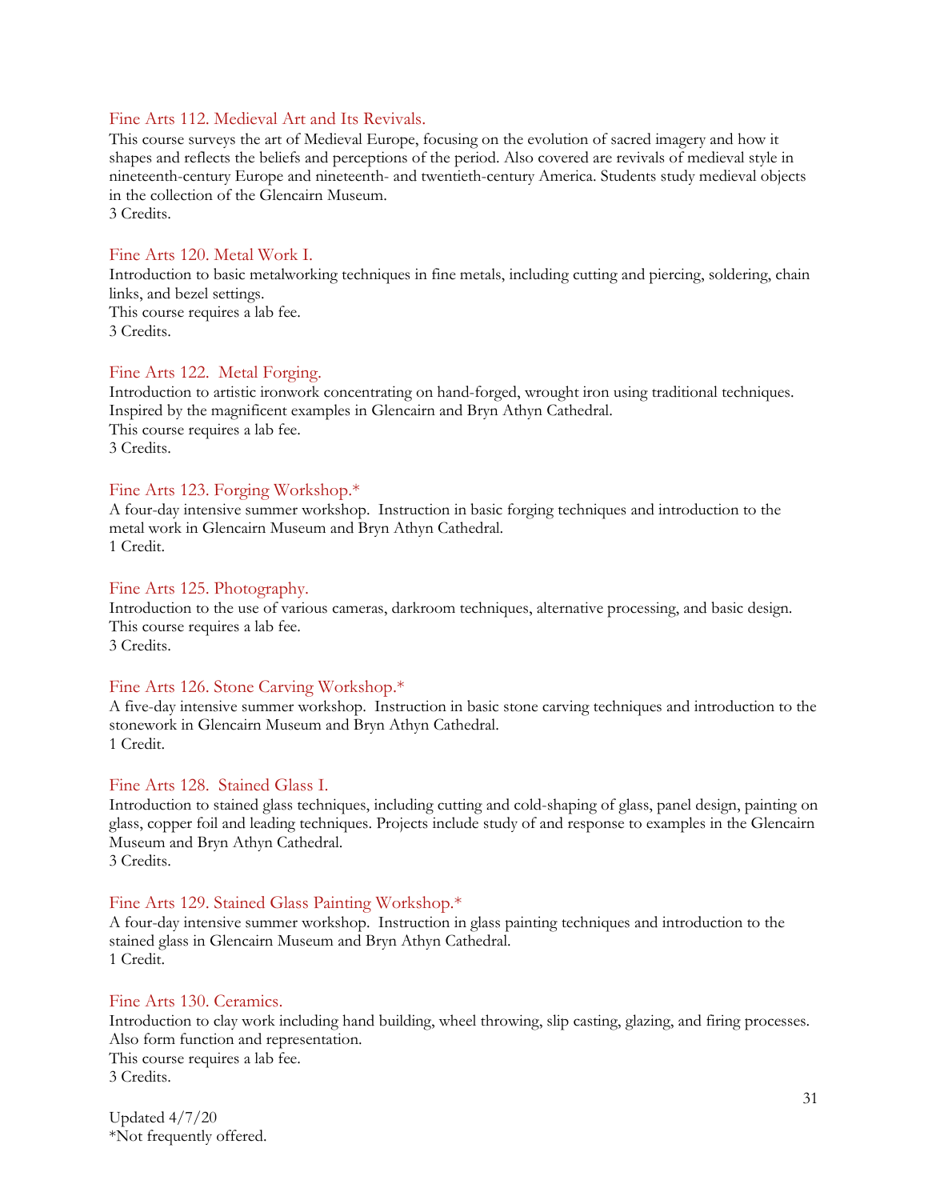### Fine Arts 112. Medieval Art and Its Revivals.

This course surveys the art of Medieval Europe, focusing on the evolution of sacred imagery and how it shapes and reflects the beliefs and perceptions of the period. Also covered are revivals of medieval style in nineteenth-century Europe and nineteenth- and twentieth-century America. Students study medieval objects in the collection of the Glencairn Museum.
3 Credits.

### Fine Arts 120. Metal Work I.

Introduction to basic metalworking techniques in fine metals, including cutting and piercing, soldering, chain links, and bezel settings.
This course requires a lab fee.
3 Credits.

### Fine Arts 122. Metal Forging.

Introduction to artistic ironwork concentrating on hand-forged, wrought iron using traditional techniques. Inspired by the magnificent examples in Glencairn and Bryn Athyn Cathedral.
This course requires a lab fee.
3 Credits.

### Fine Arts 123. Forging Workshop.*

A four-day intensive summer workshop. Instruction in basic forging techniques and introduction to the metal work in Glencairn Museum and Bryn Athyn Cathedral.
1 Credit.

### Fine Arts 125. Photography.

Introduction to the use of various cameras, darkroom techniques, alternative processing, and basic design.
This course requires a lab fee.
3 Credits.

### Fine Arts 126. Stone Carving Workshop.*

A five-day intensive summer workshop. Instruction in basic stone carving techniques and introduction to the stonework in Glencairn Museum and Bryn Athyn Cathedral.
1 Credit.

### Fine Arts 128. Stained Glass I.

Introduction to stained glass techniques, including cutting and cold-shaping of glass, panel design, painting on glass, copper foil and leading techniques. Projects include study of and response to examples in the Glencairn Museum and Bryn Athyn Cathedral.
3 Credits.

### Fine Arts 129. Stained Glass Painting Workshop.*

A four-day intensive summer workshop. Instruction in glass painting techniques and introduction to the stained glass in Glencairn Museum and Bryn Athyn Cathedral.
1 Credit.

### Fine Arts 130. Ceramics.

Introduction to clay work including hand building, wheel throwing, slip casting, glazing, and firing processes. Also form function and representation.
This course requires a lab fee.
3 Credits.

Updated 4/7/20
*Not frequently offered.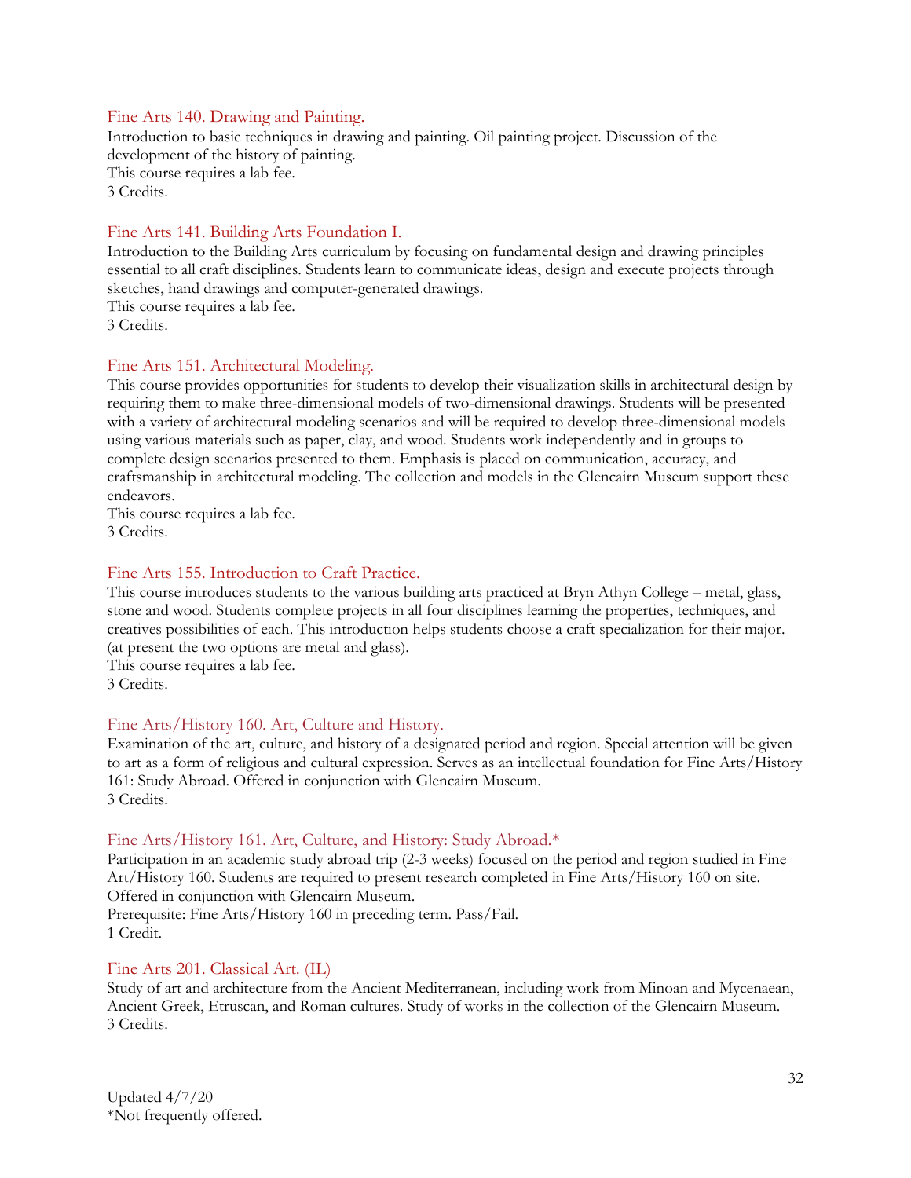### Fine Arts 140. Drawing and Painting.

Introduction to basic techniques in drawing and painting. Oil painting project. Discussion of the development of the history of painting.
This course requires a lab fee.
3 Credits.

### Fine Arts 141. Building Arts Foundation I.

Introduction to the Building Arts curriculum by focusing on fundamental design and drawing principles essential to all craft disciplines. Students learn to communicate ideas, design and execute projects through sketches, hand drawings and computer-generated drawings.
This course requires a lab fee.
3 Credits.

### Fine Arts 151. Architectural Modeling.

This course provides opportunities for students to develop their visualization skills in architectural design by requiring them to make three-dimensional models of two-dimensional drawings. Students will be presented with a variety of architectural modeling scenarios and will be required to develop three-dimensional models using various materials such as paper, clay, and wood. Students work independently and in groups to complete design scenarios presented to them. Emphasis is placed on communication, accuracy, and craftsmanship in architectural modeling. The collection and models in the Glencairn Museum support these endeavors.
This course requires a lab fee.
3 Credits.

### Fine Arts 155. Introduction to Craft Practice.

This course introduces students to the various building arts practiced at Bryn Athyn College – metal, glass, stone and wood. Students complete projects in all four disciplines learning the properties, techniques, and creatives possibilities of each. This introduction helps students choose a craft specialization for their major. (at present the two options are metal and glass).
This course requires a lab fee.
3 Credits.

### Fine Arts/History 160. Art, Culture and History.

Examination of the art, culture, and history of a designated period and region. Special attention will be given to art as a form of religious and cultural expression. Serves as an intellectual foundation for Fine Arts/History 161: Study Abroad. Offered in conjunction with Glencairn Museum.
3 Credits.

### Fine Arts/History 161. Art, Culture, and History: Study Abroad.*

Participation in an academic study abroad trip (2-3 weeks) focused on the period and region studied in Fine Art/History 160. Students are required to present research completed in Fine Arts/History 160 on site. Offered in conjunction with Glencairn Museum.
Prerequisite: Fine Arts/History 160 in preceding term. Pass/Fail.
1 Credit.

### Fine Arts 201. Classical Art. (IL)

Study of art and architecture from the Ancient Mediterranean, including work from Minoan and Mycenaean, Ancient Greek, Etruscan, and Roman cultures. Study of works in the collection of the Glencairn Museum.
3 Credits.

Updated 4/7/20
*Not frequently offered.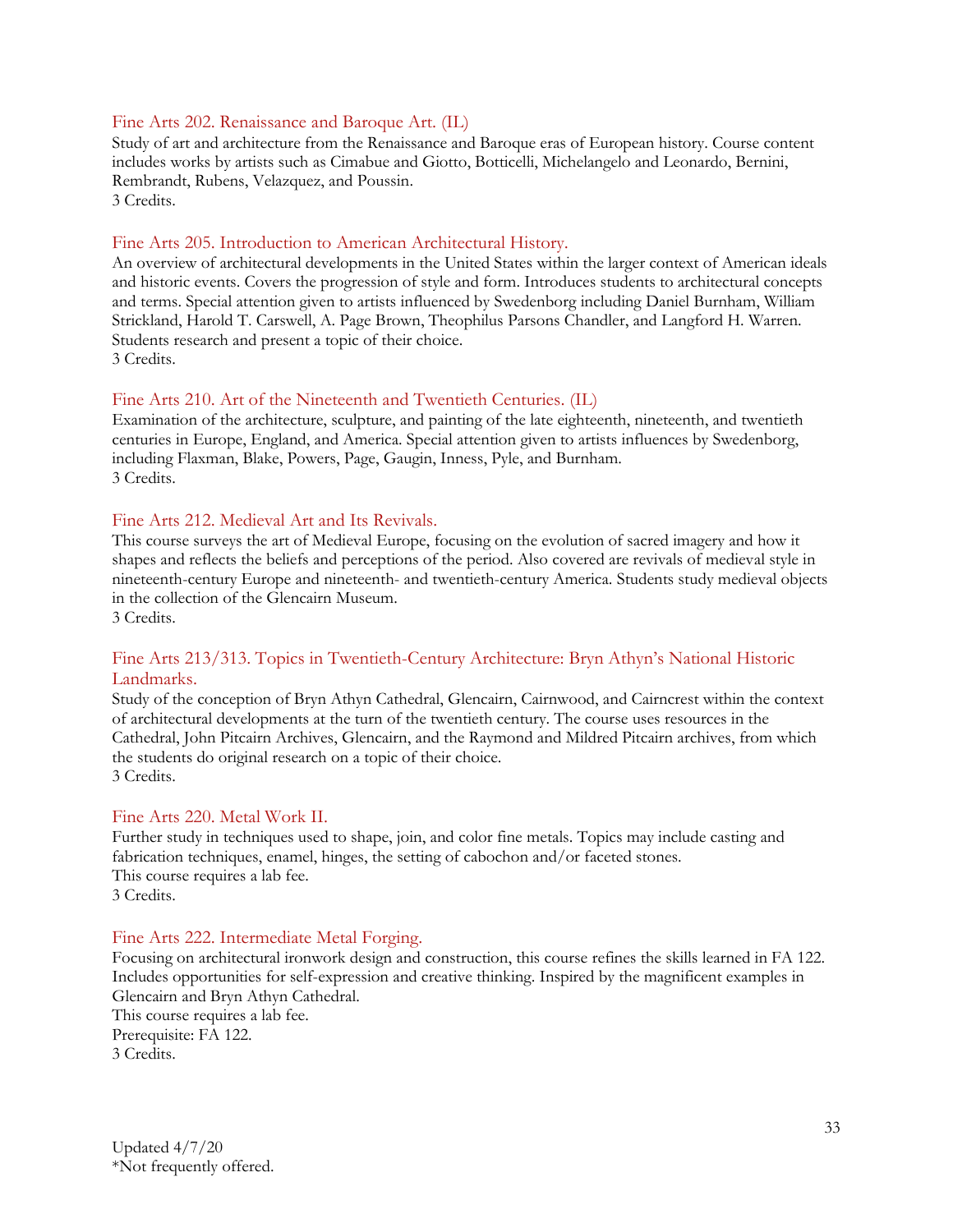### Fine Arts 202. Renaissance and Baroque Art. (IL)

Study of art and architecture from the Renaissance and Baroque eras of European history. Course content includes works by artists such as Cimabue and Giotto, Botticelli, Michelangelo and Leonardo, Bernini, Rembrandt, Rubens, Velazquez, and Poussin.
3 Credits.

### Fine Arts 205. Introduction to American Architectural History.

An overview of architectural developments in the United States within the larger context of American ideals and historic events. Covers the progression of style and form. Introduces students to architectural concepts and terms. Special attention given to artists influenced by Swedenborg including Daniel Burnham, William Strickland, Harold T. Carswell, A. Page Brown, Theophilus Parsons Chandler, and Langford H. Warren. Students research and present a topic of their choice.
3 Credits.

### Fine Arts 210. Art of the Nineteenth and Twentieth Centuries. (IL)

Examination of the architecture, sculpture, and painting of the late eighteenth, nineteenth, and twentieth centuries in Europe, England, and America. Special attention given to artists influences by Swedenborg, including Flaxman, Blake, Powers, Page, Gaugin, Inness, Pyle, and Burnham.
3 Credits.

### Fine Arts 212. Medieval Art and Its Revivals.

This course surveys the art of Medieval Europe, focusing on the evolution of sacred imagery and how it shapes and reflects the beliefs and perceptions of the period. Also covered are revivals of medieval style in nineteenth-century Europe and nineteenth- and twentieth-century America. Students study medieval objects in the collection of the Glencairn Museum.
3 Credits.

### Fine Arts 213/313. Topics in Twentieth-Century Architecture: Bryn Athyn's National Historic Landmarks.

Study of the conception of Bryn Athyn Cathedral, Glencairn, Cairnwood, and Cairncrest within the context of architectural developments at the turn of the twentieth century. The course uses resources in the Cathedral, John Pitcairn Archives, Glencairn, and the Raymond and Mildred Pitcairn archives, from which the students do original research on a topic of their choice.
3 Credits.

### Fine Arts 220. Metal Work II.

Further study in techniques used to shape, join, and color fine metals. Topics may include casting and fabrication techniques, enamel, hinges, the setting of cabochon and/or faceted stones.
This course requires a lab fee.
3 Credits.

### Fine Arts 222. Intermediate Metal Forging.

Focusing on architectural ironwork design and construction, this course refines the skills learned in FA 122. Includes opportunities for self-expression and creative thinking. Inspired by the magnificent examples in Glencairn and Bryn Athyn Cathedral.
This course requires a lab fee.
Prerequisite: FA 122.
3 Credits.

Updated 4/7/20
*Not frequently offered.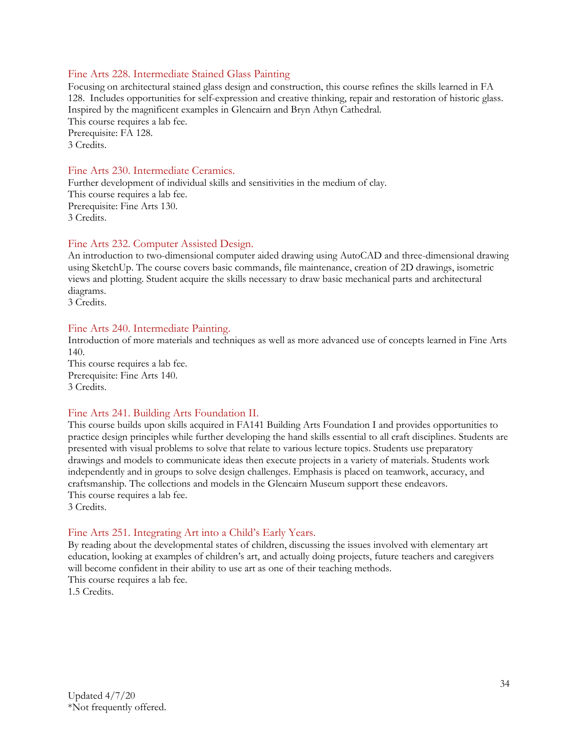### Fine Arts 228. Intermediate Stained Glass Painting

Focusing on architectural stained glass design and construction, this course refines the skills learned in FA 128. Includes opportunities for self-expression and creative thinking, repair and restoration of historic glass. Inspired by the magnificent examples in Glencairn and Bryn Athyn Cathedral.
This course requires a lab fee.
Prerequisite: FA 128.
3 Credits.

### Fine Arts 230. Intermediate Ceramics.

Further development of individual skills and sensitivities in the medium of clay.
This course requires a lab fee.
Prerequisite: Fine Arts 130.
3 Credits.

### Fine Arts 232. Computer Assisted Design.

An introduction to two-dimensional computer aided drawing using AutoCAD and three-dimensional drawing using SketchUp. The course covers basic commands, file maintenance, creation of 2D drawings, isometric views and plotting. Student acquire the skills necessary to draw basic mechanical parts and architectural diagrams.
3 Credits.

### Fine Arts 240. Intermediate Painting.

Introduction of more materials and techniques as well as more advanced use of concepts learned in Fine Arts 140.
This course requires a lab fee.
Prerequisite: Fine Arts 140.
3 Credits.

### Fine Arts 241. Building Arts Foundation II.

This course builds upon skills acquired in FA141 Building Arts Foundation I and provides opportunities to practice design principles while further developing the hand skills essential to all craft disciplines. Students are presented with visual problems to solve that relate to various lecture topics. Students use preparatory drawings and models to communicate ideas then execute projects in a variety of materials. Students work independently and in groups to solve design challenges. Emphasis is placed on teamwork, accuracy, and craftsmanship. The collections and models in the Glencairn Museum support these endeavors.
This course requires a lab fee.
3 Credits.

### Fine Arts 251. Integrating Art into a Child's Early Years.

By reading about the developmental states of children, discussing the issues involved with elementary art education, looking at examples of children's art, and actually doing projects, future teachers and caregivers will become confident in their ability to use art as one of their teaching methods.
This course requires a lab fee.
1.5 Credits.

Updated 4/7/20
*Not frequently offered.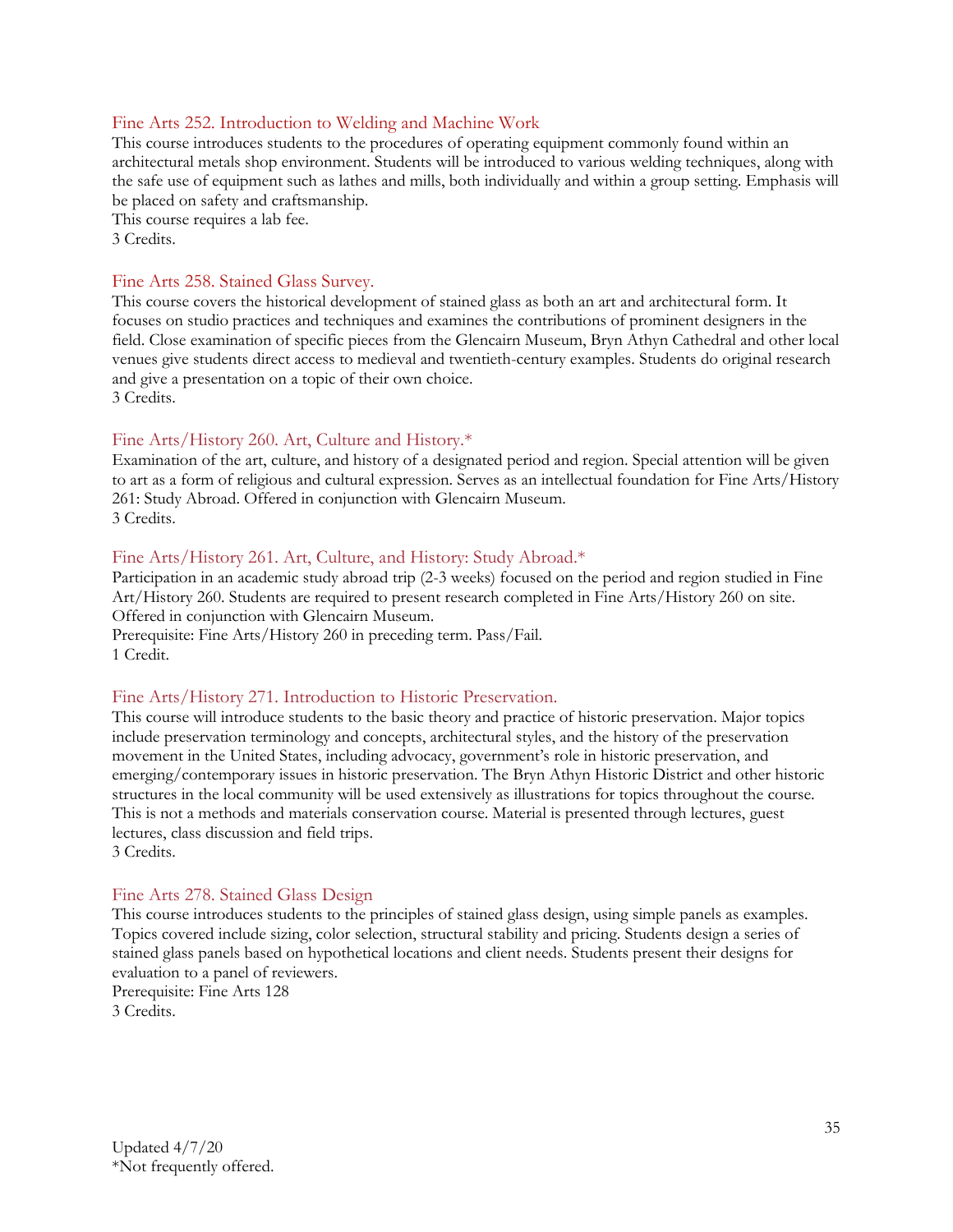### Fine Arts 252. Introduction to Welding and Machine Work

This course introduces students to the procedures of operating equipment commonly found within an architectural metals shop environment. Students will be introduced to various welding techniques, along with the safe use of equipment such as lathes and mills, both individually and within a group setting. Emphasis will be placed on safety and craftsmanship.
This course requires a lab fee.
3 Credits.

### Fine Arts 258. Stained Glass Survey.

This course covers the historical development of stained glass as both an art and architectural form. It focuses on studio practices and techniques and examines the contributions of prominent designers in the field. Close examination of specific pieces from the Glencairn Museum, Bryn Athyn Cathedral and other local venues give students direct access to medieval and twentieth-century examples. Students do original research and give a presentation on a topic of their own choice.
3 Credits.

### Fine Arts/History 260. Art, Culture and History.*

Examination of the art, culture, and history of a designated period and region. Special attention will be given to art as a form of religious and cultural expression. Serves as an intellectual foundation for Fine Arts/History 261: Study Abroad. Offered in conjunction with Glencairn Museum.
3 Credits.

### Fine Arts/History 261. Art, Culture, and History: Study Abroad.*

Participation in an academic study abroad trip (2-3 weeks) focused on the period and region studied in Fine Art/History 260. Students are required to present research completed in Fine Arts/History 260 on site. Offered in conjunction with Glencairn Museum.
Prerequisite: Fine Arts/History 260 in preceding term. Pass/Fail.
1 Credit.

### Fine Arts/History 271. Introduction to Historic Preservation.

This course will introduce students to the basic theory and practice of historic preservation. Major topics include preservation terminology and concepts, architectural styles, and the history of the preservation movement in the United States, including advocacy, government's role in historic preservation, and emerging/contemporary issues in historic preservation. The Bryn Athyn Historic District and other historic structures in the local community will be used extensively as illustrations for topics throughout the course. This is not a methods and materials conservation course. Material is presented through lectures, guest lectures, class discussion and field trips.
3 Credits.

### Fine Arts 278. Stained Glass Design

This course introduces students to the principles of stained glass design, using simple panels as examples. Topics covered include sizing, color selection, structural stability and pricing. Students design a series of stained glass panels based on hypothetical locations and client needs. Students present their designs for evaluation to a panel of reviewers.
Prerequisite: Fine Arts 128
3 Credits.

Updated 4/7/20
*Not frequently offered.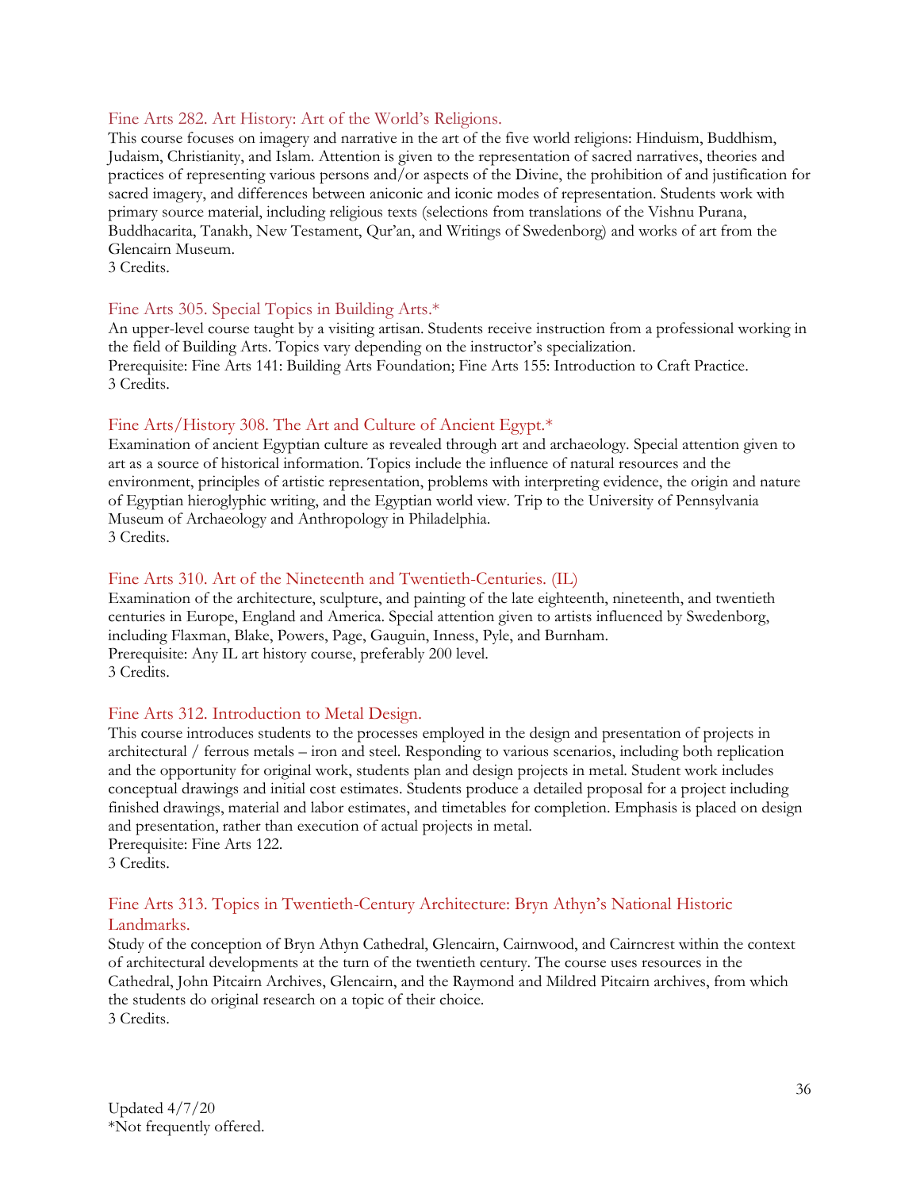### Fine Arts 282. Art History: Art of the World's Religions.

This course focuses on imagery and narrative in the art of the five world religions: Hinduism, Buddhism, Judaism, Christianity, and Islam. Attention is given to the representation of sacred narratives, theories and practices of representing various persons and/or aspects of the Divine, the prohibition of and justification for sacred imagery, and differences between aniconic and iconic modes of representation. Students work with primary source material, including religious texts (selections from translations of the Vishnu Purana, Buddhacarita, Tanakh, New Testament, Qur'an, and Writings of Swedenborg) and works of art from the Glencairn Museum.
3 Credits.

### Fine Arts 305. Special Topics in Building Arts.*

An upper-level course taught by a visiting artisan. Students receive instruction from a professional working in the field of Building Arts. Topics vary depending on the instructor's specialization.
Prerequisite: Fine Arts 141: Building Arts Foundation; Fine Arts 155: Introduction to Craft Practice.
3 Credits.

### Fine Arts/History 308. The Art and Culture of Ancient Egypt.*

Examination of ancient Egyptian culture as revealed through art and archaeology. Special attention given to art as a source of historical information. Topics include the influence of natural resources and the environment, principles of artistic representation, problems with interpreting evidence, the origin and nature of Egyptian hieroglyphic writing, and the Egyptian world view. Trip to the University of Pennsylvania Museum of Archaeology and Anthropology in Philadelphia.
3 Credits.

### Fine Arts 310. Art of the Nineteenth and Twentieth-Centuries. (IL)

Examination of the architecture, sculpture, and painting of the late eighteenth, nineteenth, and twentieth centuries in Europe, England and America. Special attention given to artists influenced by Swedenborg, including Flaxman, Blake, Powers, Page, Gauguin, Inness, Pyle, and Burnham.
Prerequisite: Any IL art history course, preferably 200 level.
3 Credits.

### Fine Arts 312. Introduction to Metal Design.

This course introduces students to the processes employed in the design and presentation of projects in architectural / ferrous metals – iron and steel. Responding to various scenarios, including both replication and the opportunity for original work, students plan and design projects in metal. Student work includes conceptual drawings and initial cost estimates. Students produce a detailed proposal for a project including finished drawings, material and labor estimates, and timetables for completion. Emphasis is placed on design and presentation, rather than execution of actual projects in metal.
Prerequisite: Fine Arts 122.
3 Credits.

### Fine Arts 313. Topics in Twentieth-Century Architecture: Bryn Athyn's National Historic Landmarks.

Study of the conception of Bryn Athyn Cathedral, Glencairn, Cairnwood, and Cairncrest within the context of architectural developments at the turn of the twentieth century. The course uses resources in the Cathedral, John Pitcairn Archives, Glencairn, and the Raymond and Mildred Pitcairn archives, from which the students do original research on a topic of their choice.
3 Credits.

Updated 4/7/20
*Not frequently offered.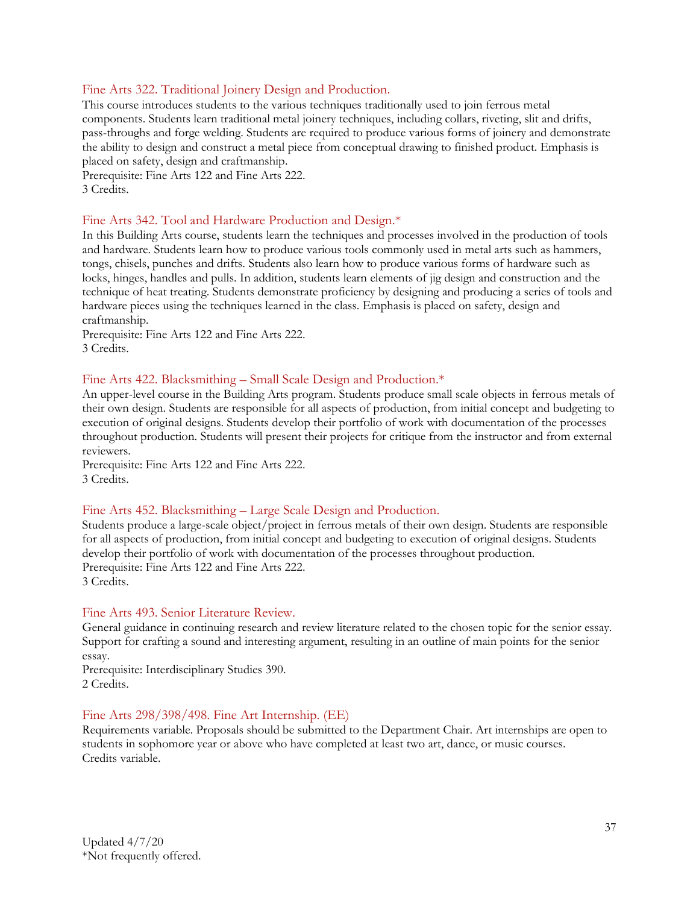### Fine Arts 322. Traditional Joinery Design and Production.

This course introduces students to the various techniques traditionally used to join ferrous metal components. Students learn traditional metal joinery techniques, including collars, riveting, slit and drifts, pass-throughs and forge welding. Students are required to produce various forms of joinery and demonstrate the ability to design and construct a metal piece from conceptual drawing to finished product. Emphasis is placed on safety, design and craftmanship.
Prerequisite: Fine Arts 122 and Fine Arts 222.
3 Credits.

### Fine Arts 342. Tool and Hardware Production and Design.*

In this Building Arts course, students learn the techniques and processes involved in the production of tools and hardware. Students learn how to produce various tools commonly used in metal arts such as hammers, tongs, chisels, punches and drifts. Students also learn how to produce various forms of hardware such as locks, hinges, handles and pulls. In addition, students learn elements of jig design and construction and the technique of heat treating. Students demonstrate proficiency by designing and producing a series of tools and hardware pieces using the techniques learned in the class. Emphasis is placed on safety, design and craftmanship.
Prerequisite: Fine Arts 122 and Fine Arts 222.
3 Credits.

### Fine Arts 422. Blacksmithing – Small Scale Design and Production.*

An upper-level course in the Building Arts program. Students produce small scale objects in ferrous metals of their own design. Students are responsible for all aspects of production, from initial concept and budgeting to execution of original designs. Students develop their portfolio of work with documentation of the processes throughout production. Students will present their projects for critique from the instructor and from external reviewers.
Prerequisite: Fine Arts 122 and Fine Arts 222.
3 Credits.

### Fine Arts 452. Blacksmithing – Large Scale Design and Production.

Students produce a large-scale object/project in ferrous metals of their own design. Students are responsible for all aspects of production, from initial concept and budgeting to execution of original designs. Students develop their portfolio of work with documentation of the processes throughout production.
Prerequisite: Fine Arts 122 and Fine Arts 222.
3 Credits.

### Fine Arts 493. Senior Literature Review.

General guidance in continuing research and review literature related to the chosen topic for the senior essay. Support for crafting a sound and interesting argument, resulting in an outline of main points for the senior essay.
Prerequisite: Interdisciplinary Studies 390.
2 Credits.

### Fine Arts 298/398/498. Fine Art Internship. (EE)

Requirements variable. Proposals should be submitted to the Department Chair. Art internships are open to students in sophomore year or above who have completed at least two art, dance, or music courses.
Credits variable.

Updated 4/7/20
*Not frequently offered.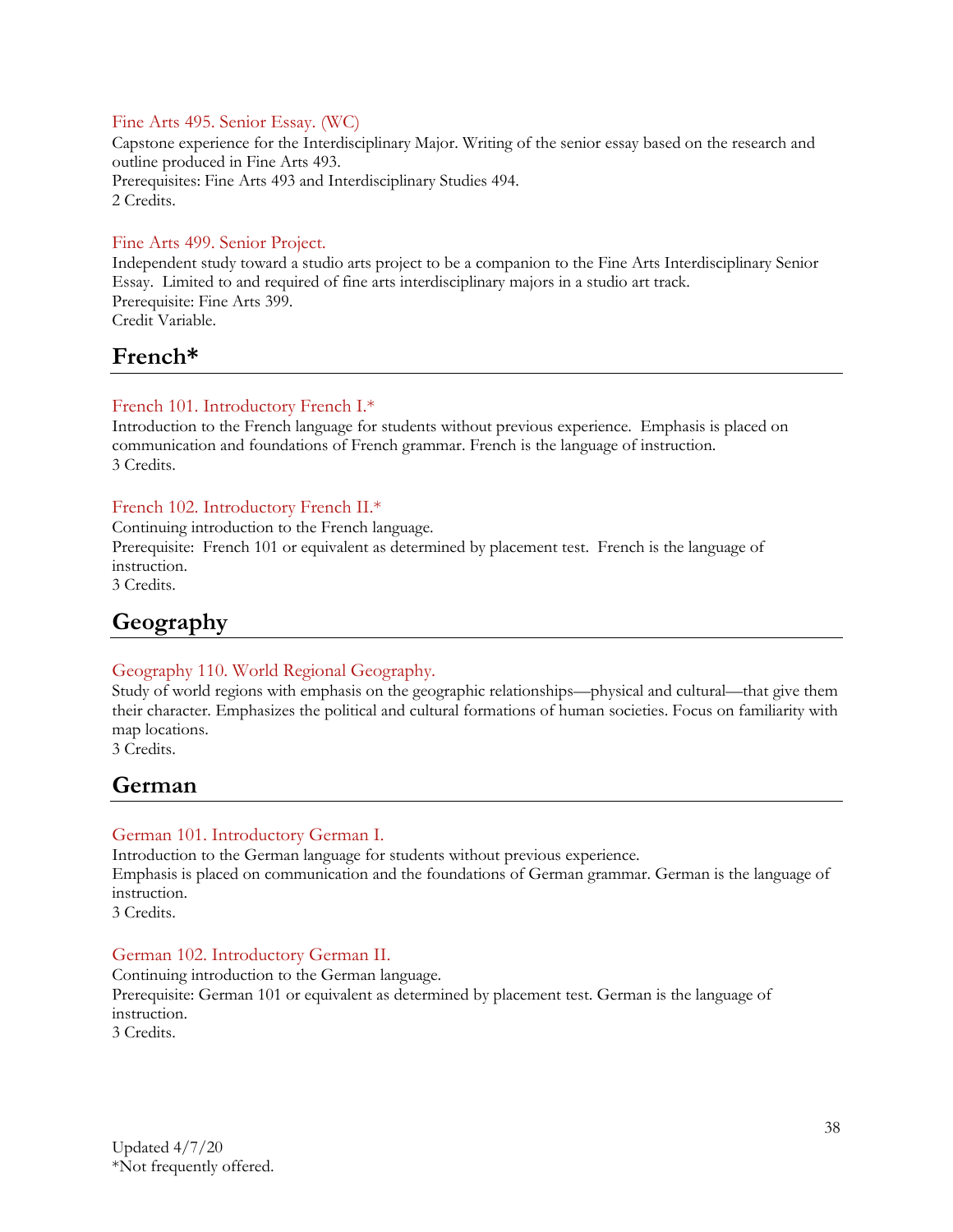### Fine Arts 495. Senior Essay. (WC)

Capstone experience for the Interdisciplinary Major. Writing of the senior essay based on the research and outline produced in Fine Arts 493.
Prerequisites: Fine Arts 493 and Interdisciplinary Studies 494.
2 Credits.

### Fine Arts 499. Senior Project.

Independent study toward a studio arts project to be a companion to the Fine Arts Interdisciplinary Senior Essay. Limited to and required of fine arts interdisciplinary majors in a studio art track.
Prerequisite: Fine Arts 399.
Credit Variable.

## French*

### French 101. Introductory French I.*

Introduction to the French language for students without previous experience. Emphasis is placed on communication and foundations of French grammar. French is the language of instruction.
3 Credits.

### French 102. Introductory French II.*

Continuing introduction to the French language.
Prerequisite: French 101 or equivalent as determined by placement test. French is the language of instruction.
3 Credits.

## Geography

### Geography 110. World Regional Geography.

Study of world regions with emphasis on the geographic relationships—physical and cultural—that give them their character. Emphasizes the political and cultural formations of human societies. Focus on familiarity with map locations.
3 Credits.

## German

### German 101. Introductory German I.

Introduction to the German language for students without previous experience.
Emphasis is placed on communication and the foundations of German grammar. German is the language of instruction.
3 Credits.

### German 102. Introductory German II.

Continuing introduction to the German language.
Prerequisite: German 101 or equivalent as determined by placement test. German is the language of instruction.
3 Credits.

Updated 4/7/20
*Not frequently offered.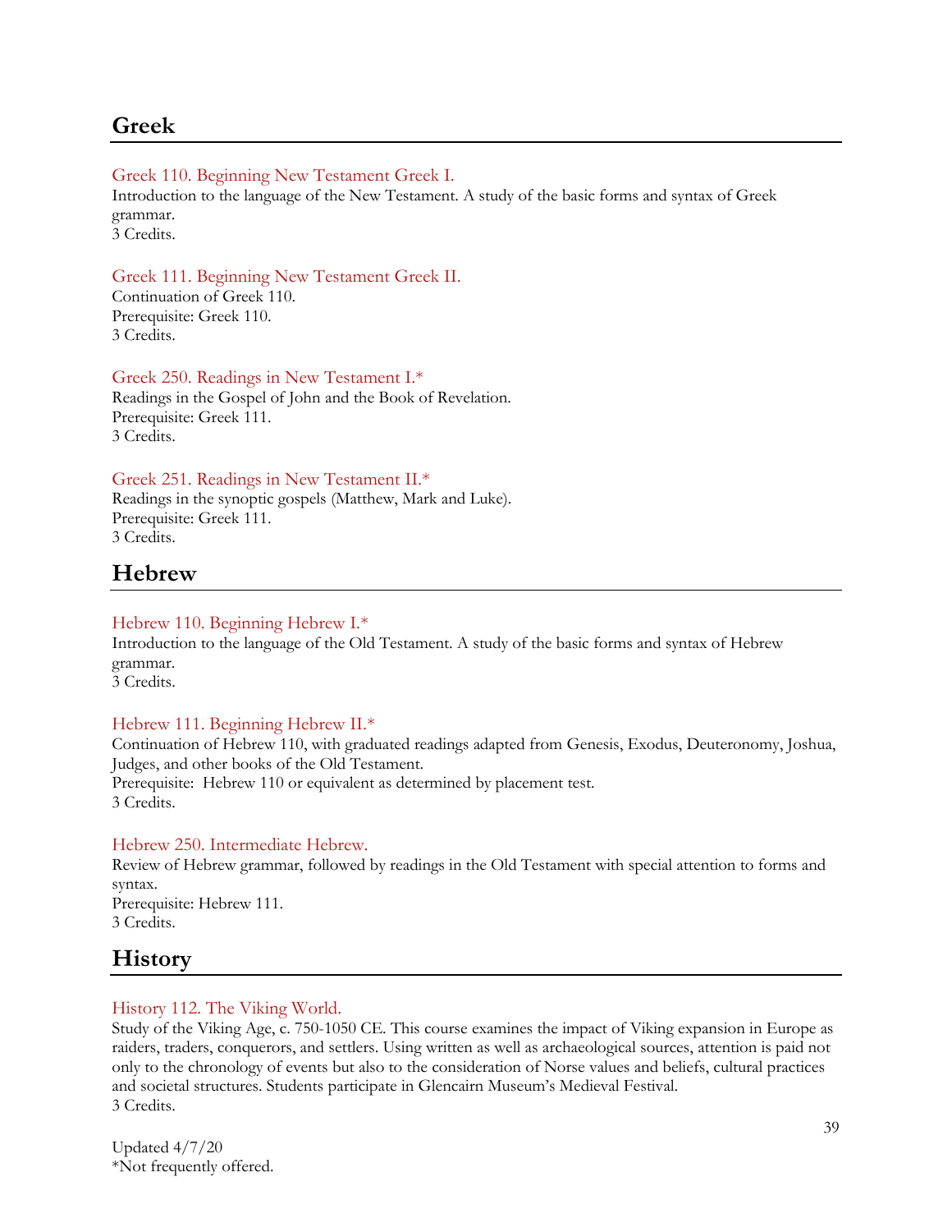## Greek

Greek 110. Beginning New Testament Greek I.
Introduction to the language of the New Testament. A study of the basic forms and syntax of Greek grammar.
3 Credits.

Greek 111. Beginning New Testament Greek II.
Continuation of Greek 110.
Prerequisite: Greek 110.
3 Credits.

Greek 250. Readings in New Testament I.*
Readings in the Gospel of John and the Book of Revelation.
Prerequisite: Greek 111.
3 Credits.

Greek 251. Readings in New Testament II.*
Readings in the synoptic gospels (Matthew, Mark and Luke).
Prerequisite: Greek 111.
3 Credits.

## Hebrew

Hebrew 110. Beginning Hebrew I.*
Introduction to the language of the Old Testament. A study of the basic forms and syntax of Hebrew grammar.
3 Credits.

Hebrew 111. Beginning Hebrew II.*
Continuation of Hebrew 110, with graduated readings adapted from Genesis, Exodus, Deuteronomy, Joshua, Judges, and other books of the Old Testament.
Prerequisite: Hebrew 110 or equivalent as determined by placement test.
3 Credits.

Hebrew 250. Intermediate Hebrew.
Review of Hebrew grammar, followed by readings in the Old Testament with special attention to forms and syntax.
Prerequisite: Hebrew 111.
3 Credits.

## History

History 112. The Viking World.
Study of the Viking Age, c. 750-1050 CE. This course examines the impact of Viking expansion in Europe as raiders, traders, conquerors, and settlers. Using written as well as archaeological sources, attention is paid not only to the chronology of events but also to the consideration of Norse values and beliefs, cultural practices and societal structures. Students participate in Glencairn Museum's Medieval Festival.
3 Credits.

Updated 4/7/20
*Not frequently offered.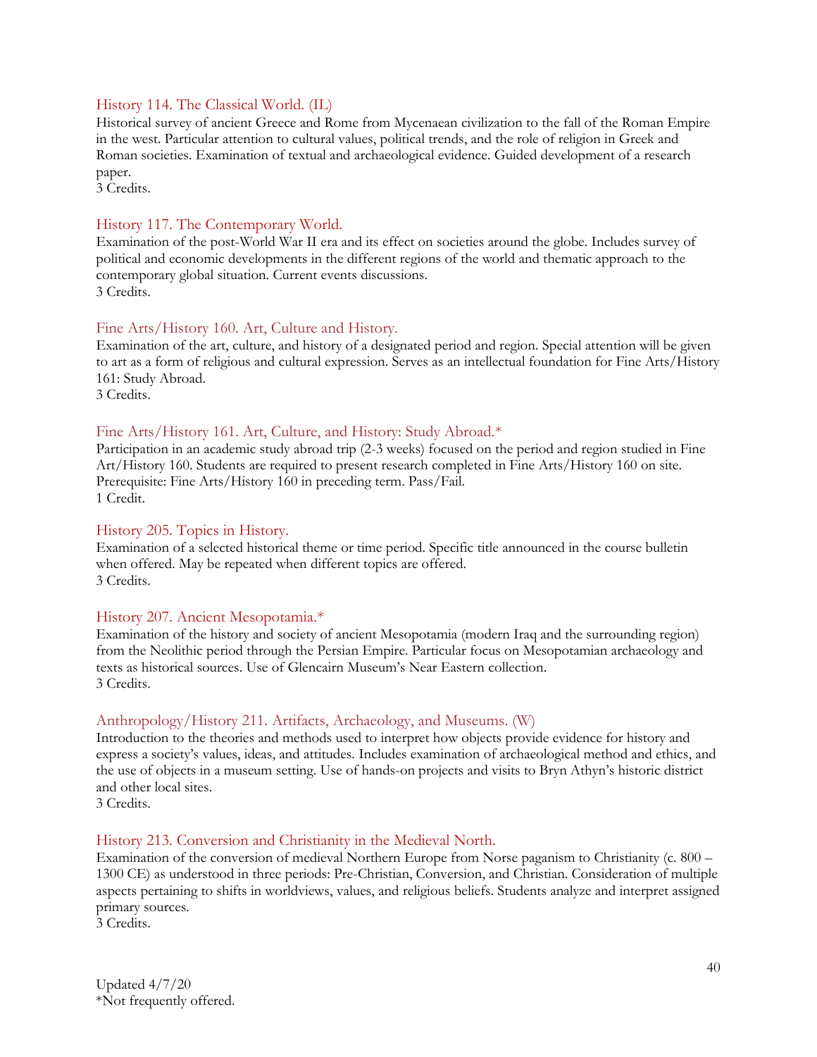### History 114. The Classical World. (IL)

Historical survey of ancient Greece and Rome from Mycenaean civilization to the fall of the Roman Empire in the west. Particular attention to cultural values, political trends, and the role of religion in Greek and Roman societies. Examination of textual and archaeological evidence. Guided development of a research paper.
3 Credits.

### History 117. The Contemporary World.

Examination of the post-World War II era and its effect on societies around the globe. Includes survey of political and economic developments in the different regions of the world and thematic approach to the contemporary global situation. Current events discussions.
3 Credits.

### Fine Arts/History 160. Art, Culture and History.

Examination of the art, culture, and history of a designated period and region. Special attention will be given to art as a form of religious and cultural expression. Serves as an intellectual foundation for Fine Arts/History 161: Study Abroad.
3 Credits.

### Fine Arts/History 161. Art, Culture, and History: Study Abroad.*

Participation in an academic study abroad trip (2-3 weeks) focused on the period and region studied in Fine Art/History 160. Students are required to present research completed in Fine Arts/History 160 on site. Prerequisite: Fine Arts/History 160 in preceding term. Pass/Fail.
1 Credit.

### History 205. Topics in History.

Examination of a selected historical theme or time period. Specific title announced in the course bulletin when offered. May be repeated when different topics are offered.
3 Credits.

### History 207. Ancient Mesopotamia.*

Examination of the history and society of ancient Mesopotamia (modern Iraq and the surrounding region) from the Neolithic period through the Persian Empire. Particular focus on Mesopotamian archaeology and texts as historical sources. Use of Glencairn Museum's Near Eastern collection.
3 Credits.

### Anthropology/History 211. Artifacts, Archaeology, and Museums. (W)

Introduction to the theories and methods used to interpret how objects provide evidence for history and express a society's values, ideas, and attitudes. Includes examination of archaeological method and ethics, and the use of objects in a museum setting. Use of hands-on projects and visits to Bryn Athyn's historic district and other local sites.
3 Credits.

### History 213. Conversion and Christianity in the Medieval North.

Examination of the conversion of medieval Northern Europe from Norse paganism to Christianity (c. 800 – 1300 CE) as understood in three periods: Pre-Christian, Conversion, and Christian. Consideration of multiple aspects pertaining to shifts in worldviews, values, and religious beliefs. Students analyze and interpret assigned primary sources.
3 Credits.

Updated 4/7/20
*Not frequently offered.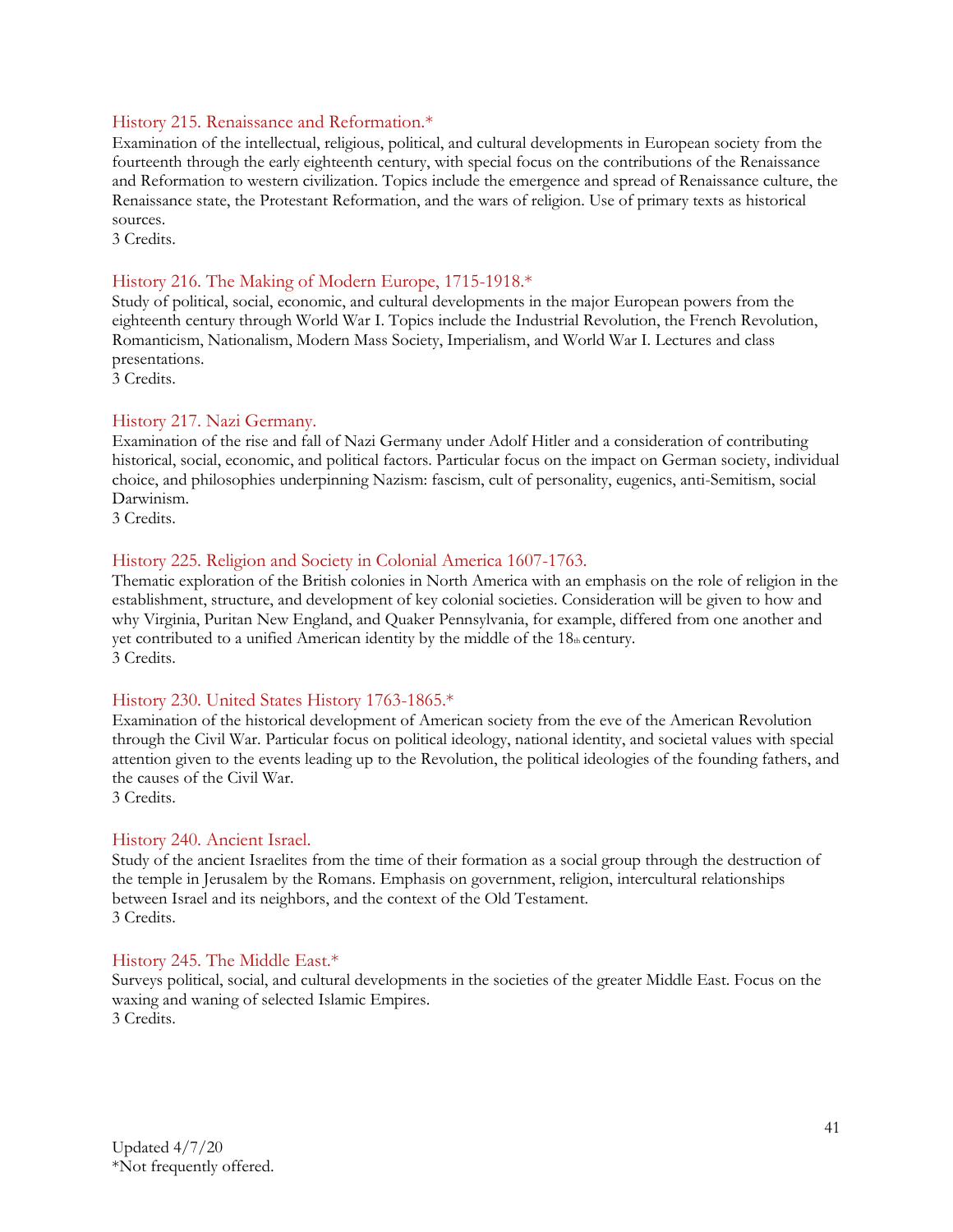### History 215. Renaissance and Reformation.*

Examination of the intellectual, religious, political, and cultural developments in European society from the fourteenth through the early eighteenth century, with special focus on the contributions of the Renaissance and Reformation to western civilization. Topics include the emergence and spread of Renaissance culture, the Renaissance state, the Protestant Reformation, and the wars of religion. Use of primary texts as historical sources.

3 Credits.

### History 216. The Making of Modern Europe, 1715-1918.*

Study of political, social, economic, and cultural developments in the major European powers from the eighteenth century through World War I. Topics include the Industrial Revolution, the French Revolution, Romanticism, Nationalism, Modern Mass Society, Imperialism, and World War I. Lectures and class presentations.

3 Credits.

### History 217. Nazi Germany.

Examination of the rise and fall of Nazi Germany under Adolf Hitler and a consideration of contributing historical, social, economic, and political factors. Particular focus on the impact on German society, individual choice, and philosophies underpinning Nazism: fascism, cult of personality, eugenics, anti-Semitism, social Darwinism.

3 Credits.

### History 225. Religion and Society in Colonial America 1607-1763.

Thematic exploration of the British colonies in North America with an emphasis on the role of religion in the establishment, structure, and development of key colonial societies. Consideration will be given to how and why Virginia, Puritan New England, and Quaker Pennsylvania, for example, differed from one another and yet contributed to a unified American identity by the middle of the 18th century.

3 Credits.

### History 230. United States History 1763-1865.*

Examination of the historical development of American society from the eve of the American Revolution through the Civil War. Particular focus on political ideology, national identity, and societal values with special attention given to the events leading up to the Revolution, the political ideologies of the founding fathers, and the causes of the Civil War.

3 Credits.

### History 240. Ancient Israel.

Study of the ancient Israelites from the time of their formation as a social group through the destruction of the temple in Jerusalem by the Romans. Emphasis on government, religion, intercultural relationships between Israel and its neighbors, and the context of the Old Testament.

3 Credits.

### History 245. The Middle East.*

Surveys political, social, and cultural developments in the societies of the greater Middle East. Focus on the waxing and waning of selected Islamic Empires.

3 Credits.

Updated 4/7/20

*Not frequently offered.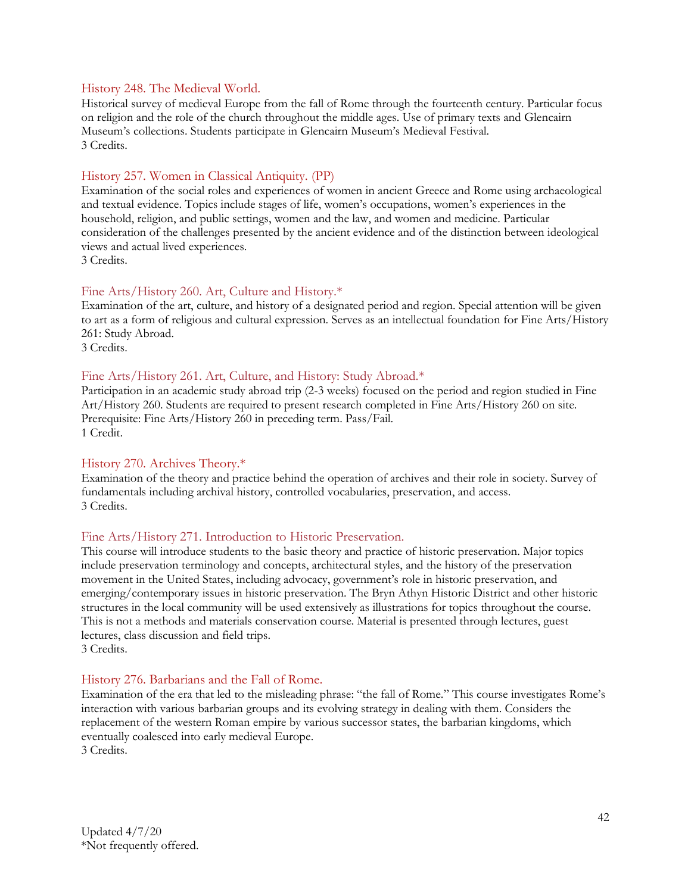### History 248. The Medieval World.

Historical survey of medieval Europe from the fall of Rome through the fourteenth century. Particular focus on religion and the role of the church throughout the middle ages. Use of primary texts and Glencairn Museum's collections. Students participate in Glencairn Museum's Medieval Festival.
3 Credits.

### History 257. Women in Classical Antiquity. (PP)

Examination of the social roles and experiences of women in ancient Greece and Rome using archaeological and textual evidence. Topics include stages of life, women's occupations, women's experiences in the household, religion, and public settings, women and the law, and women and medicine. Particular consideration of the challenges presented by the ancient evidence and of the distinction between ideological views and actual lived experiences.
3 Credits.

### Fine Arts/History 260. Art, Culture and History.*

Examination of the art, culture, and history of a designated period and region. Special attention will be given to art as a form of religious and cultural expression. Serves as an intellectual foundation for Fine Arts/History 261: Study Abroad.
3 Credits.

### Fine Arts/History 261. Art, Culture, and History: Study Abroad.*

Participation in an academic study abroad trip (2-3 weeks) focused on the period and region studied in Fine Art/History 260. Students are required to present research completed in Fine Arts/History 260 on site. Prerequisite: Fine Arts/History 260 in preceding term. Pass/Fail.
1 Credit.

### History 270. Archives Theory.*

Examination of the theory and practice behind the operation of archives and their role in society. Survey of fundamentals including archival history, controlled vocabularies, preservation, and access.
3 Credits.

### Fine Arts/History 271. Introduction to Historic Preservation.

This course will introduce students to the basic theory and practice of historic preservation. Major topics include preservation terminology and concepts, architectural styles, and the history of the preservation movement in the United States, including advocacy, government's role in historic preservation, and emerging/contemporary issues in historic preservation. The Bryn Athyn Historic District and other historic structures in the local community will be used extensively as illustrations for topics throughout the course. This is not a methods and materials conservation course. Material is presented through lectures, guest lectures, class discussion and field trips.
3 Credits.

### History 276. Barbarians and the Fall of Rome.

Examination of the era that led to the misleading phrase: "the fall of Rome." This course investigates Rome's interaction with various barbarian groups and its evolving strategy in dealing with them. Considers the replacement of the western Roman empire by various successor states, the barbarian kingdoms, which eventually coalesced into early medieval Europe.
3 Credits.

Updated 4/7/20
*Not frequently offered.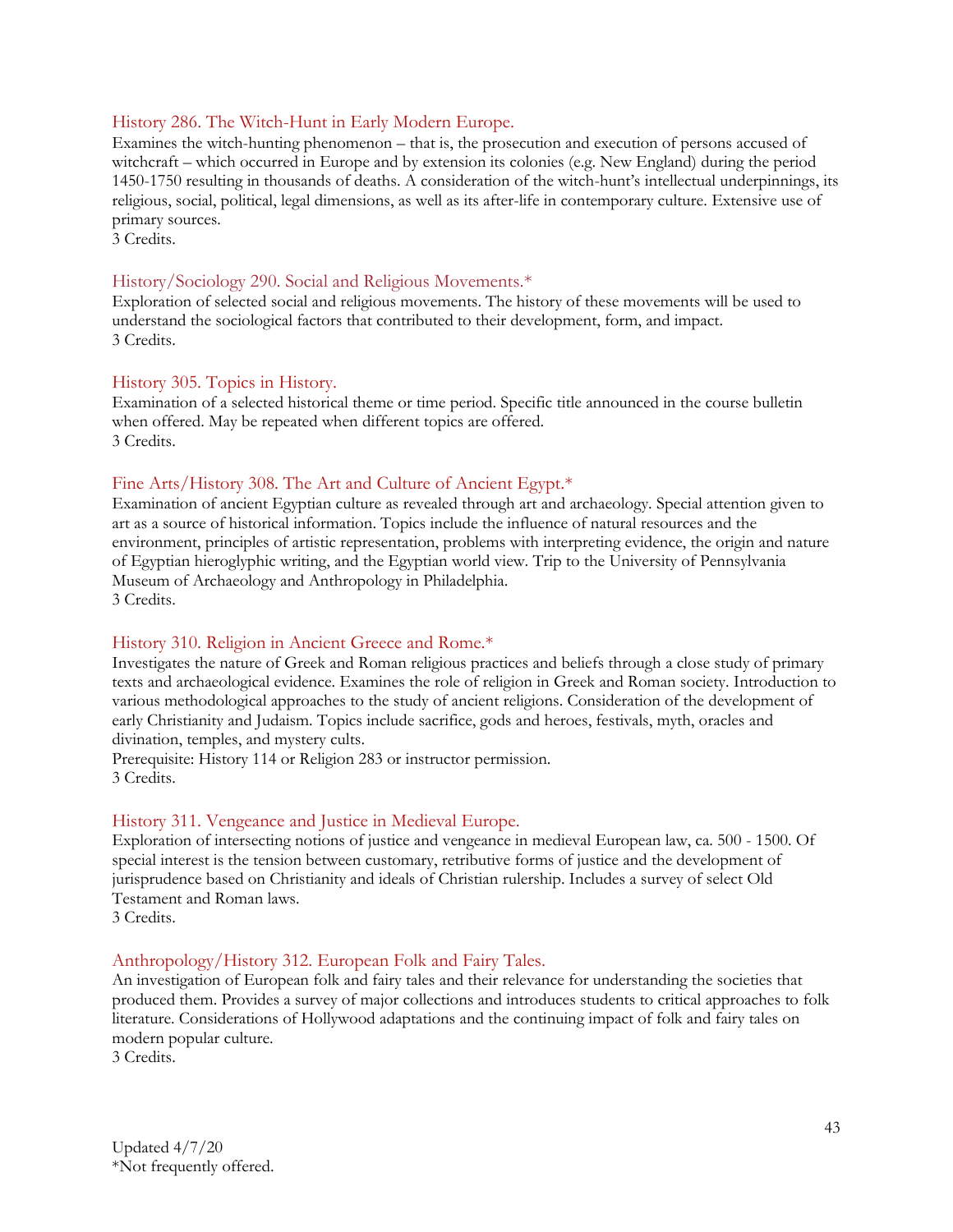### History 286. The Witch-Hunt in Early Modern Europe.

Examines the witch-hunting phenomenon – that is, the prosecution and execution of persons accused of witchcraft – which occurred in Europe and by extension its colonies (e.g. New England) during the period 1450-1750 resulting in thousands of deaths. A consideration of the witch-hunt's intellectual underpinnings, its religious, social, political, legal dimensions, as well as its after-life in contemporary culture. Extensive use of primary sources.
3 Credits.

### History/Sociology 290. Social and Religious Movements.*

Exploration of selected social and religious movements. The history of these movements will be used to understand the sociological factors that contributed to their development, form, and impact.
3 Credits.

### History 305. Topics in History.

Examination of a selected historical theme or time period. Specific title announced in the course bulletin when offered. May be repeated when different topics are offered.
3 Credits.

### Fine Arts/History 308. The Art and Culture of Ancient Egypt.*

Examination of ancient Egyptian culture as revealed through art and archaeology. Special attention given to art as a source of historical information. Topics include the influence of natural resources and the environment, principles of artistic representation, problems with interpreting evidence, the origin and nature of Egyptian hieroglyphic writing, and the Egyptian world view. Trip to the University of Pennsylvania Museum of Archaeology and Anthropology in Philadelphia.
3 Credits.

### History 310. Religion in Ancient Greece and Rome.*

Investigates the nature of Greek and Roman religious practices and beliefs through a close study of primary texts and archaeological evidence. Examines the role of religion in Greek and Roman society. Introduction to various methodological approaches to the study of ancient religions. Consideration of the development of early Christianity and Judaism. Topics include sacrifice, gods and heroes, festivals, myth, oracles and divination, temples, and mystery cults.
Prerequisite: History 114 or Religion 283 or instructor permission.
3 Credits.

### History 311. Vengeance and Justice in Medieval Europe.

Exploration of intersecting notions of justice and vengeance in medieval European law, ca. 500 - 1500. Of special interest is the tension between customary, retributive forms of justice and the development of jurisprudence based on Christianity and ideals of Christian rulership. Includes a survey of select Old Testament and Roman laws.
3 Credits.

### Anthropology/History 312. European Folk and Fairy Tales.

An investigation of European folk and fairy tales and their relevance for understanding the societies that produced them. Provides a survey of major collections and introduces students to critical approaches to folk literature. Considerations of Hollywood adaptations and the continuing impact of folk and fairy tales on modern popular culture.
3 Credits.

Updated 4/7/20
*Not frequently offered.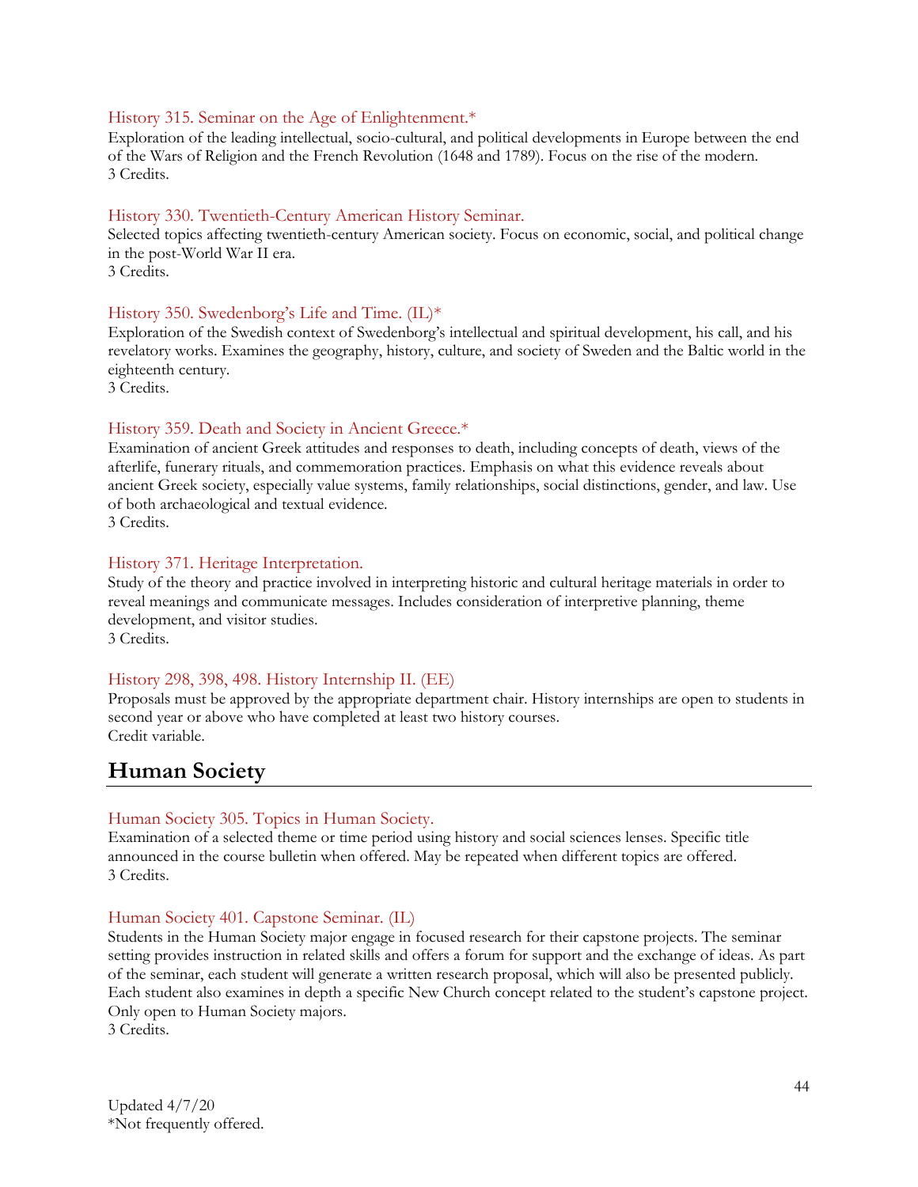### History 315. Seminar on the Age of Enlightenment.*

Exploration of the leading intellectual, socio-cultural, and political developments in Europe between the end of the Wars of Religion and the French Revolution (1648 and 1789). Focus on the rise of the modern.
3 Credits.

### History 330. Twentieth-Century American History Seminar.

Selected topics affecting twentieth-century American society. Focus on economic, social, and political change in the post-World War II era.
3 Credits.

### History 350. Swedenborg's Life and Time. (IL)*

Exploration of the Swedish context of Swedenborg's intellectual and spiritual development, his call, and his revelatory works. Examines the geography, history, culture, and society of Sweden and the Baltic world in the eighteenth century.
3 Credits.

### History 359. Death and Society in Ancient Greece.*

Examination of ancient Greek attitudes and responses to death, including concepts of death, views of the afterlife, funerary rituals, and commemoration practices. Emphasis on what this evidence reveals about ancient Greek society, especially value systems, family relationships, social distinctions, gender, and law. Use of both archaeological and textual evidence.
3 Credits.

### History 371. Heritage Interpretation.

Study of the theory and practice involved in interpreting historic and cultural heritage materials in order to reveal meanings and communicate messages. Includes consideration of interpretive planning, theme development, and visitor studies.
3 Credits.

### History 298, 398, 498. History Internship II. (EE)

Proposals must be approved by the appropriate department chair. History internships are open to students in second year or above who have completed at least two history courses.
Credit variable.

## Human Society

### Human Society 305. Topics in Human Society.

Examination of a selected theme or time period using history and social sciences lenses. Specific title announced in the course bulletin when offered. May be repeated when different topics are offered.
3 Credits.

### Human Society 401. Capstone Seminar. (IL)

Students in the Human Society major engage in focused research for their capstone projects. The seminar setting provides instruction in related skills and offers a forum for support and the exchange of ideas. As part of the seminar, each student will generate a written research proposal, which will also be presented publicly. Each student also examines in depth a specific New Church concept related to the student's capstone project. Only open to Human Society majors.
3 Credits.

Updated 4/7/20
*Not frequently offered.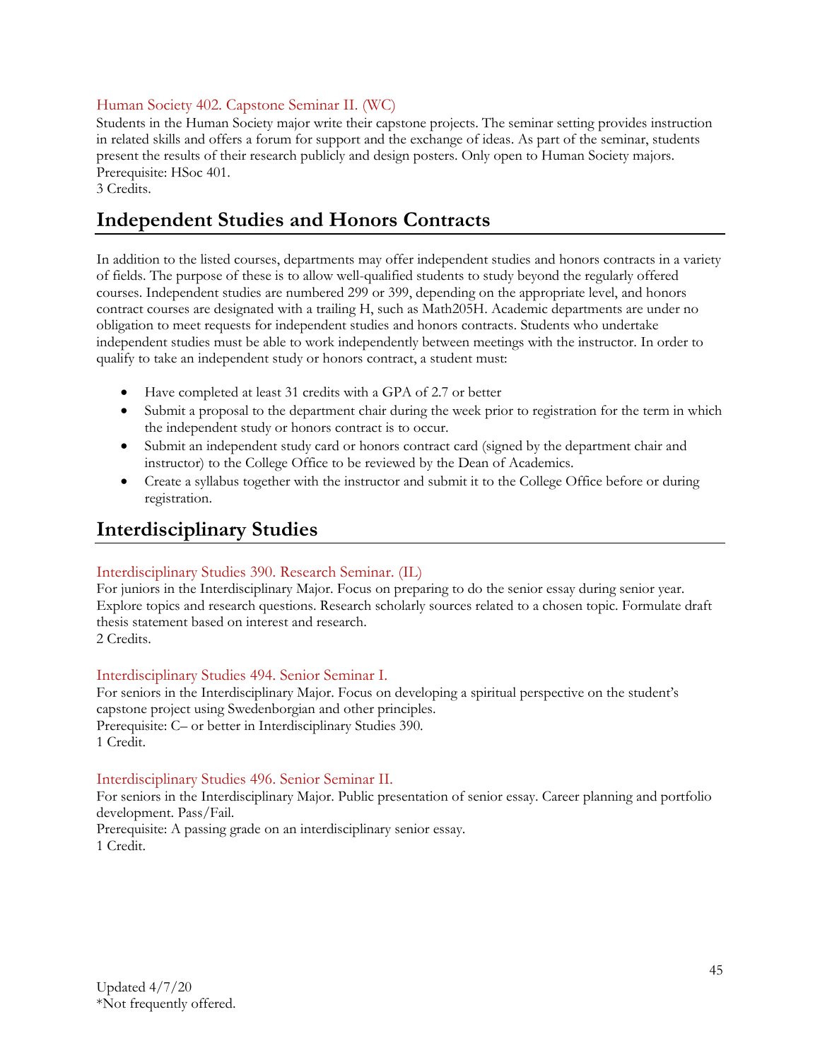### Human Society 402. Capstone Seminar II. (WC)

Students in the Human Society major write their capstone projects. The seminar setting provides instruction in related skills and offers a forum for support and the exchange of ideas. As part of the seminar, students present the results of their research publicly and design posters. Only open to Human Society majors.
Prerequisite: HSoc 401.
3 Credits.

## Independent Studies and Honors Contracts

In addition to the listed courses, departments may offer independent studies and honors contracts in a variety of fields. The purpose of these is to allow well-qualified students to study beyond the regularly offered courses. Independent studies are numbered 299 or 399, depending on the appropriate level, and honors contract courses are designated with a trailing H, such as Math205H. Academic departments are under no obligation to meet requests for independent studies and honors contracts. Students who undertake independent studies must be able to work independently between meetings with the instructor. In order to qualify to take an independent study or honors contract, a student must:

- Have completed at least 31 credits with a GPA of 2.7 or better
- Submit a proposal to the department chair during the week prior to registration for the term in which the independent study or honors contract is to occur.
- Submit an independent study card or honors contract card (signed by the department chair and instructor) to the College Office to be reviewed by the Dean of Academics.
- Create a syllabus together with the instructor and submit it to the College Office before or during registration.

## Interdisciplinary Studies

### Interdisciplinary Studies 390. Research Seminar. (IL)

For juniors in the Interdisciplinary Major. Focus on preparing to do the senior essay during senior year. Explore topics and research questions. Research scholarly sources related to a chosen topic. Formulate draft thesis statement based on interest and research.
2 Credits.

### Interdisciplinary Studies 494. Senior Seminar I.

For seniors in the Interdisciplinary Major. Focus on developing a spiritual perspective on the student's capstone project using Swedenborgian and other principles.
Prerequisite: C– or better in Interdisciplinary Studies 390.
1 Credit.

### Interdisciplinary Studies 496. Senior Seminar II.

For seniors in the Interdisciplinary Major. Public presentation of senior essay. Career planning and portfolio development. Pass/Fail.
Prerequisite: A passing grade on an interdisciplinary senior essay.
1 Credit.

Updated 4/7/20
*Not frequently offered.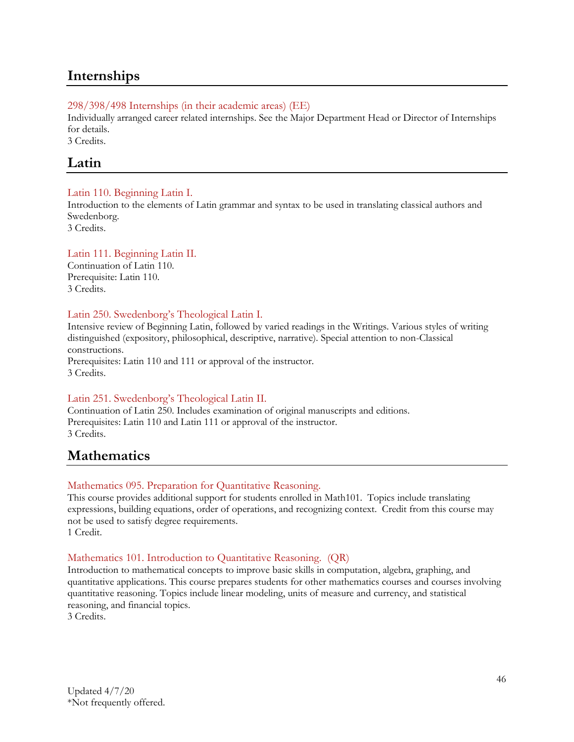## Internships

298/398/498 Internships (in their academic areas) (EE)
Individually arranged career related internships. See the Major Department Head or Director of Internships for details.
3 Credits.

## Latin

Latin 110. Beginning Latin I.
Introduction to the elements of Latin grammar and syntax to be used in translating classical authors and Swedenborg.
3 Credits.

Latin 111. Beginning Latin II.
Continuation of Latin 110.
Prerequisite: Latin 110.
3 Credits.

Latin 250. Swedenborg's Theological Latin I.
Intensive review of Beginning Latin, followed by varied readings in the Writings. Various styles of writing distinguished (expository, philosophical, descriptive, narrative). Special attention to non-Classical constructions.
Prerequisites: Latin 110 and 111 or approval of the instructor.
3 Credits.

Latin 251. Swedenborg's Theological Latin II.
Continuation of Latin 250. Includes examination of original manuscripts and editions.
Prerequisites: Latin 110 and Latin 111 or approval of the instructor.
3 Credits.

## Mathematics

Mathematics 095. Preparation for Quantitative Reasoning.
This course provides additional support for students enrolled in Math101. Topics include translating expressions, building equations, order of operations, and recognizing context. Credit from this course may not be used to satisfy degree requirements.
1 Credit.

Mathematics 101. Introduction to Quantitative Reasoning. (QR)
Introduction to mathematical concepts to improve basic skills in computation, algebra, graphing, and quantitative applications. This course prepares students for other mathematics courses and courses involving quantitative reasoning. Topics include linear modeling, units of measure and currency, and statistical reasoning, and financial topics.
3 Credits.

Updated 4/7/20
*Not frequently offered.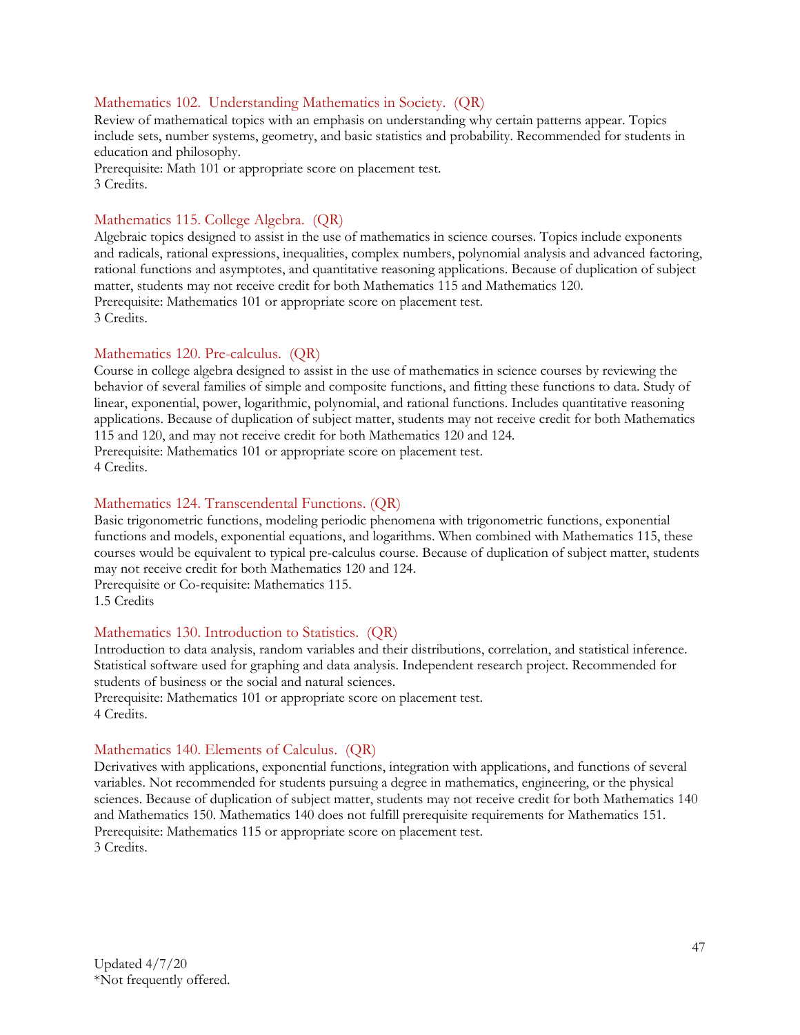### Mathematics 102. Understanding Mathematics in Society. (QR)

Review of mathematical topics with an emphasis on understanding why certain patterns appear. Topics include sets, number systems, geometry, and basic statistics and probability. Recommended for students in education and philosophy.
Prerequisite: Math 101 or appropriate score on placement test.
3 Credits.

### Mathematics 115. College Algebra. (QR)

Algebraic topics designed to assist in the use of mathematics in science courses. Topics include exponents and radicals, rational expressions, inequalities, complex numbers, polynomial analysis and advanced factoring, rational functions and asymptotes, and quantitative reasoning applications. Because of duplication of subject matter, students may not receive credit for both Mathematics 115 and Mathematics 120.
Prerequisite: Mathematics 101 or appropriate score on placement test.
3 Credits.

### Mathematics 120. Pre-calculus. (QR)

Course in college algebra designed to assist in the use of mathematics in science courses by reviewing the behavior of several families of simple and composite functions, and fitting these functions to data. Study of linear, exponential, power, logarithmic, polynomial, and rational functions. Includes quantitative reasoning applications. Because of duplication of subject matter, students may not receive credit for both Mathematics 115 and 120, and may not receive credit for both Mathematics 120 and 124.
Prerequisite: Mathematics 101 or appropriate score on placement test.
4 Credits.

### Mathematics 124. Transcendental Functions. (QR)

Basic trigonometric functions, modeling periodic phenomena with trigonometric functions, exponential functions and models, exponential equations, and logarithms. When combined with Mathematics 115, these courses would be equivalent to typical pre-calculus course. Because of duplication of subject matter, students may not receive credit for both Mathematics 120 and 124.
Prerequisite or Co-requisite: Mathematics 115.
1.5 Credits

### Mathematics 130. Introduction to Statistics. (QR)

Introduction to data analysis, random variables and their distributions, correlation, and statistical inference. Statistical software used for graphing and data analysis. Independent research project. Recommended for students of business or the social and natural sciences.
Prerequisite: Mathematics 101 or appropriate score on placement test.
4 Credits.

### Mathematics 140. Elements of Calculus. (QR)

Derivatives with applications, exponential functions, integration with applications, and functions of several variables. Not recommended for students pursuing a degree in mathematics, engineering, or the physical sciences. Because of duplication of subject matter, students may not receive credit for both Mathematics 140 and Mathematics 150. Mathematics 140 does not fulfill prerequisite requirements for Mathematics 151.
Prerequisite: Mathematics 115 or appropriate score on placement test.
3 Credits.

Updated 4/7/20
*Not frequently offered.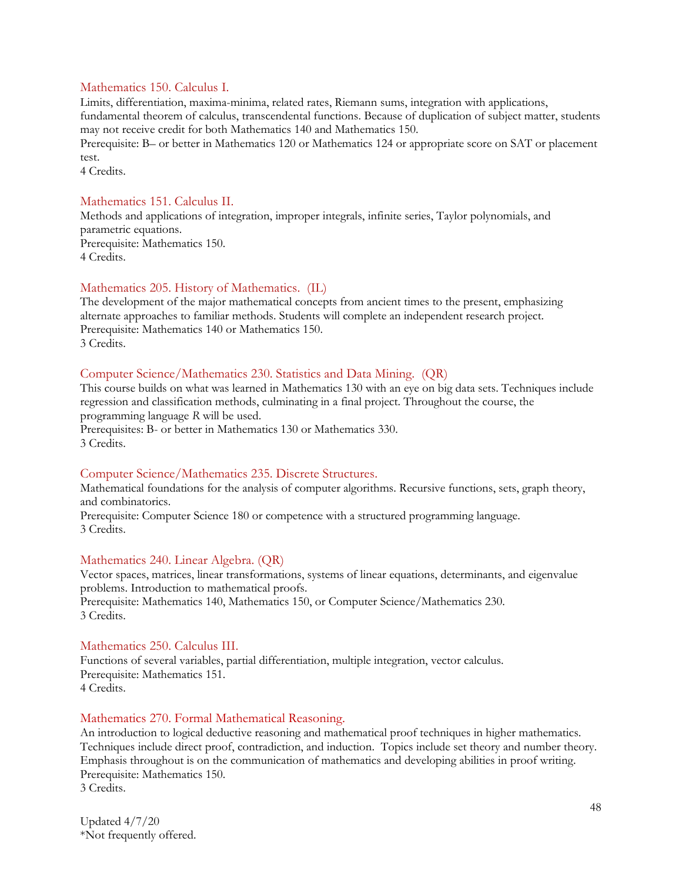### Mathematics 150. Calculus I.

Limits, differentiation, maxima-minima, related rates, Riemann sums, integration with applications, fundamental theorem of calculus, transcendental functions. Because of duplication of subject matter, students may not receive credit for both Mathematics 140 and Mathematics 150.
Prerequisite: B– or better in Mathematics 120 or Mathematics 124 or appropriate score on SAT or placement test.
4 Credits.

### Mathematics 151. Calculus II.

Methods and applications of integration, improper integrals, infinite series, Taylor polynomials, and parametric equations.
Prerequisite: Mathematics 150.
4 Credits.

### Mathematics 205. History of Mathematics. (IL)

The development of the major mathematical concepts from ancient times to the present, emphasizing alternate approaches to familiar methods. Students will complete an independent research project.
Prerequisite: Mathematics 140 or Mathematics 150.
3 Credits.

### Computer Science/Mathematics 230. Statistics and Data Mining. (QR)

This course builds on what was learned in Mathematics 130 with an eye on big data sets. Techniques include regression and classification methods, culminating in a final project. Throughout the course, the programming language *R* will be used.
Prerequisites: B- or better in Mathematics 130 or Mathematics 330.
3 Credits.

### Computer Science/Mathematics 235. Discrete Structures.

Mathematical foundations for the analysis of computer algorithms. Recursive functions, sets, graph theory, and combinatorics.
Prerequisite: Computer Science 180 or competence with a structured programming language.
3 Credits.

### Mathematics 240. Linear Algebra. (QR)

Vector spaces, matrices, linear transformations, systems of linear equations, determinants, and eigenvalue problems. Introduction to mathematical proofs.
Prerequisite: Mathematics 140, Mathematics 150, or Computer Science/Mathematics 230.
3 Credits.

### Mathematics 250. Calculus III.

Functions of several variables, partial differentiation, multiple integration, vector calculus.
Prerequisite: Mathematics 151.
4 Credits.

### Mathematics 270. Formal Mathematical Reasoning.

An introduction to logical deductive reasoning and mathematical proof techniques in higher mathematics. Techniques include direct proof, contradiction, and induction. Topics include set theory and number theory. Emphasis throughout is on the communication of mathematics and developing abilities in proof writing.
Prerequisite: Mathematics 150.
3 Credits.

Updated 4/7/20
*Not frequently offered.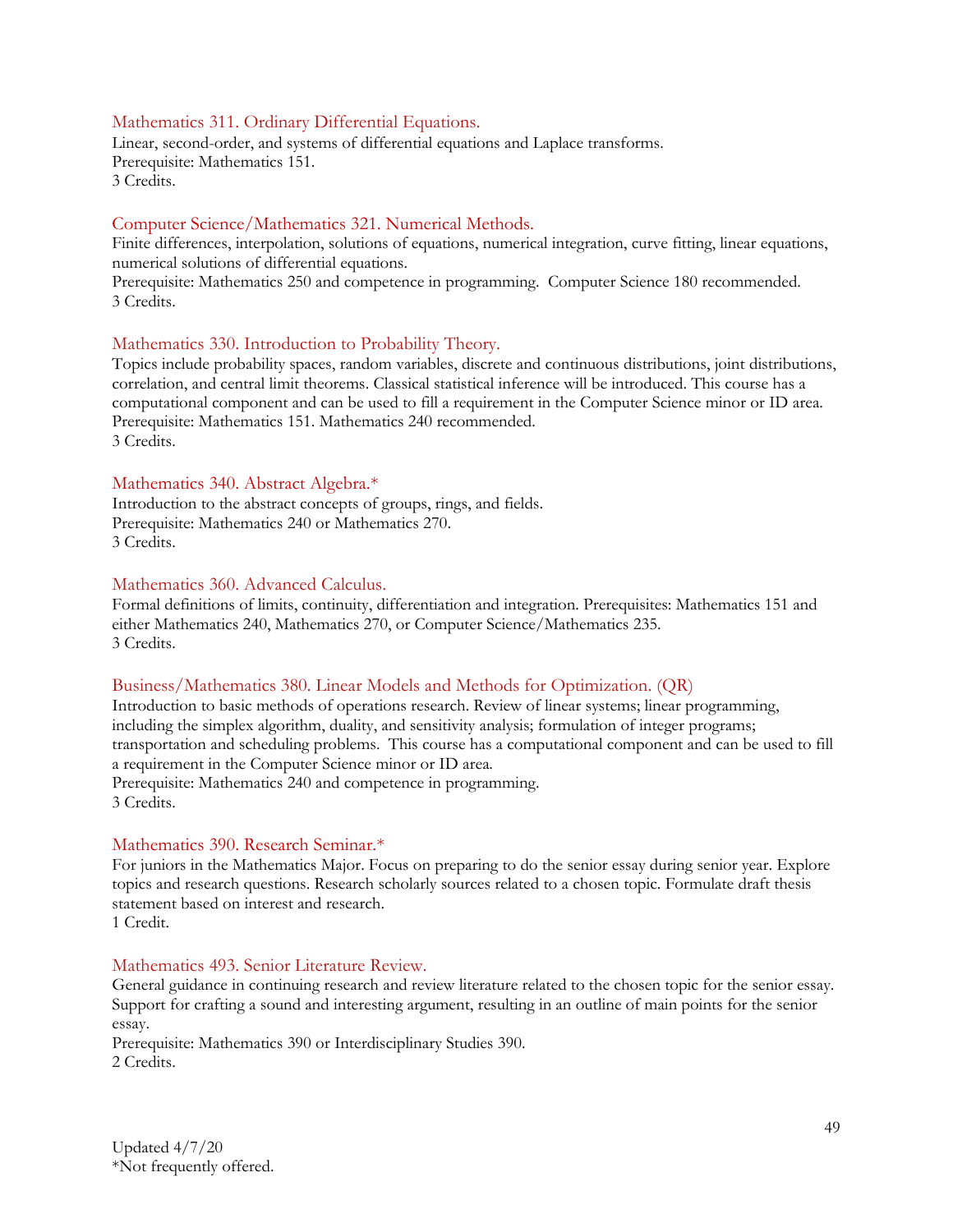### Mathematics 311. Ordinary Differential Equations.

Linear, second-order, and systems of differential equations and Laplace transforms.
Prerequisite: Mathematics 151.
3 Credits.

### Computer Science/Mathematics 321. Numerical Methods.

Finite differences, interpolation, solutions of equations, numerical integration, curve fitting, linear equations, numerical solutions of differential equations.
Prerequisite: Mathematics 250 and competence in programming. Computer Science 180 recommended.
3 Credits.

### Mathematics 330. Introduction to Probability Theory.

Topics include probability spaces, random variables, discrete and continuous distributions, joint distributions, correlation, and central limit theorems. Classical statistical inference will be introduced. This course has a computational component and can be used to fill a requirement in the Computer Science minor or ID area.
Prerequisite: Mathematics 151. Mathematics 240 recommended.
3 Credits.

### Mathematics 340. Abstract Algebra.*

Introduction to the abstract concepts of groups, rings, and fields.
Prerequisite: Mathematics 240 or Mathematics 270.
3 Credits.

### Mathematics 360. Advanced Calculus.

Formal definitions of limits, continuity, differentiation and integration. Prerequisites: Mathematics 151 and either Mathematics 240, Mathematics 270, or Computer Science/Mathematics 235.
3 Credits.

### Business/Mathematics 380. Linear Models and Methods for Optimization. (QR)

Introduction to basic methods of operations research. Review of linear systems; linear programming, including the simplex algorithm, duality, and sensitivity analysis; formulation of integer programs; transportation and scheduling problems. This course has a computational component and can be used to fill a requirement in the Computer Science minor or ID area.
Prerequisite: Mathematics 240 and competence in programming.
3 Credits.

### Mathematics 390. Research Seminar.*

For juniors in the Mathematics Major. Focus on preparing to do the senior essay during senior year. Explore topics and research questions. Research scholarly sources related to a chosen topic. Formulate draft thesis statement based on interest and research.
1 Credit.

### Mathematics 493. Senior Literature Review.

General guidance in continuing research and review literature related to the chosen topic for the senior essay. Support for crafting a sound and interesting argument, resulting in an outline of main points for the senior essay.
Prerequisite: Mathematics 390 or Interdisciplinary Studies 390.
2 Credits.

Updated 4/7/20
*Not frequently offered.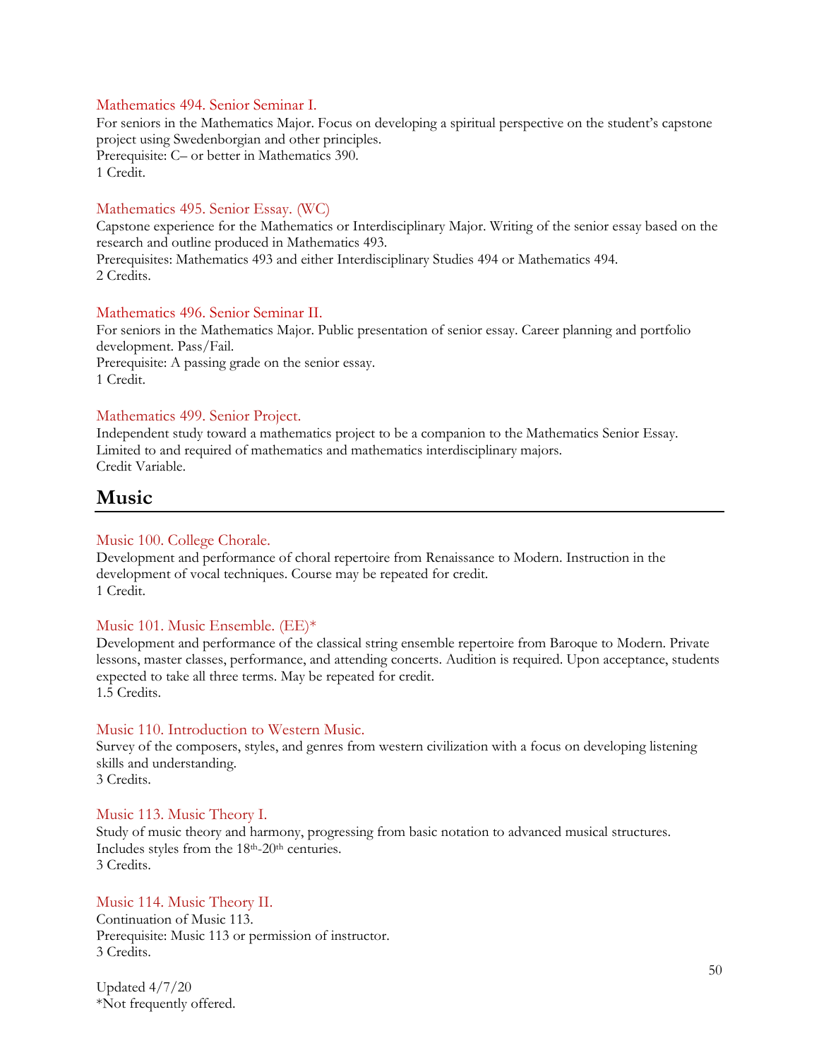Mathematics 494. Senior Seminar I.
For seniors in the Mathematics Major. Focus on developing a spiritual perspective on the student's capstone project using Swedenborgian and other principles.
Prerequisite: C– or better in Mathematics 390.
1 Credit.

Mathematics 495. Senior Essay. (WC)
Capstone experience for the Mathematics or Interdisciplinary Major. Writing of the senior essay based on the research and outline produced in Mathematics 493.
Prerequisites: Mathematics 493 and either Interdisciplinary Studies 494 or Mathematics 494.
2 Credits.

Mathematics 496. Senior Seminar II.
For seniors in the Mathematics Major. Public presentation of senior essay. Career planning and portfolio development. Pass/Fail.
Prerequisite: A passing grade on the senior essay.
1 Credit.

Mathematics 499. Senior Project.
Independent study toward a mathematics project to be a companion to the Mathematics Senior Essay. Limited to and required of mathematics and mathematics interdisciplinary majors.
Credit Variable.

## Music

Music 100. College Chorale.
Development and performance of choral repertoire from Renaissance to Modern. Instruction in the development of vocal techniques. Course may be repeated for credit.
1 Credit.

Music 101. Music Ensemble. (EE)*
Development and performance of the classical string ensemble repertoire from Baroque to Modern. Private lessons, master classes, performance, and attending concerts. Audition is required. Upon acceptance, students expected to take all three terms. May be repeated for credit.
1.5 Credits.

Music 110. Introduction to Western Music.
Survey of the composers, styles, and genres from western civilization with a focus on developing listening skills and understanding.
3 Credits.

Music 113. Music Theory I.
Study of music theory and harmony, progressing from basic notation to advanced musical structures. Includes styles from the 18th-20th centuries.
3 Credits.

Music 114. Music Theory II.
Continuation of Music 113.
Prerequisite: Music 113 or permission of instructor.
3 Credits.

Updated 4/7/20
*Not frequently offered.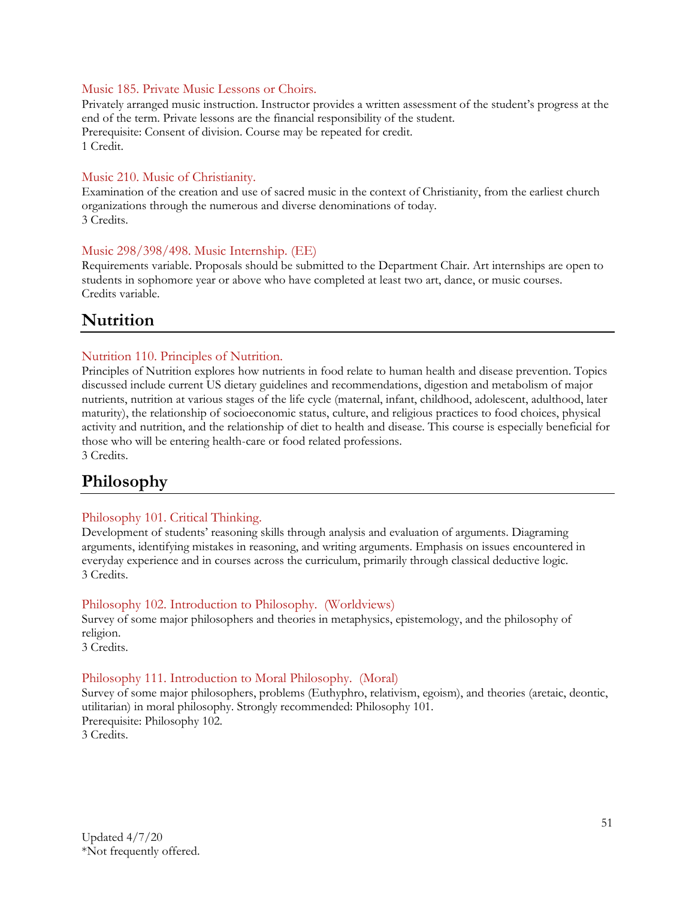### Music 185. Private Music Lessons or Choirs.

Privately arranged music instruction. Instructor provides a written assessment of the student's progress at the end of the term. Private lessons are the financial responsibility of the student.
Prerequisite: Consent of division. Course may be repeated for credit.
1 Credit.

### Music 210. Music of Christianity.

Examination of the creation and use of sacred music in the context of Christianity, from the earliest church organizations through the numerous and diverse denominations of today.
3 Credits.

### Music 298/398/498. Music Internship. (EE)

Requirements variable. Proposals should be submitted to the Department Chair. Art internships are open to students in sophomore year or above who have completed at least two art, dance, or music courses.
Credits variable.

## Nutrition

### Nutrition 110. Principles of Nutrition.

Principles of Nutrition explores how nutrients in food relate to human health and disease prevention. Topics discussed include current US dietary guidelines and recommendations, digestion and metabolism of major nutrients, nutrition at various stages of the life cycle (maternal, infant, childhood, adolescent, adulthood, later maturity), the relationship of socioeconomic status, culture, and religious practices to food choices, physical activity and nutrition, and the relationship of diet to health and disease. This course is especially beneficial for those who will be entering health-care or food related professions.
3 Credits.

## Philosophy

### Philosophy 101. Critical Thinking.

Development of students' reasoning skills through analysis and evaluation of arguments. Diagraming arguments, identifying mistakes in reasoning, and writing arguments. Emphasis on issues encountered in everyday experience and in courses across the curriculum, primarily through classical deductive logic.
3 Credits.

### Philosophy 102. Introduction to Philosophy. (Worldviews)

Survey of some major philosophers and theories in metaphysics, epistemology, and the philosophy of religion.
3 Credits.

### Philosophy 111. Introduction to Moral Philosophy. (Moral)

Survey of some major philosophers, problems (Euthyphro, relativism, egoism), and theories (aretaic, deontic, utilitarian) in moral philosophy. Strongly recommended: Philosophy 101.
Prerequisite: Philosophy 102.
3 Credits.

Updated 4/7/20
*Not frequently offered.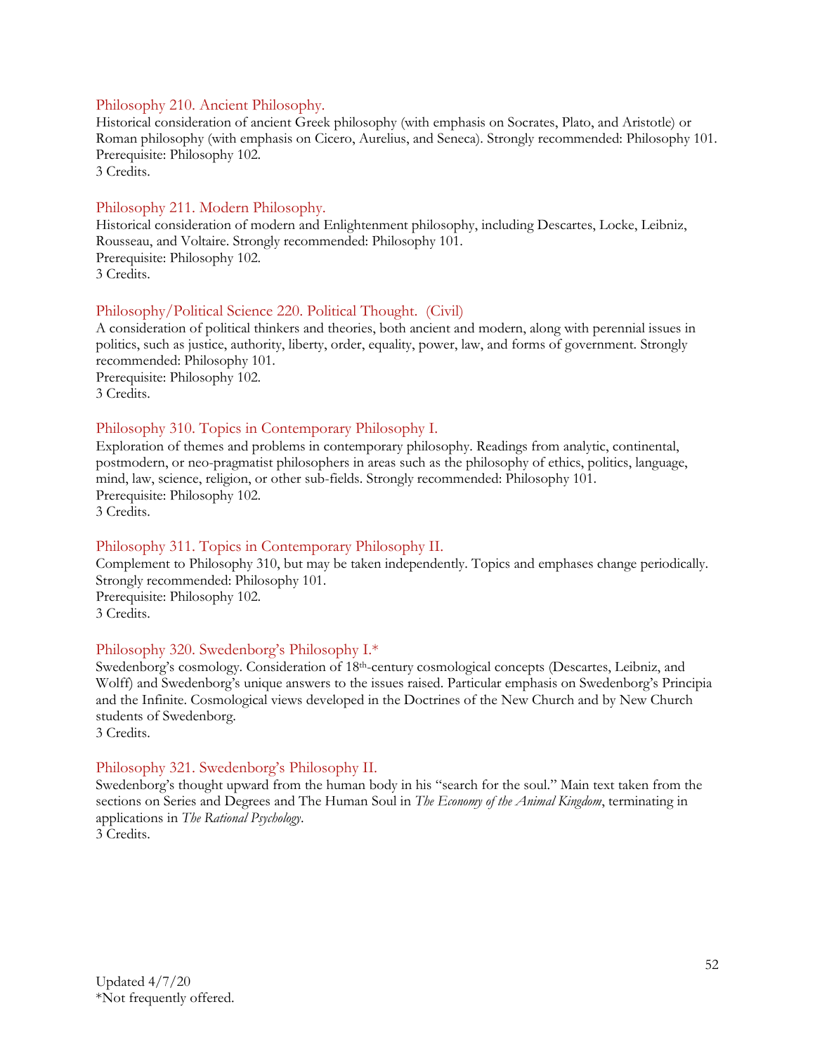### Philosophy 210. Ancient Philosophy.

Historical consideration of ancient Greek philosophy (with emphasis on Socrates, Plato, and Aristotle) or Roman philosophy (with emphasis on Cicero, Aurelius, and Seneca). Strongly recommended: Philosophy 101.
Prerequisite: Philosophy 102.
3 Credits.

### Philosophy 211. Modern Philosophy.

Historical consideration of modern and Enlightenment philosophy, including Descartes, Locke, Leibniz, Rousseau, and Voltaire. Strongly recommended: Philosophy 101.
Prerequisite: Philosophy 102.
3 Credits.

### Philosophy/Political Science 220. Political Thought. (Civil)

A consideration of political thinkers and theories, both ancient and modern, along with perennial issues in politics, such as justice, authority, liberty, order, equality, power, law, and forms of government. Strongly recommended: Philosophy 101.
Prerequisite: Philosophy 102.
3 Credits.

### Philosophy 310. Topics in Contemporary Philosophy I.

Exploration of themes and problems in contemporary philosophy. Readings from analytic, continental, postmodern, or neo-pragmatist philosophers in areas such as the philosophy of ethics, politics, language, mind, law, science, religion, or other sub-fields. Strongly recommended: Philosophy 101.
Prerequisite: Philosophy 102.
3 Credits.

### Philosophy 311. Topics in Contemporary Philosophy II.

Complement to Philosophy 310, but may be taken independently. Topics and emphases change periodically. Strongly recommended: Philosophy 101.
Prerequisite: Philosophy 102.
3 Credits.

### Philosophy 320. Swedenborg's Philosophy I.*

Swedenborg's cosmology. Consideration of 18th-century cosmological concepts (Descartes, Leibniz, and Wolff) and Swedenborg's unique answers to the issues raised. Particular emphasis on Swedenborg's Principia and the Infinite. Cosmological views developed in the Doctrines of the New Church and by New Church students of Swedenborg.
3 Credits.

### Philosophy 321. Swedenborg's Philosophy II.

Swedenborg's thought upward from the human body in his "search for the soul." Main text taken from the sections on Series and Degrees and The Human Soul in *The Economy of the Animal Kingdom*, terminating in applications in *The Rational Psychology*.
3 Credits.

Updated 4/7/20
*Not frequently offered.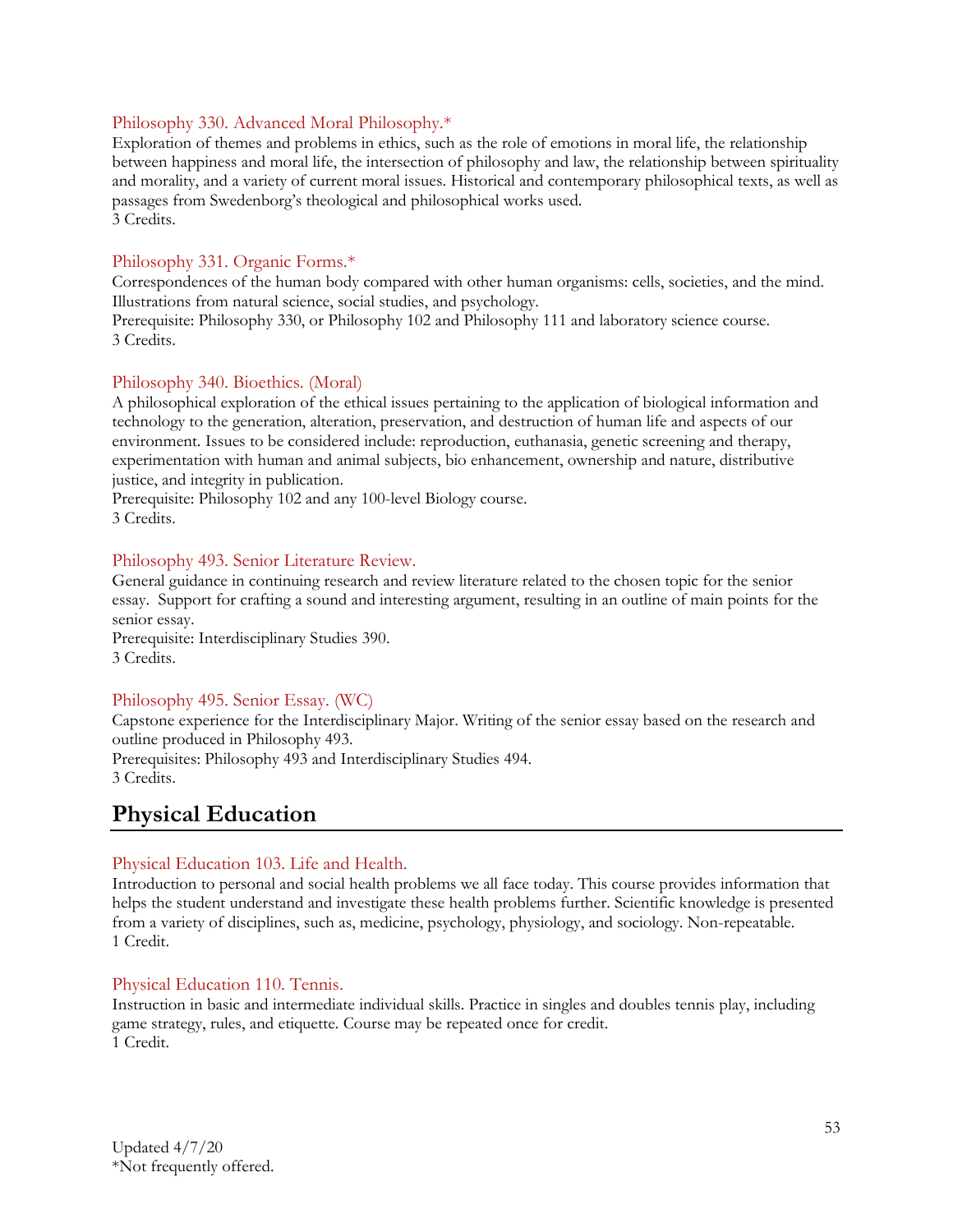### Philosophy 330. Advanced Moral Philosophy.*

Exploration of themes and problems in ethics, such as the role of emotions in moral life, the relationship between happiness and moral life, the intersection of philosophy and law, the relationship between spirituality and morality, and a variety of current moral issues. Historical and contemporary philosophical texts, as well as passages from Swedenborg's theological and philosophical works used.
3 Credits.

### Philosophy 331. Organic Forms.*

Correspondences of the human body compared with other human organisms: cells, societies, and the mind. Illustrations from natural science, social studies, and psychology.
Prerequisite: Philosophy 330, or Philosophy 102 and Philosophy 111 and laboratory science course.
3 Credits.

### Philosophy 340. Bioethics. (Moral)

A philosophical exploration of the ethical issues pertaining to the application of biological information and technology to the generation, alteration, preservation, and destruction of human life and aspects of our environment. Issues to be considered include: reproduction, euthanasia, genetic screening and therapy, experimentation with human and animal subjects, bio enhancement, ownership and nature, distributive justice, and integrity in publication.
Prerequisite: Philosophy 102 and any 100-level Biology course.
3 Credits.

### Philosophy 493. Senior Literature Review.

General guidance in continuing research and review literature related to the chosen topic for the senior essay. Support for crafting a sound and interesting argument, resulting in an outline of main points for the senior essay.
Prerequisite: Interdisciplinary Studies 390.
3 Credits.

### Philosophy 495. Senior Essay. (WC)

Capstone experience for the Interdisciplinary Major. Writing of the senior essay based on the research and outline produced in Philosophy 493.
Prerequisites: Philosophy 493 and Interdisciplinary Studies 494.
3 Credits.

## Physical Education

### Physical Education 103. Life and Health.

Introduction to personal and social health problems we all face today. This course provides information that helps the student understand and investigate these health problems further. Scientific knowledge is presented from a variety of disciplines, such as, medicine, psychology, physiology, and sociology. Non-repeatable.
1 Credit.

### Physical Education 110. Tennis.

Instruction in basic and intermediate individual skills. Practice in singles and doubles tennis play, including game strategy, rules, and etiquette. Course may be repeated once for credit.
1 Credit.

Updated 4/7/20
*Not frequently offered.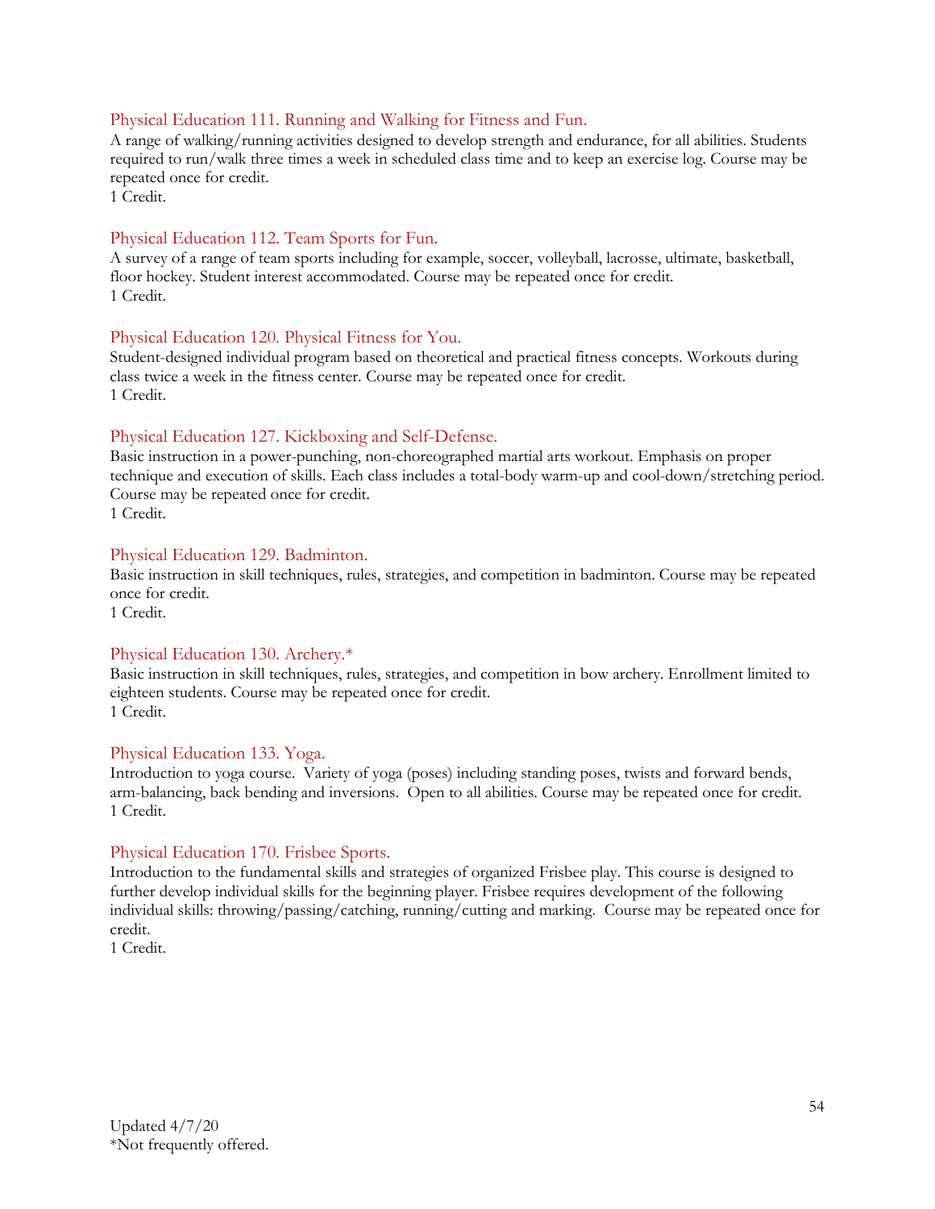### Physical Education 111. Running and Walking for Fitness and Fun.

A range of walking/running activities designed to develop strength and endurance, for all abilities. Students required to run/walk three times a week in scheduled class time and to keep an exercise log. Course may be repeated once for credit.
1 Credit.

### Physical Education 112. Team Sports for Fun.

A survey of a range of team sports including for example, soccer, volleyball, lacrosse, ultimate, basketball, floor hockey. Student interest accommodated. Course may be repeated once for credit.
1 Credit.

### Physical Education 120. Physical Fitness for You.

Student-designed individual program based on theoretical and practical fitness concepts. Workouts during class twice a week in the fitness center. Course may be repeated once for credit.
1 Credit.

### Physical Education 127. Kickboxing and Self-Defense.

Basic instruction in a power-punching, non-choreographed martial arts workout. Emphasis on proper technique and execution of skills. Each class includes a total-body warm-up and cool-down/stretching period. Course may be repeated once for credit.
1 Credit.

### Physical Education 129. Badminton.

Basic instruction in skill techniques, rules, strategies, and competition in badminton. Course may be repeated once for credit.
1 Credit.

### Physical Education 130. Archery.*

Basic instruction in skill techniques, rules, strategies, and competition in bow archery. Enrollment limited to eighteen students. Course may be repeated once for credit.
1 Credit.

### Physical Education 133. Yoga.

Introduction to yoga course. Variety of yoga (poses) including standing poses, twists and forward bends, arm-balancing, back bending and inversions. Open to all abilities. Course may be repeated once for credit.
1 Credit.

### Physical Education 170. Frisbee Sports.

Introduction to the fundamental skills and strategies of organized Frisbee play. This course is designed to further develop individual skills for the beginning player. Frisbee requires development of the following individual skills: throwing/passing/catching, running/cutting and marking. Course may be repeated once for credit.
1 Credit.

Updated 4/7/20
*Not frequently offered.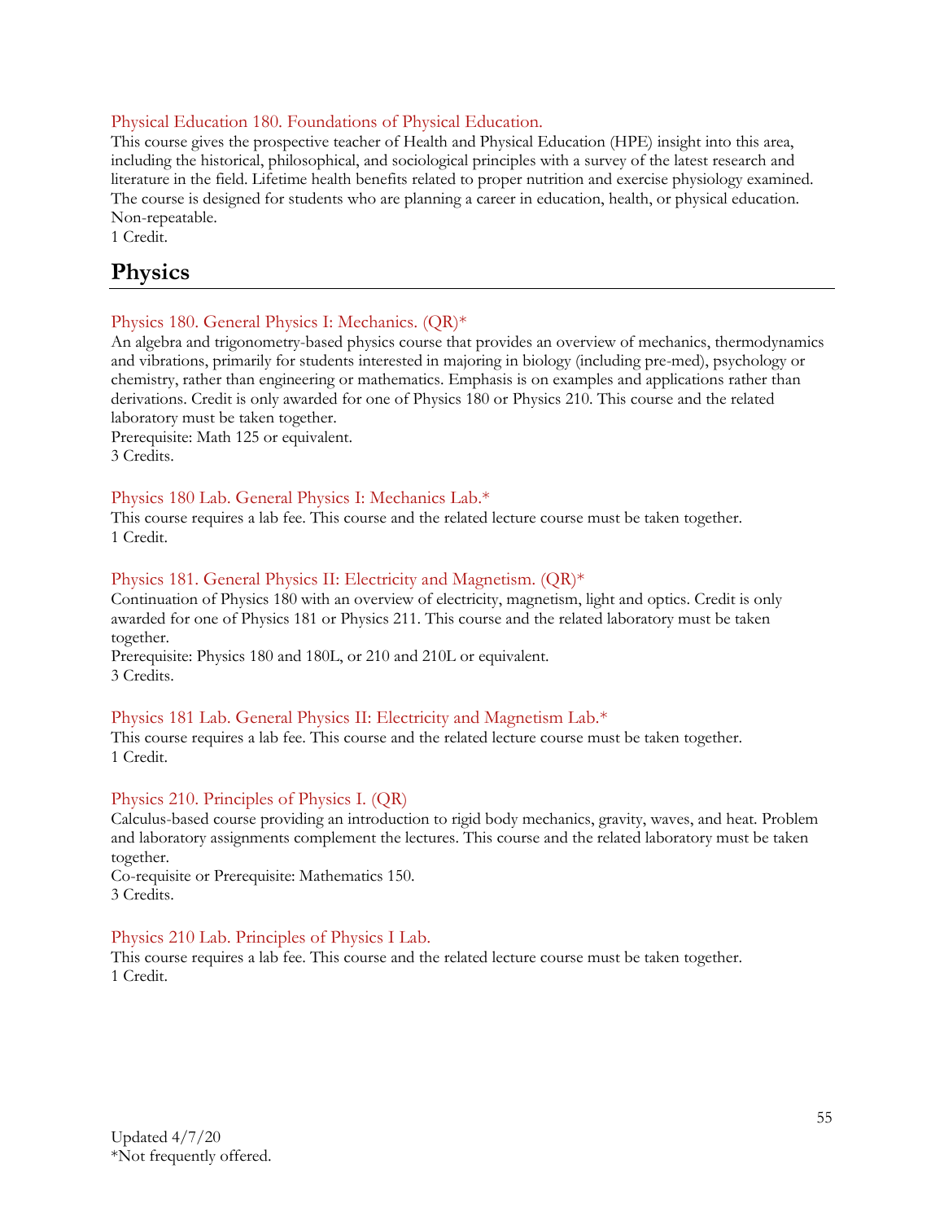### Physical Education 180. Foundations of Physical Education.

This course gives the prospective teacher of Health and Physical Education (HPE) insight into this area, including the historical, philosophical, and sociological principles with a survey of the latest research and literature in the field. Lifetime health benefits related to proper nutrition and exercise physiology examined. The course is designed for students who are planning a career in education, health, or physical education. Non-repeatable.
1 Credit.

## Physics

### Physics 180. General Physics I: Mechanics. (QR)*

An algebra and trigonometry-based physics course that provides an overview of mechanics, thermodynamics and vibrations, primarily for students interested in majoring in biology (including pre-med), psychology or chemistry, rather than engineering or mathematics. Emphasis is on examples and applications rather than derivations. Credit is only awarded for one of Physics 180 or Physics 210. This course and the related laboratory must be taken together.
Prerequisite: Math 125 or equivalent.
3 Credits.

### Physics 180 Lab. General Physics I: Mechanics Lab.*

This course requires a lab fee. This course and the related lecture course must be taken together.
1 Credit.

### Physics 181. General Physics II: Electricity and Magnetism. (QR)*

Continuation of Physics 180 with an overview of electricity, magnetism, light and optics. Credit is only awarded for one of Physics 181 or Physics 211. This course and the related laboratory must be taken together.
Prerequisite: Physics 180 and 180L, or 210 and 210L or equivalent.
3 Credits.

### Physics 181 Lab. General Physics II: Electricity and Magnetism Lab.*

This course requires a lab fee. This course and the related lecture course must be taken together.
1 Credit.

### Physics 210. Principles of Physics I. (QR)

Calculus-based course providing an introduction to rigid body mechanics, gravity, waves, and heat. Problem and laboratory assignments complement the lectures. This course and the related laboratory must be taken together.
Co-requisite or Prerequisite: Mathematics 150.
3 Credits.

### Physics 210 Lab. Principles of Physics I Lab.

This course requires a lab fee. This course and the related lecture course must be taken together.
1 Credit.

Updated 4/7/20
*Not frequently offered.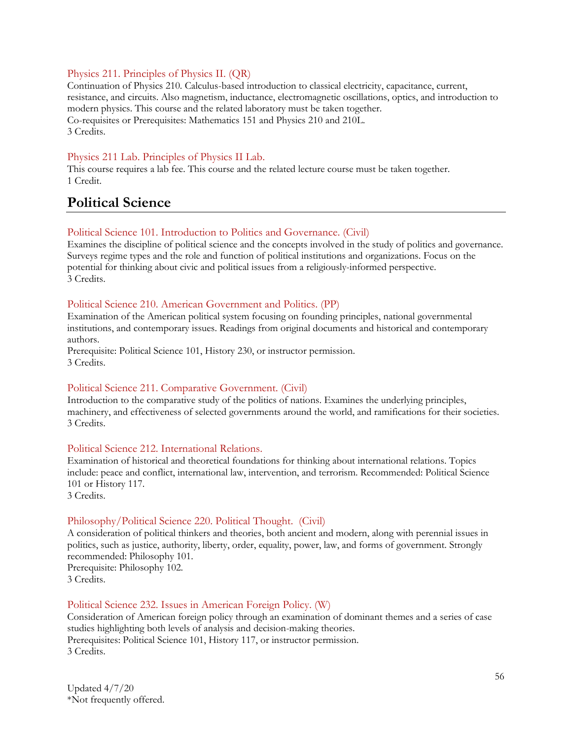### Physics 211. Principles of Physics II. (QR)

Continuation of Physics 210. Calculus-based introduction to classical electricity, capacitance, current, resistance, and circuits. Also magnetism, inductance, electromagnetic oscillations, optics, and introduction to modern physics. This course and the related laboratory must be taken together.
Co-requisites or Prerequisites: Mathematics 151 and Physics 210 and 210L.
3 Credits.

### Physics 211 Lab. Principles of Physics II Lab.

This course requires a lab fee. This course and the related lecture course must be taken together.
1 Credit.

## Political Science

### Political Science 101. Introduction to Politics and Governance. (Civil)

Examines the discipline of political science and the concepts involved in the study of politics and governance. Surveys regime types and the role and function of political institutions and organizations. Focus on the potential for thinking about civic and political issues from a religiously-informed perspective.
3 Credits.

### Political Science 210. American Government and Politics. (PP)

Examination of the American political system focusing on founding principles, national governmental institutions, and contemporary issues. Readings from original documents and historical and contemporary authors.
Prerequisite: Political Science 101, History 230, or instructor permission.
3 Credits.

### Political Science 211. Comparative Government. (Civil)

Introduction to the comparative study of the politics of nations. Examines the underlying principles, machinery, and effectiveness of selected governments around the world, and ramifications for their societies.
3 Credits.

### Political Science 212. International Relations.

Examination of historical and theoretical foundations for thinking about international relations. Topics include: peace and conflict, international law, intervention, and terrorism. Recommended: Political Science 101 or History 117.
3 Credits.

### Philosophy/Political Science 220. Political Thought. (Civil)

A consideration of political thinkers and theories, both ancient and modern, along with perennial issues in politics, such as justice, authority, liberty, order, equality, power, law, and forms of government. Strongly recommended: Philosophy 101.
Prerequisite: Philosophy 102.
3 Credits.

### Political Science 232. Issues in American Foreign Policy. (W)

Consideration of American foreign policy through an examination of dominant themes and a series of case studies highlighting both levels of analysis and decision-making theories.
Prerequisites: Political Science 101, History 117, or instructor permission.
3 Credits.

Updated 4/7/20
*Not frequently offered.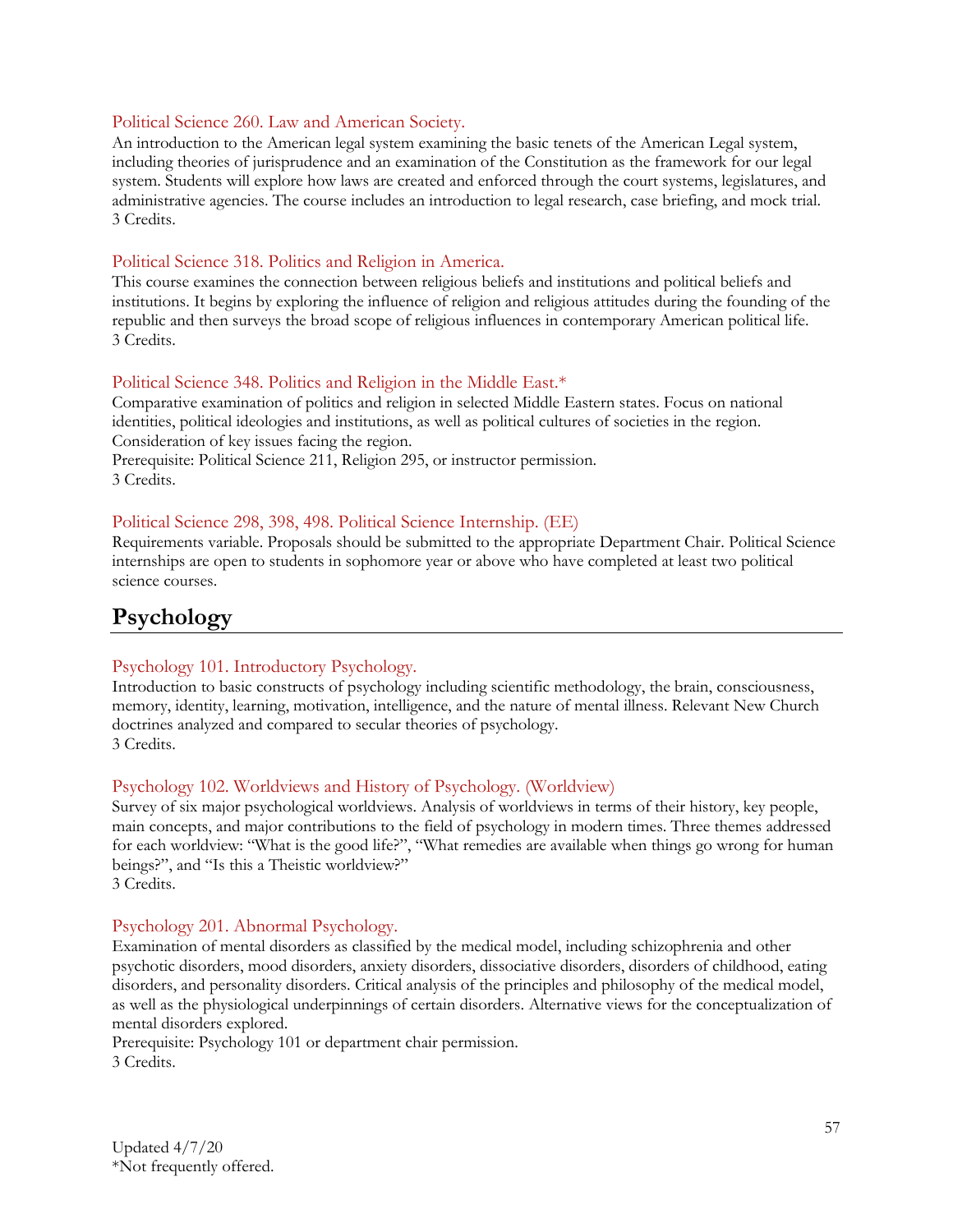### Political Science 260. Law and American Society.

An introduction to the American legal system examining the basic tenets of the American Legal system, including theories of jurisprudence and an examination of the Constitution as the framework for our legal system. Students will explore how laws are created and enforced through the court systems, legislatures, and administrative agencies. The course includes an introduction to legal research, case briefing, and mock trial.
3 Credits.

### Political Science 318. Politics and Religion in America.

This course examines the connection between religious beliefs and institutions and political beliefs and institutions. It begins by exploring the influence of religion and religious attitudes during the founding of the republic and then surveys the broad scope of religious influences in contemporary American political life.
3 Credits.

### Political Science 348. Politics and Religion in the Middle East.*

Comparative examination of politics and religion in selected Middle Eastern states. Focus on national identities, political ideologies and institutions, as well as political cultures of societies in the region. Consideration of key issues facing the region.
Prerequisite: Political Science 211, Religion 295, or instructor permission.
3 Credits.

### Political Science 298, 398, 498. Political Science Internship. (EE)

Requirements variable. Proposals should be submitted to the appropriate Department Chair. Political Science internships are open to students in sophomore year or above who have completed at least two political science courses.

## Psychology

### Psychology 101. Introductory Psychology.

Introduction to basic constructs of psychology including scientific methodology, the brain, consciousness, memory, identity, learning, motivation, intelligence, and the nature of mental illness. Relevant New Church doctrines analyzed and compared to secular theories of psychology.
3 Credits.

### Psychology 102. Worldviews and History of Psychology. (Worldview)

Survey of six major psychological worldviews. Analysis of worldviews in terms of their history, key people, main concepts, and major contributions to the field of psychology in modern times. Three themes addressed for each worldview: "What is the good life?", "What remedies are available when things go wrong for human beings?", and "Is this a Theistic worldview?"
3 Credits.

### Psychology 201. Abnormal Psychology.

Examination of mental disorders as classified by the medical model, including schizophrenia and other psychotic disorders, mood disorders, anxiety disorders, dissociative disorders, disorders of childhood, eating disorders, and personality disorders. Critical analysis of the principles and philosophy of the medical model, as well as the physiological underpinnings of certain disorders. Alternative views for the conceptualization of mental disorders explored.
Prerequisite: Psychology 101 or department chair permission.
3 Credits.

Updated 4/7/20
*Not frequently offered.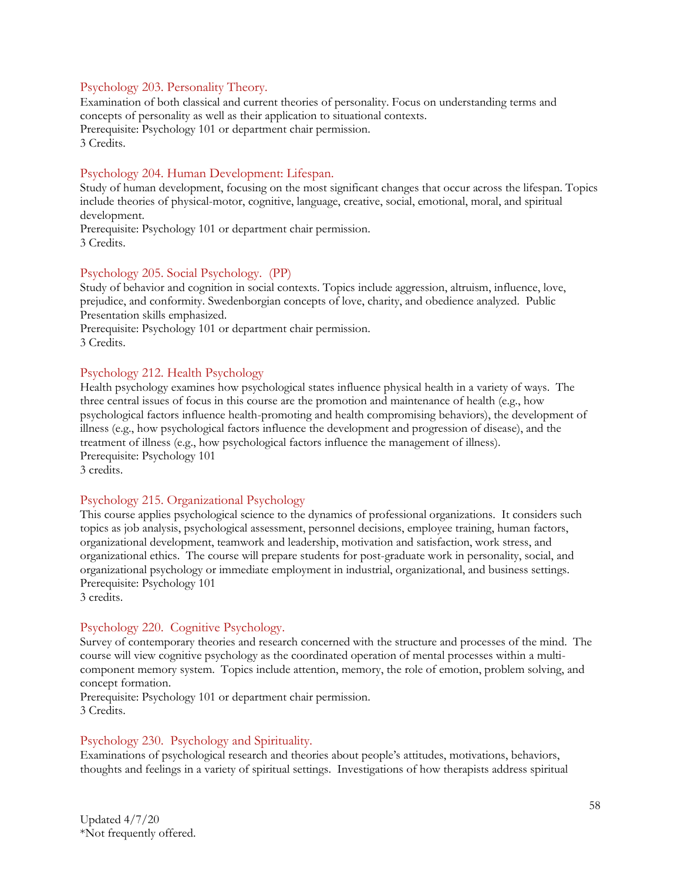### Psychology 203. Personality Theory.

Examination of both classical and current theories of personality. Focus on understanding terms and concepts of personality as well as their application to situational contexts.
Prerequisite: Psychology 101 or department chair permission.
3 Credits.

### Psychology 204. Human Development: Lifespan.

Study of human development, focusing on the most significant changes that occur across the lifespan. Topics include theories of physical-motor, cognitive, language, creative, social, emotional, moral, and spiritual development.
Prerequisite: Psychology 101 or department chair permission.
3 Credits.

### Psychology 205. Social Psychology. (PP)

Study of behavior and cognition in social contexts. Topics include aggression, altruism, influence, love, prejudice, and conformity. Swedenborgian concepts of love, charity, and obedience analyzed. Public Presentation skills emphasized.
Prerequisite: Psychology 101 or department chair permission.
3 Credits.

### Psychology 212. Health Psychology

Health psychology examines how psychological states influence physical health in a variety of ways. The three central issues of focus in this course are the promotion and maintenance of health (e.g., how psychological factors influence health-promoting and health compromising behaviors), the development of illness (e.g., how psychological factors influence the development and progression of disease), and the treatment of illness (e.g., how psychological factors influence the management of illness).
Prerequisite: Psychology 101
3 credits.

### Psychology 215. Organizational Psychology

This course applies psychological science to the dynamics of professional organizations. It considers such topics as job analysis, psychological assessment, personnel decisions, employee training, human factors, organizational development, teamwork and leadership, motivation and satisfaction, work stress, and organizational ethics. The course will prepare students for post-graduate work in personality, social, and organizational psychology or immediate employment in industrial, organizational, and business settings.
Prerequisite: Psychology 101
3 credits.

### Psychology 220. Cognitive Psychology.

Survey of contemporary theories and research concerned with the structure and processes of the mind. The course will view cognitive psychology as the coordinated operation of mental processes within a multi-component memory system. Topics include attention, memory, the role of emotion, problem solving, and concept formation.
Prerequisite: Psychology 101 or department chair permission.
3 Credits.

### Psychology 230. Psychology and Spirituality.

Examinations of psychological research and theories about people's attitudes, motivations, behaviors, thoughts and feelings in a variety of spiritual settings. Investigations of how therapists address spiritual

Updated 4/7/20
*Not frequently offered.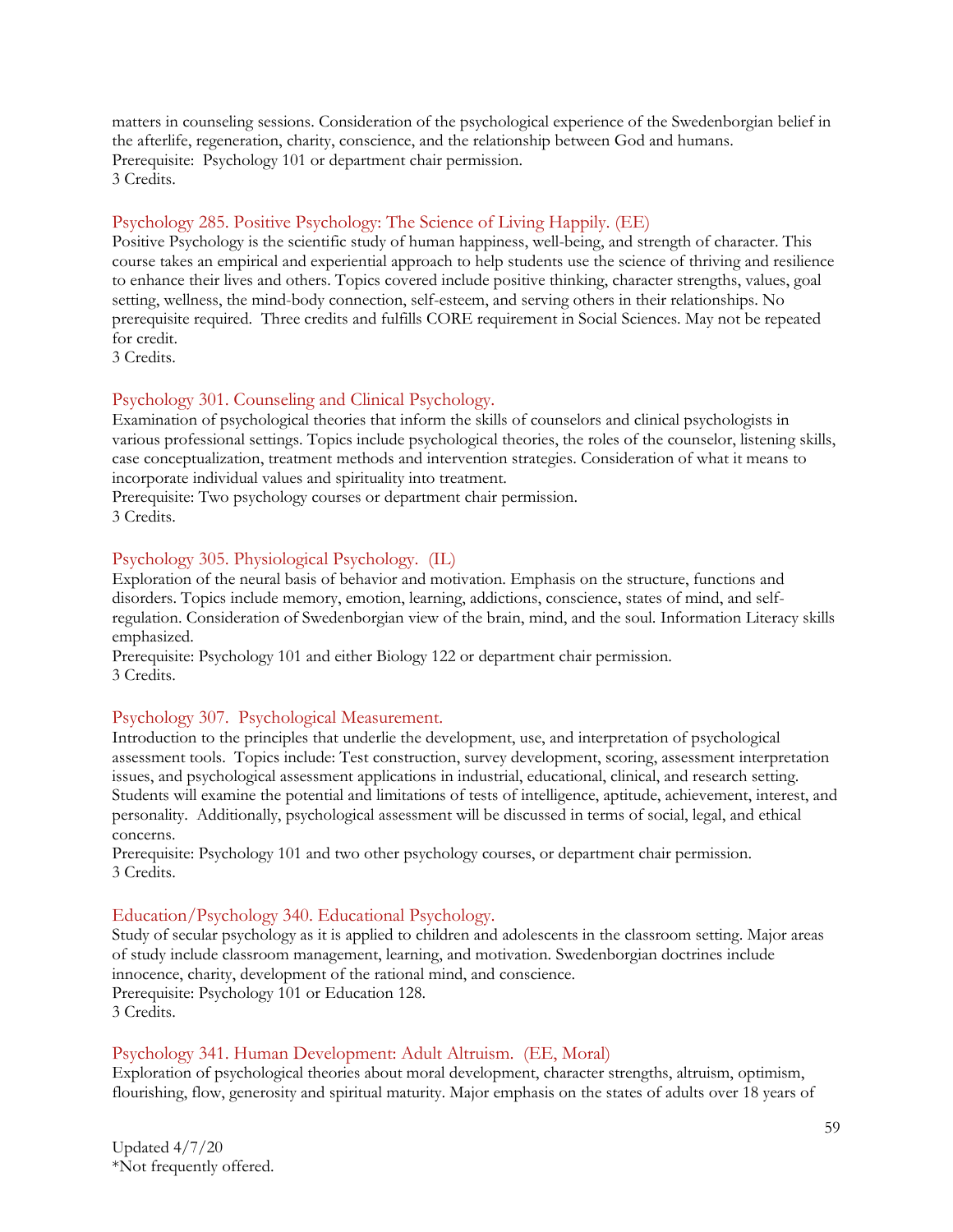matters in counseling sessions. Consideration of the psychological experience of the Swedenborgian belief in the afterlife, regeneration, charity, conscience, and the relationship between God and humans.
Prerequisite: Psychology 101 or department chair permission.
3 Credits.

### Psychology 285. Positive Psychology: The Science of Living Happily. (EE)

Positive Psychology is the scientific study of human happiness, well-being, and strength of character. This course takes an empirical and experiential approach to help students use the science of thriving and resilience to enhance their lives and others. Topics covered include positive thinking, character strengths, values, goal setting, wellness, the mind-body connection, self-esteem, and serving others in their relationships. No prerequisite required. Three credits and fulfills CORE requirement in Social Sciences. May not be repeated for credit.
3 Credits.

### Psychology 301. Counseling and Clinical Psychology.

Examination of psychological theories that inform the skills of counselors and clinical psychologists in various professional settings. Topics include psychological theories, the roles of the counselor, listening skills, case conceptualization, treatment methods and intervention strategies. Consideration of what it means to incorporate individual values and spirituality into treatment.
Prerequisite: Two psychology courses or department chair permission.
3 Credits.

### Psychology 305. Physiological Psychology. (IL)

Exploration of the neural basis of behavior and motivation. Emphasis on the structure, functions and disorders. Topics include memory, emotion, learning, addictions, conscience, states of mind, and self-regulation. Consideration of Swedenborgian view of the brain, mind, and the soul. Information Literacy skills emphasized.
Prerequisite: Psychology 101 and either Biology 122 or department chair permission.
3 Credits.

### Psychology 307. Psychological Measurement.

Introduction to the principles that underlie the development, use, and interpretation of psychological assessment tools. Topics include: Test construction, survey development, scoring, assessment interpretation issues, and psychological assessment applications in industrial, educational, clinical, and research setting. Students will examine the potential and limitations of tests of intelligence, aptitude, achievement, interest, and personality. Additionally, psychological assessment will be discussed in terms of social, legal, and ethical concerns.
Prerequisite: Psychology 101 and two other psychology courses, or department chair permission.
3 Credits.

### Education/Psychology 340. Educational Psychology.

Study of secular psychology as it is applied to children and adolescents in the classroom setting. Major areas of study include classroom management, learning, and motivation. Swedenborgian doctrines include innocence, charity, development of the rational mind, and conscience.
Prerequisite: Psychology 101 or Education 128.
3 Credits.

### Psychology 341. Human Development: Adult Altruism. (EE, Moral)

Exploration of psychological theories about moral development, character strengths, altruism, optimism, flourishing, flow, generosity and spiritual maturity. Major emphasis on the states of adults over 18 years of

Updated 4/7/20
*Not frequently offered.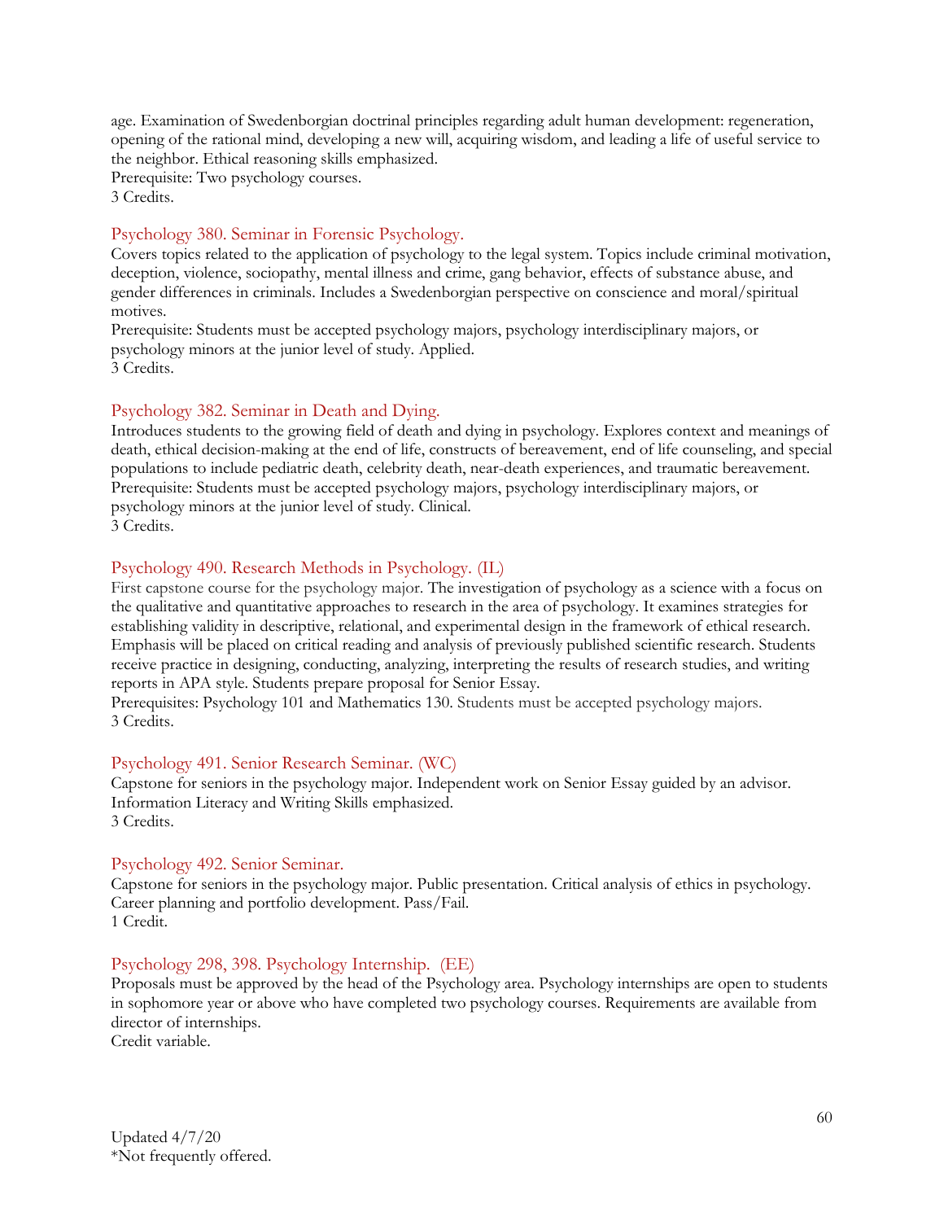age. Examination of Swedenborgian doctrinal principles regarding adult human development: regeneration, opening of the rational mind, developing a new will, acquiring wisdom, and leading a life of useful service to the neighbor. Ethical reasoning skills emphasized.
Prerequisite: Two psychology courses.
3 Credits.

### Psychology 380. Seminar in Forensic Psychology.

Covers topics related to the application of psychology to the legal system. Topics include criminal motivation, deception, violence, sociopathy, mental illness and crime, gang behavior, effects of substance abuse, and gender differences in criminals. Includes a Swedenborgian perspective on conscience and moral/spiritual motives.
Prerequisite: Students must be accepted psychology majors, psychology interdisciplinary majors, or psychology minors at the junior level of study. Applied.
3 Credits.

### Psychology 382. Seminar in Death and Dying.

Introduces students to the growing field of death and dying in psychology. Explores context and meanings of death, ethical decision-making at the end of life, constructs of bereavement, end of life counseling, and special populations to include pediatric death, celebrity death, near-death experiences, and traumatic bereavement.
Prerequisite: Students must be accepted psychology majors, psychology interdisciplinary majors, or psychology minors at the junior level of study. Clinical.
3 Credits.

### Psychology 490. Research Methods in Psychology. (IL)

First capstone course for the psychology major. The investigation of psychology as a science with a focus on the qualitative and quantitative approaches to research in the area of psychology. It examines strategies for establishing validity in descriptive, relational, and experimental design in the framework of ethical research. Emphasis will be placed on critical reading and analysis of previously published scientific research. Students receive practice in designing, conducting, analyzing, interpreting the results of research studies, and writing reports in APA style. Students prepare proposal for Senior Essay.
Prerequisites: Psychology 101 and Mathematics 130. Students must be accepted psychology majors.
3 Credits.

### Psychology 491. Senior Research Seminar. (WC)

Capstone for seniors in the psychology major. Independent work on Senior Essay guided by an advisor. Information Literacy and Writing Skills emphasized.
3 Credits.

### Psychology 492. Senior Seminar.

Capstone for seniors in the psychology major. Public presentation. Critical analysis of ethics in psychology. Career planning and portfolio development. Pass/Fail.
1 Credit.

### Psychology 298, 398. Psychology Internship. (EE)

Proposals must be approved by the head of the Psychology area. Psychology internships are open to students in sophomore year or above who have completed two psychology courses. Requirements are available from director of internships.
Credit variable.

Updated 4/7/20
*Not frequently offered.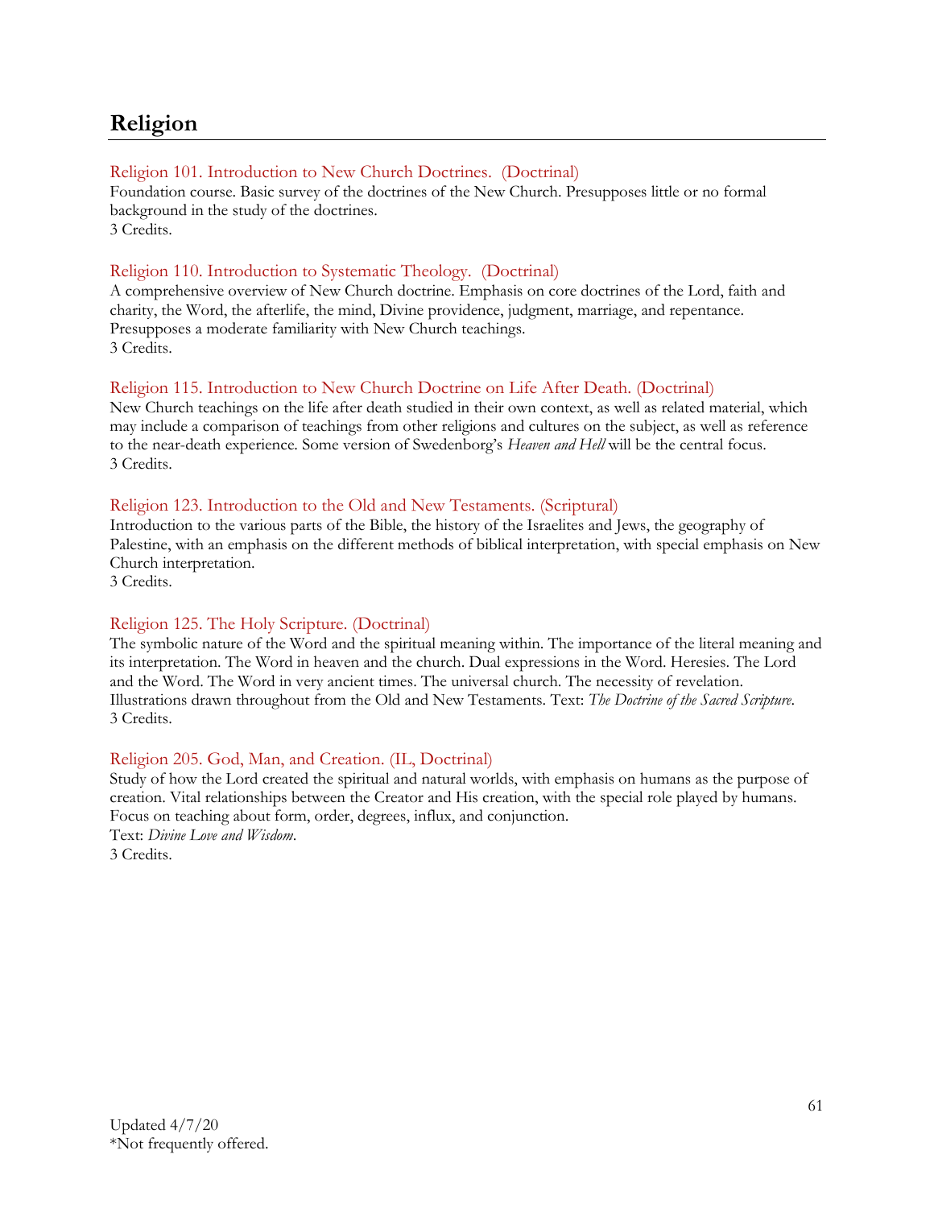## Religion

### Religion 101. Introduction to New Church Doctrines. (Doctrinal)

Foundation course. Basic survey of the doctrines of the New Church. Presupposes little or no formal background in the study of the doctrines.
3 Credits.

### Religion 110. Introduction to Systematic Theology. (Doctrinal)

A comprehensive overview of New Church doctrine. Emphasis on core doctrines of the Lord, faith and charity, the Word, the afterlife, the mind, Divine providence, judgment, marriage, and repentance. Presupposes a moderate familiarity with New Church teachings.
3 Credits.

### Religion 115. Introduction to New Church Doctrine on Life After Death. (Doctrinal)

New Church teachings on the life after death studied in their own context, as well as related material, which may include a comparison of teachings from other religions and cultures on the subject, as well as reference to the near-death experience. Some version of Swedenborg's *Heaven and Hell* will be the central focus.
3 Credits.

### Religion 123. Introduction to the Old and New Testaments. (Scriptural)

Introduction to the various parts of the Bible, the history of the Israelites and Jews, the geography of Palestine, with an emphasis on the different methods of biblical interpretation, with special emphasis on New Church interpretation.
3 Credits.

### Religion 125. The Holy Scripture. (Doctrinal)

The symbolic nature of the Word and the spiritual meaning within. The importance of the literal meaning and its interpretation. The Word in heaven and the church. Dual expressions in the Word. Heresies. The Lord and the Word. The Word in very ancient times. The universal church. The necessity of revelation. Illustrations drawn throughout from the Old and New Testaments. Text: *The Doctrine of the Sacred Scripture*.
3 Credits.

### Religion 205. God, Man, and Creation. (IL, Doctrinal)

Study of how the Lord created the spiritual and natural worlds, with emphasis on humans as the purpose of creation. Vital relationships between the Creator and His creation, with the special role played by humans. Focus on teaching about form, order, degrees, influx, and conjunction.
Text: *Divine Love and Wisdom*.
3 Credits.

Updated 4/7/20
*Not frequently offered.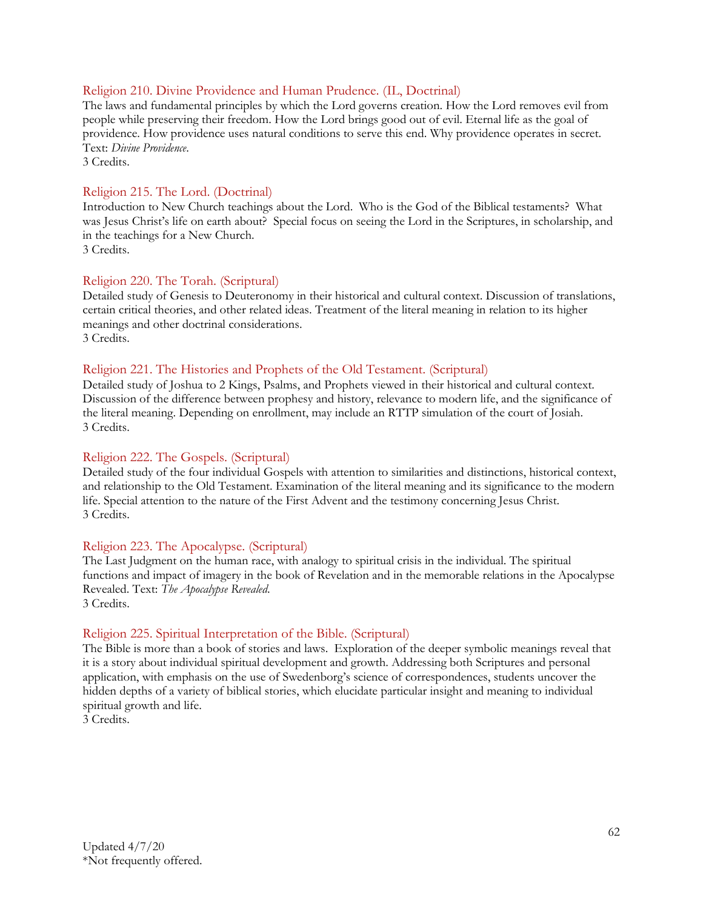### Religion 210. Divine Providence and Human Prudence. (IL, Doctrinal)

The laws and fundamental principles by which the Lord governs creation. How the Lord removes evil from people while preserving their freedom. How the Lord brings good out of evil. Eternal life as the goal of providence. How providence uses natural conditions to serve this end. Why providence operates in secret. Text: *Divine Providence*.
3 Credits.

### Religion 215. The Lord. (Doctrinal)

Introduction to New Church teachings about the Lord. Who is the God of the Biblical testaments? What was Jesus Christ's life on earth about? Special focus on seeing the Lord in the Scriptures, in scholarship, and in the teachings for a New Church.
3 Credits.

### Religion 220. The Torah. (Scriptural)

Detailed study of Genesis to Deuteronomy in their historical and cultural context. Discussion of translations, certain critical theories, and other related ideas. Treatment of the literal meaning in relation to its higher meanings and other doctrinal considerations.
3 Credits.

### Religion 221. The Histories and Prophets of the Old Testament. (Scriptural)

Detailed study of Joshua to 2 Kings, Psalms, and Prophets viewed in their historical and cultural context. Discussion of the difference between prophesy and history, relevance to modern life, and the significance of the literal meaning. Depending on enrollment, may include an RTTP simulation of the court of Josiah.
3 Credits.

### Religion 222. The Gospels. (Scriptural)

Detailed study of the four individual Gospels with attention to similarities and distinctions, historical context, and relationship to the Old Testament. Examination of the literal meaning and its significance to the modern life. Special attention to the nature of the First Advent and the testimony concerning Jesus Christ.
3 Credits.

### Religion 223. The Apocalypse. (Scriptural)

The Last Judgment on the human race, with analogy to spiritual crisis in the individual. The spiritual functions and impact of imagery in the book of Revelation and in the memorable relations in the Apocalypse Revealed. Text: *The Apocalypse Revealed*.
3 Credits.

### Religion 225. Spiritual Interpretation of the Bible. (Scriptural)

The Bible is more than a book of stories and laws. Exploration of the deeper symbolic meanings reveal that it is a story about individual spiritual development and growth. Addressing both Scriptures and personal application, with emphasis on the use of Swedenborg's science of correspondences, students uncover the hidden depths of a variety of biblical stories, which elucidate particular insight and meaning to individual spiritual growth and life.
3 Credits.

Updated 4/7/20
*Not frequently offered.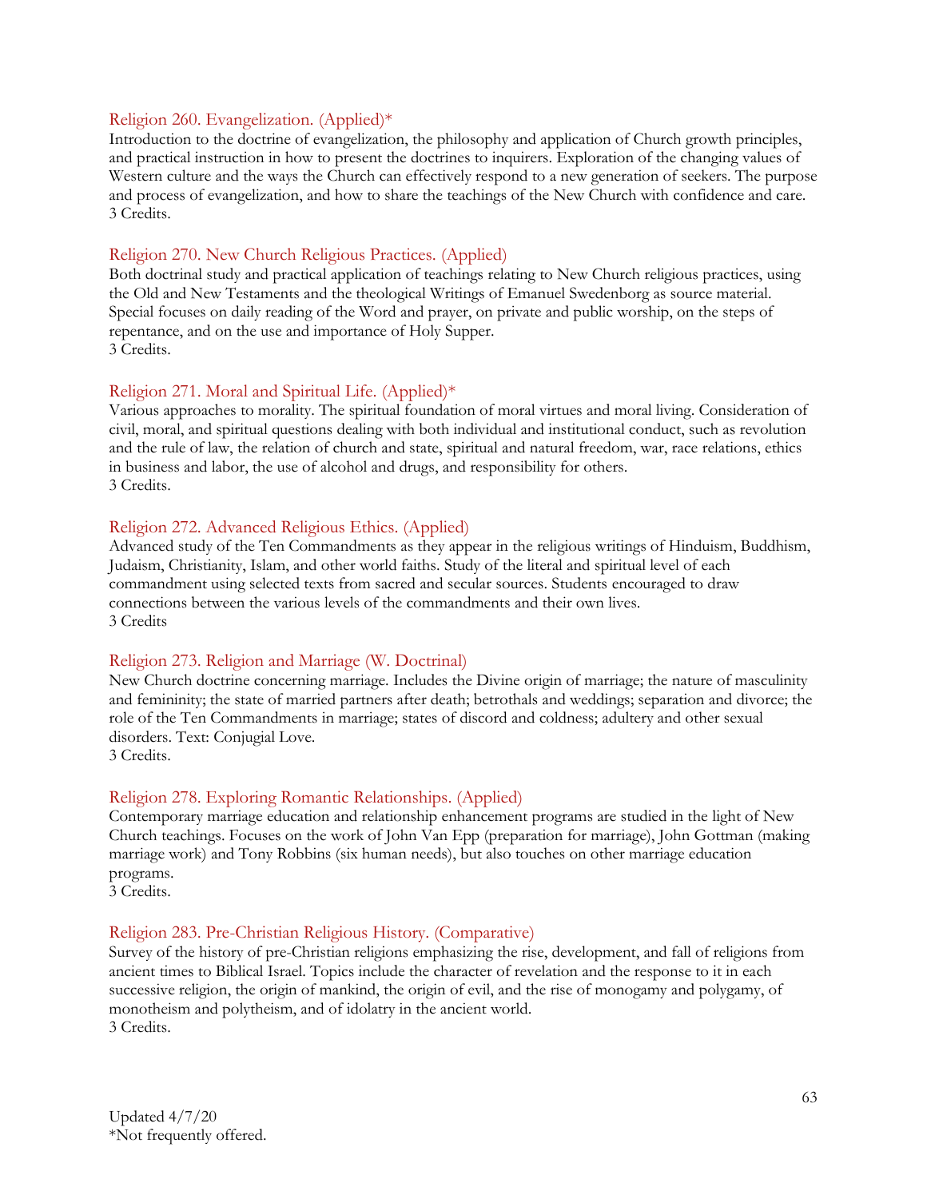### Religion 260. Evangelization. (Applied)*

Introduction to the doctrine of evangelization, the philosophy and application of Church growth principles, and practical instruction in how to present the doctrines to inquirers. Exploration of the changing values of Western culture and the ways the Church can effectively respond to a new generation of seekers. The purpose and process of evangelization, and how to share the teachings of the New Church with confidence and care.
3 Credits.

### Religion 270. New Church Religious Practices. (Applied)

Both doctrinal study and practical application of teachings relating to New Church religious practices, using the Old and New Testaments and the theological Writings of Emanuel Swedenborg as source material. Special focuses on daily reading of the Word and prayer, on private and public worship, on the steps of repentance, and on the use and importance of Holy Supper.
3 Credits.

### Religion 271. Moral and Spiritual Life. (Applied)*

Various approaches to morality. The spiritual foundation of moral virtues and moral living. Consideration of civil, moral, and spiritual questions dealing with both individual and institutional conduct, such as revolution and the rule of law, the relation of church and state, spiritual and natural freedom, war, race relations, ethics in business and labor, the use of alcohol and drugs, and responsibility for others.
3 Credits.

### Religion 272. Advanced Religious Ethics. (Applied)

Advanced study of the Ten Commandments as they appear in the religious writings of Hinduism, Buddhism, Judaism, Christianity, Islam, and other world faiths. Study of the literal and spiritual level of each commandment using selected texts from sacred and secular sources. Students encouraged to draw connections between the various levels of the commandments and their own lives.
3 Credits

### Religion 273. Religion and Marriage (W. Doctrinal)

New Church doctrine concerning marriage. Includes the Divine origin of marriage; the nature of masculinity and femininity; the state of married partners after death; betrothals and weddings; separation and divorce; the role of the Ten Commandments in marriage; states of discord and coldness; adultery and other sexual disorders. Text: Conjugial Love.
3 Credits.

### Religion 278. Exploring Romantic Relationships. (Applied)

Contemporary marriage education and relationship enhancement programs are studied in the light of New Church teachings. Focuses on the work of John Van Epp (preparation for marriage), John Gottman (making marriage work) and Tony Robbins (six human needs), but also touches on other marriage education programs.
3 Credits.

### Religion 283. Pre-Christian Religious History. (Comparative)

Survey of the history of pre-Christian religions emphasizing the rise, development, and fall of religions from ancient times to Biblical Israel. Topics include the character of revelation and the response to it in each successive religion, the origin of mankind, the origin of evil, and the rise of monogamy and polygamy, of monotheism and polytheism, and of idolatry in the ancient world.
3 Credits.

Updated 4/7/20
*Not frequently offered.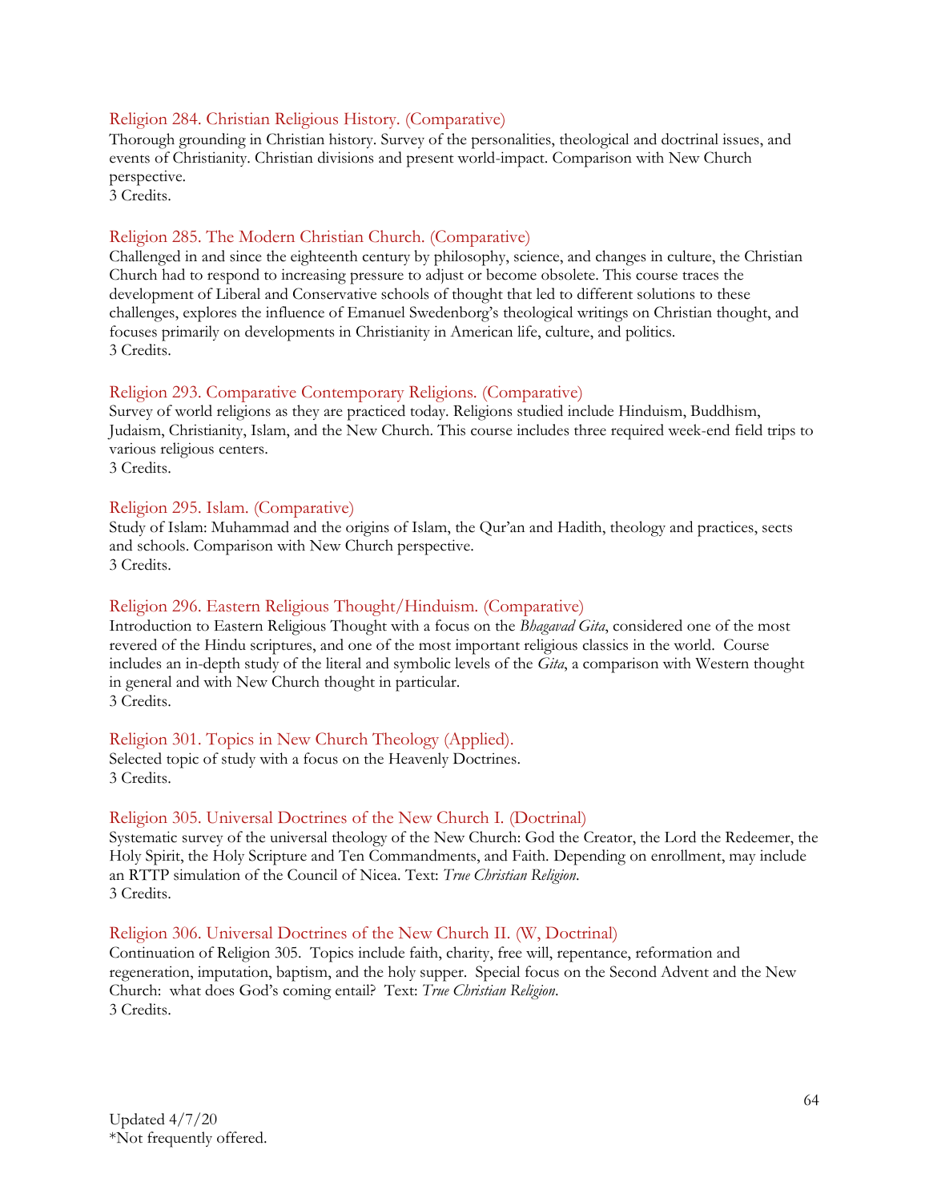### Religion 284. Christian Religious History. (Comparative)

Thorough grounding in Christian history. Survey of the personalities, theological and doctrinal issues, and events of Christianity. Christian divisions and present world-impact. Comparison with New Church perspective.
3 Credits.

### Religion 285. The Modern Christian Church. (Comparative)

Challenged in and since the eighteenth century by philosophy, science, and changes in culture, the Christian Church had to respond to increasing pressure to adjust or become obsolete. This course traces the development of Liberal and Conservative schools of thought that led to different solutions to these challenges, explores the influence of Emanuel Swedenborg's theological writings on Christian thought, and focuses primarily on developments in Christianity in American life, culture, and politics.
3 Credits.

### Religion 293. Comparative Contemporary Religions. (Comparative)

Survey of world religions as they are practiced today. Religions studied include Hinduism, Buddhism, Judaism, Christianity, Islam, and the New Church. This course includes three required week-end field trips to various religious centers.
3 Credits.

### Religion 295. Islam. (Comparative)

Study of Islam: Muhammad and the origins of Islam, the Qur'an and Hadith, theology and practices, sects and schools. Comparison with New Church perspective.
3 Credits.

### Religion 296. Eastern Religious Thought/Hinduism. (Comparative)

Introduction to Eastern Religious Thought with a focus on the *Bhagavad Gita*, considered one of the most revered of the Hindu scriptures, and one of the most important religious classics in the world. Course includes an in-depth study of the literal and symbolic levels of the *Gita*, a comparison with Western thought in general and with New Church thought in particular.
3 Credits.

### Religion 301. Topics in New Church Theology (Applied).

Selected topic of study with a focus on the Heavenly Doctrines.
3 Credits.

### Religion 305. Universal Doctrines of the New Church I. (Doctrinal)

Systematic survey of the universal theology of the New Church: God the Creator, the Lord the Redeemer, the Holy Spirit, the Holy Scripture and Ten Commandments, and Faith. Depending on enrollment, may include an RTTP simulation of the Council of Nicea. Text: *True Christian Religion*.
3 Credits.

### Religion 306. Universal Doctrines of the New Church II. (W, Doctrinal)

Continuation of Religion 305. Topics include faith, charity, free will, repentance, reformation and regeneration, imputation, baptism, and the holy supper. Special focus on the Second Advent and the New Church: what does God's coming entail? Text: *True Christian Religion*.
3 Credits.

Updated 4/7/20
*Not frequently offered.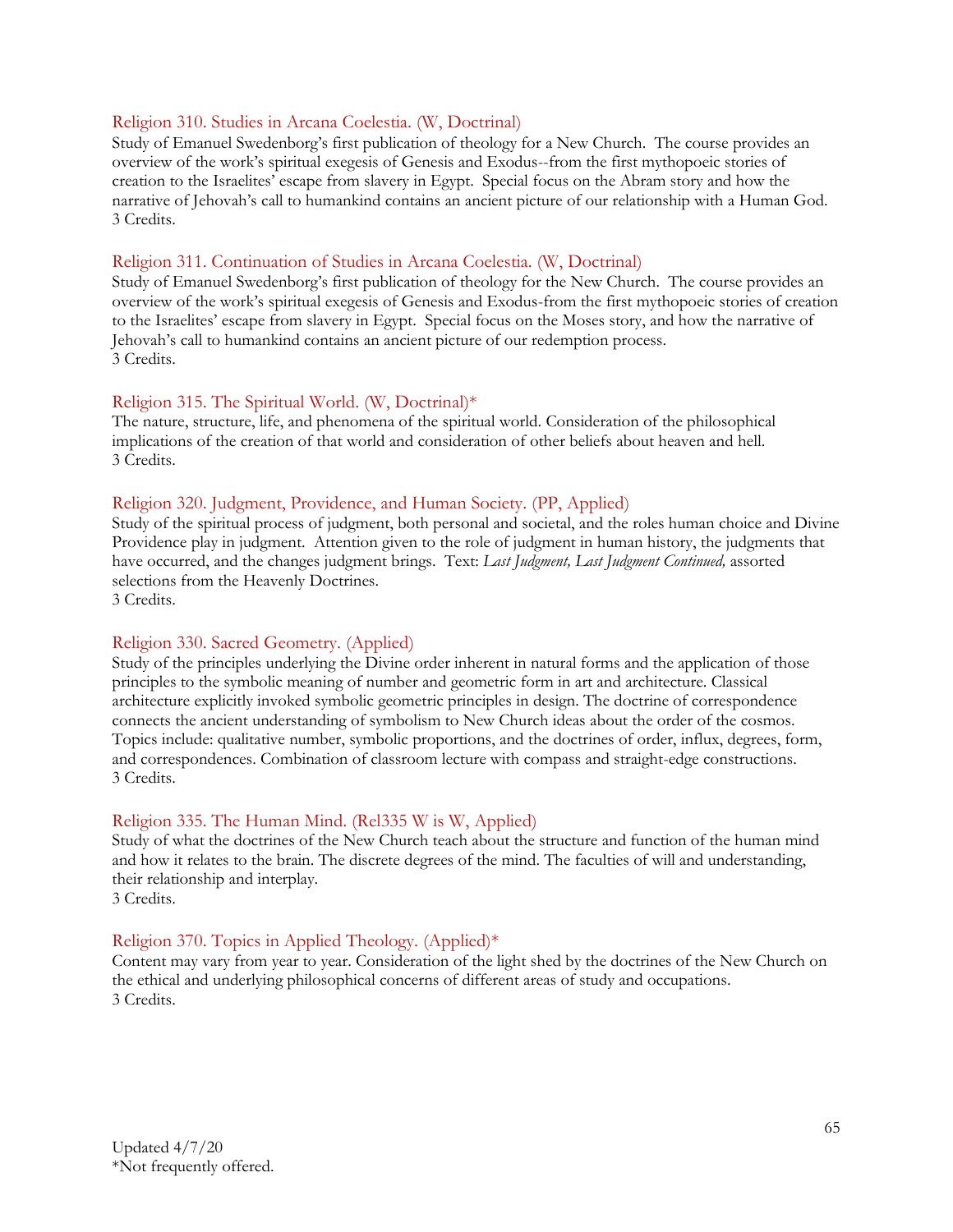### Religion 310. Studies in Arcana Coelestia. (W, Doctrinal)

Study of Emanuel Swedenborg's first publication of theology for a New Church. The course provides an overview of the work's spiritual exegesis of Genesis and Exodus--from the first mythopoeic stories of creation to the Israelites' escape from slavery in Egypt. Special focus on the Abram story and how the narrative of Jehovah's call to humankind contains an ancient picture of our relationship with a Human God.
3 Credits.

### Religion 311. Continuation of Studies in Arcana Coelestia. (W, Doctrinal)

Study of Emanuel Swedenborg's first publication of theology for the New Church. The course provides an overview of the work's spiritual exegesis of Genesis and Exodus-from the first mythopoeic stories of creation to the Israelites' escape from slavery in Egypt. Special focus on the Moses story, and how the narrative of Jehovah's call to humankind contains an ancient picture of our redemption process.
3 Credits.

### Religion 315. The Spiritual World. (W, Doctrinal)*

The nature, structure, life, and phenomena of the spiritual world. Consideration of the philosophical implications of the creation of that world and consideration of other beliefs about heaven and hell.
3 Credits.

### Religion 320. Judgment, Providence, and Human Society. (PP, Applied)

Study of the spiritual process of judgment, both personal and societal, and the roles human choice and Divine Providence play in judgment. Attention given to the role of judgment in human history, the judgments that have occurred, and the changes judgment brings. Text: *Last Judgment, Last Judgment Continued,* assorted selections from the Heavenly Doctrines.
3 Credits.

### Religion 330. Sacred Geometry. (Applied)

Study of the principles underlying the Divine order inherent in natural forms and the application of those principles to the symbolic meaning of number and geometric form in art and architecture. Classical architecture explicitly invoked symbolic geometric principles in design. The doctrine of correspondence connects the ancient understanding of symbolism to New Church ideas about the order of the cosmos. Topics include: qualitative number, symbolic proportions, and the doctrines of order, influx, degrees, form, and correspondences. Combination of classroom lecture with compass and straight-edge constructions.
3 Credits.

### Religion 335. The Human Mind. (Rel335 W is W, Applied)

Study of what the doctrines of the New Church teach about the structure and function of the human mind and how it relates to the brain. The discrete degrees of the mind. The faculties of will and understanding, their relationship and interplay.
3 Credits.

### Religion 370. Topics in Applied Theology. (Applied)*

Content may vary from year to year. Consideration of the light shed by the doctrines of the New Church on the ethical and underlying philosophical concerns of different areas of study and occupations.
3 Credits.

Updated 4/7/20
*Not frequently offered.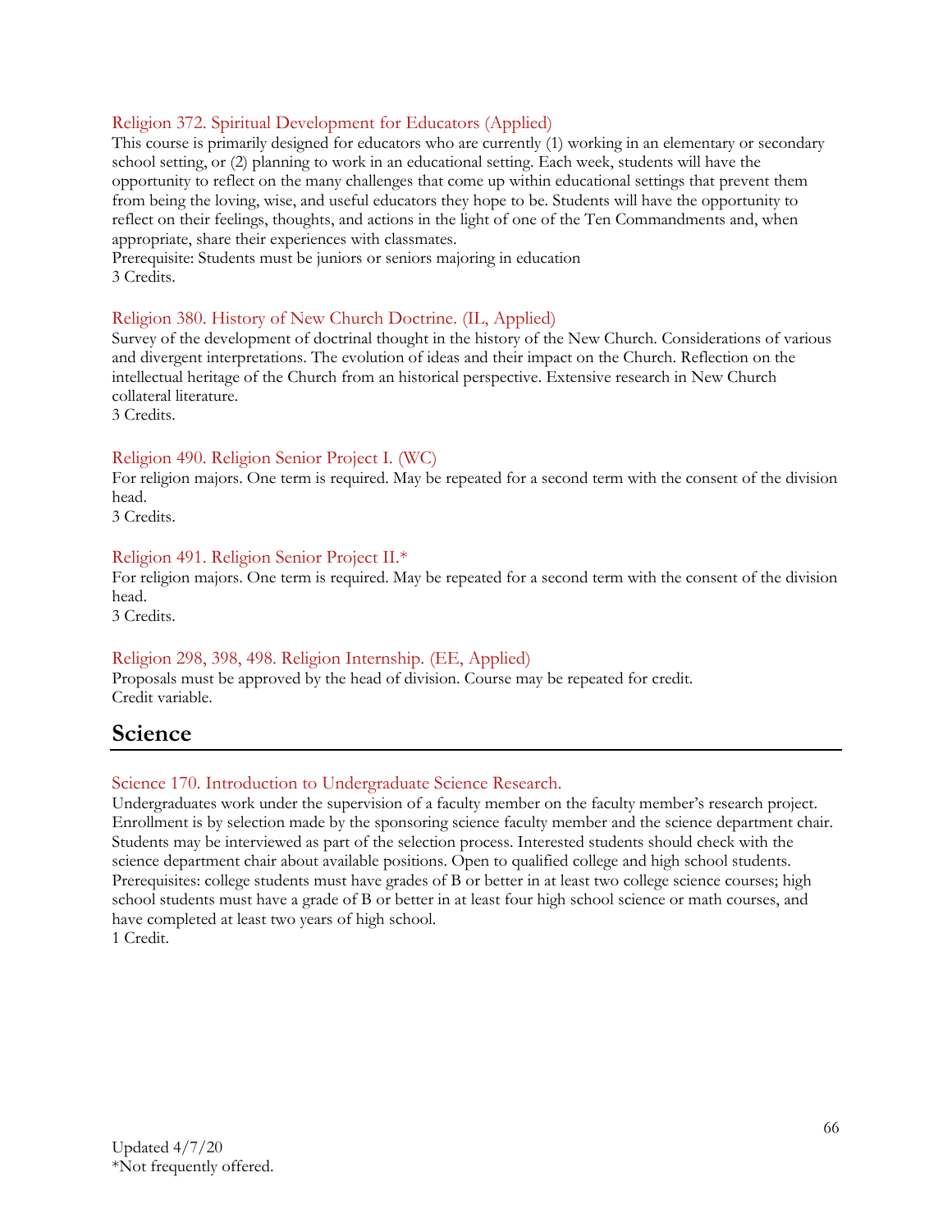### Religion 372. Spiritual Development for Educators (Applied)

This course is primarily designed for educators who are currently (1) working in an elementary or secondary school setting, or (2) planning to work in an educational setting. Each week, students will have the opportunity to reflect on the many challenges that come up within educational settings that prevent them from being the loving, wise, and useful educators they hope to be. Students will have the opportunity to reflect on their feelings, thoughts, and actions in the light of one of the Ten Commandments and, when appropriate, share their experiences with classmates.
Prerequisite: Students must be juniors or seniors majoring in education
3 Credits.

### Religion 380. History of New Church Doctrine. (IL, Applied)

Survey of the development of doctrinal thought in the history of the New Church. Considerations of various and divergent interpretations. The evolution of ideas and their impact on the Church. Reflection on the intellectual heritage of the Church from an historical perspective. Extensive research in New Church collateral literature.
3 Credits.

### Religion 490. Religion Senior Project I. (WC)

For religion majors. One term is required. May be repeated for a second term with the consent of the division head.
3 Credits.

### Religion 491. Religion Senior Project II.*

For religion majors. One term is required. May be repeated for a second term with the consent of the division head.
3 Credits.

### Religion 298, 398, 498. Religion Internship. (EE, Applied)

Proposals must be approved by the head of division. Course may be repeated for credit.
Credit variable.

## Science

### Science 170. Introduction to Undergraduate Science Research.

Undergraduates work under the supervision of a faculty member on the faculty member's research project. Enrollment is by selection made by the sponsoring science faculty member and the science department chair. Students may be interviewed as part of the selection process. Interested students should check with the science department chair about available positions. Open to qualified college and high school students.
Prerequisites: college students must have grades of B or better in at least two college science courses; high school students must have a grade of B or better in at least four high school science or math courses, and have completed at least two years of high school.
1 Credit.

Updated 4/7/20
*Not frequently offered.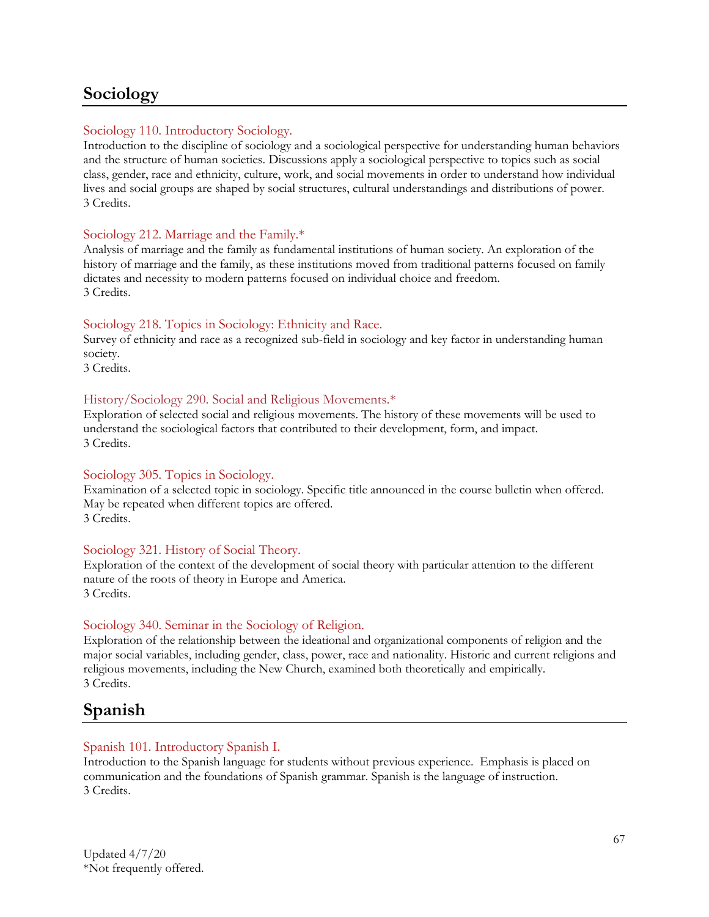## Sociology

Sociology 110. Introductory Sociology.
Introduction to the discipline of sociology and a sociological perspective for understanding human behaviors and the structure of human societies. Discussions apply a sociological perspective to topics such as social class, gender, race and ethnicity, culture, work, and social movements in order to understand how individual lives and social groups are shaped by social structures, cultural understandings and distributions of power.
3 Credits.

Sociology 212. Marriage and the Family.*
Analysis of marriage and the family as fundamental institutions of human society. An exploration of the history of marriage and the family, as these institutions moved from traditional patterns focused on family dictates and necessity to modern patterns focused on individual choice and freedom.
3 Credits.

Sociology 218. Topics in Sociology: Ethnicity and Race.
Survey of ethnicity and race as a recognized sub-field in sociology and key factor in understanding human society.
3 Credits.

History/Sociology 290. Social and Religious Movements.*
Exploration of selected social and religious movements. The history of these movements will be used to understand the sociological factors that contributed to their development, form, and impact.
3 Credits.

Sociology 305. Topics in Sociology.
Examination of a selected topic in sociology. Specific title announced in the course bulletin when offered. May be repeated when different topics are offered.
3 Credits.

Sociology 321. History of Social Theory.
Exploration of the context of the development of social theory with particular attention to the different nature of the roots of theory in Europe and America.
3 Credits.

Sociology 340. Seminar in the Sociology of Religion.
Exploration of the relationship between the ideational and organizational components of religion and the major social variables, including gender, class, power, race and nationality. Historic and current religions and religious movements, including the New Church, examined both theoretically and empirically.
3 Credits.

## Spanish

Spanish 101. Introductory Spanish I.
Introduction to the Spanish language for students without previous experience. Emphasis is placed on communication and the foundations of Spanish grammar. Spanish is the language of instruction.
3 Credits.

Updated 4/7/20
*Not frequently offered.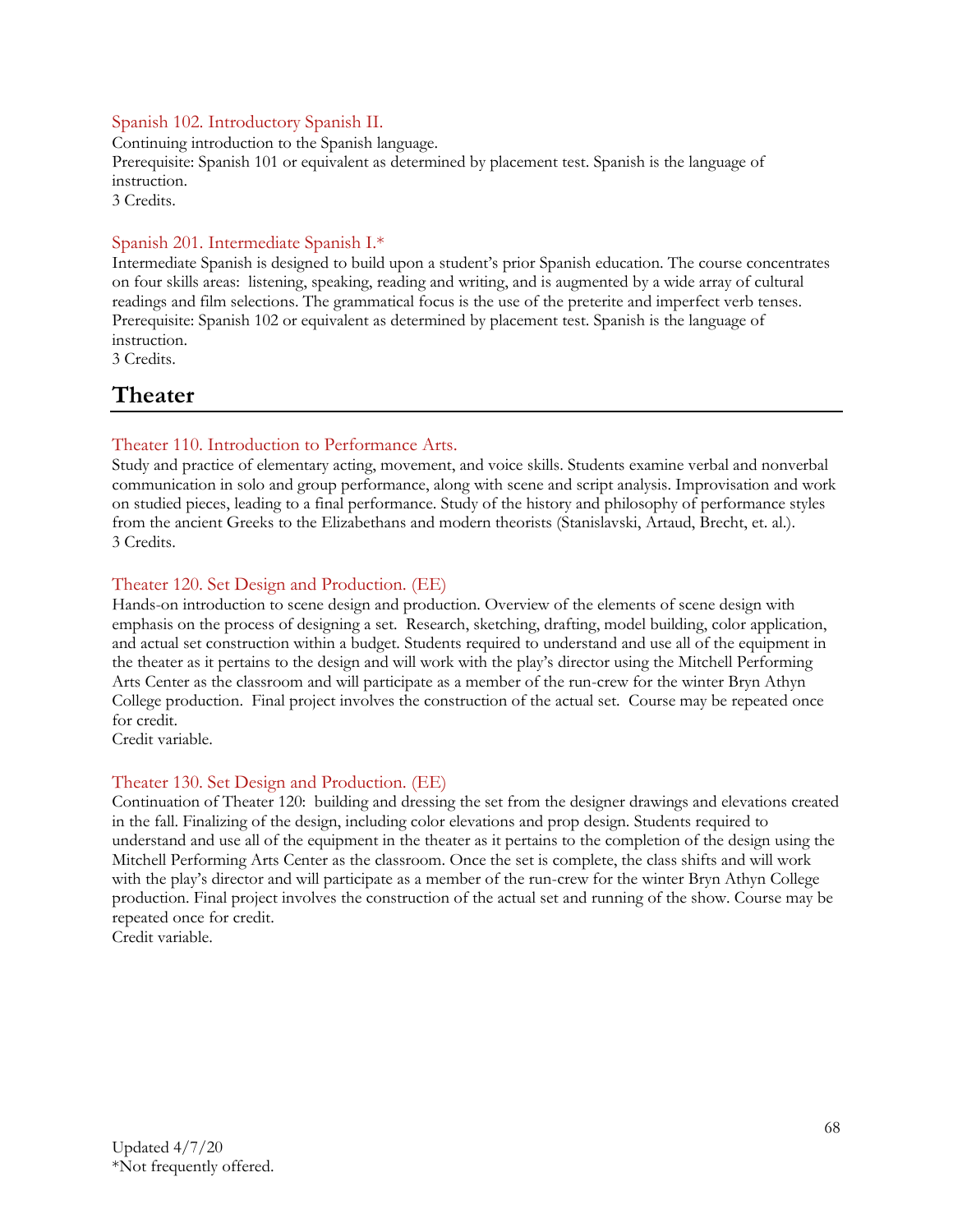### Spanish 102. Introductory Spanish II.

Continuing introduction to the Spanish language.
Prerequisite: Spanish 101 or equivalent as determined by placement test. Spanish is the language of instruction.
3 Credits.

### Spanish 201. Intermediate Spanish I.*

Intermediate Spanish is designed to build upon a student's prior Spanish education. The course concentrates on four skills areas: listening, speaking, reading and writing, and is augmented by a wide array of cultural readings and film selections. The grammatical focus is the use of the preterite and imperfect verb tenses.
Prerequisite: Spanish 102 or equivalent as determined by placement test. Spanish is the language of instruction.
3 Credits.

## Theater

### Theater 110. Introduction to Performance Arts.

Study and practice of elementary acting, movement, and voice skills. Students examine verbal and nonverbal communication in solo and group performance, along with scene and script analysis. Improvisation and work on studied pieces, leading to a final performance. Study of the history and philosophy of performance styles from the ancient Greeks to the Elizabethans and modern theorists (Stanislavski, Artaud, Brecht, et. al.).
3 Credits.

### Theater 120. Set Design and Production. (EE)

Hands-on introduction to scene design and production. Overview of the elements of scene design with emphasis on the process of designing a set. Research, sketching, drafting, model building, color application, and actual set construction within a budget. Students required to understand and use all of the equipment in the theater as it pertains to the design and will work with the play's director using the Mitchell Performing Arts Center as the classroom and will participate as a member of the run-crew for the winter Bryn Athyn College production. Final project involves the construction of the actual set. Course may be repeated once for credit.
Credit variable.

### Theater 130. Set Design and Production. (EE)

Continuation of Theater 120: building and dressing the set from the designer drawings and elevations created in the fall. Finalizing of the design, including color elevations and prop design. Students required to understand and use all of the equipment in the theater as it pertains to the completion of the design using the Mitchell Performing Arts Center as the classroom. Once the set is complete, the class shifts and will work with the play's director and will participate as a member of the run-crew for the winter Bryn Athyn College production. Final project involves the construction of the actual set and running of the show. Course may be repeated once for credit.
Credit variable.

Updated 4/7/20
*Not frequently offered.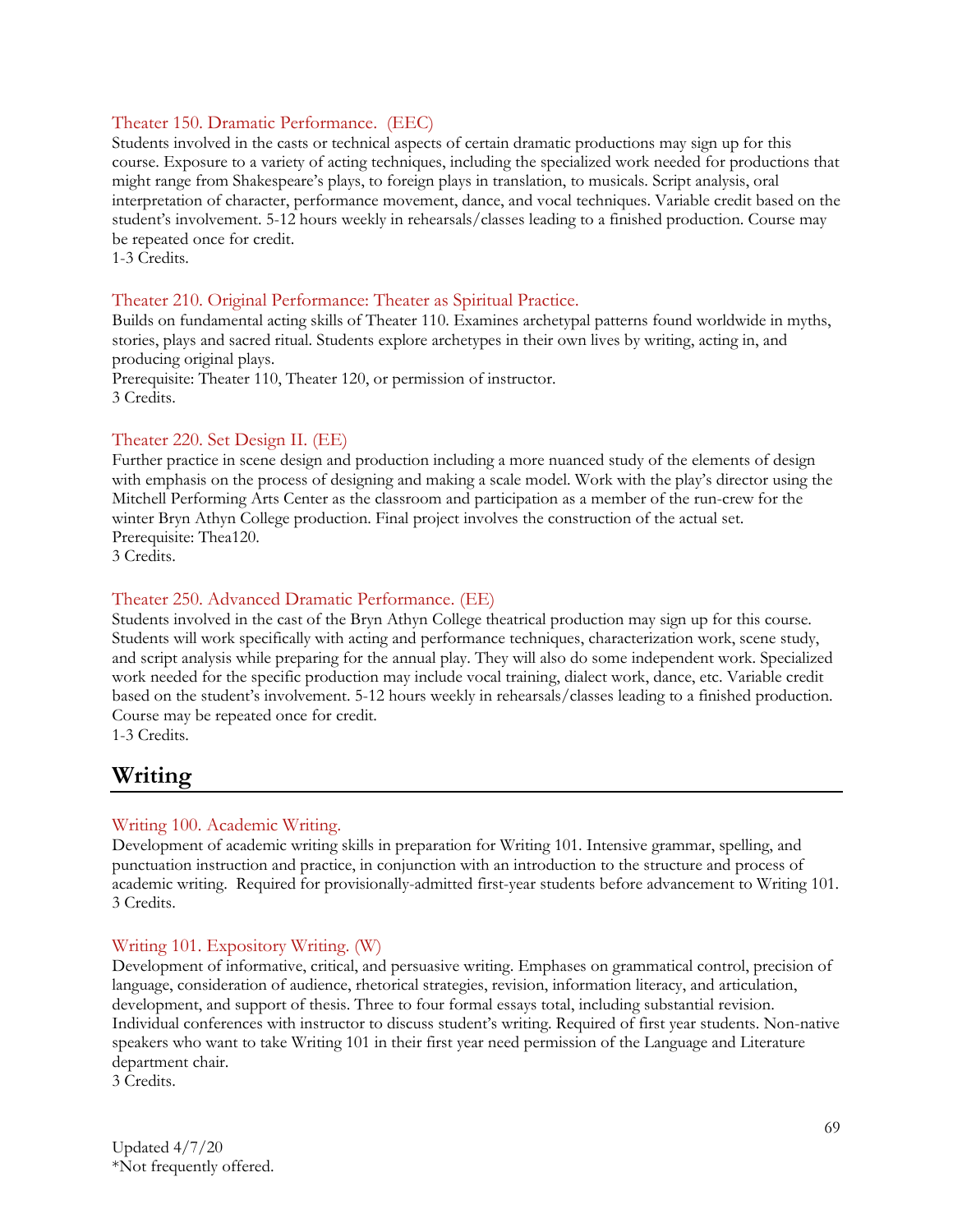### Theater 150. Dramatic Performance. (EEC)

Students involved in the casts or technical aspects of certain dramatic productions may sign up for this course. Exposure to a variety of acting techniques, including the specialized work needed for productions that might range from Shakespeare's plays, to foreign plays in translation, to musicals. Script analysis, oral interpretation of character, performance movement, dance, and vocal techniques. Variable credit based on the student's involvement. 5-12 hours weekly in rehearsals/classes leading to a finished production. Course may be repeated once for credit.
1-3 Credits.

### Theater 210. Original Performance: Theater as Spiritual Practice.

Builds on fundamental acting skills of Theater 110. Examines archetypal patterns found worldwide in myths, stories, plays and sacred ritual. Students explore archetypes in their own lives by writing, acting in, and producing original plays.
Prerequisite: Theater 110, Theater 120, or permission of instructor.
3 Credits.

### Theater 220. Set Design II. (EE)

Further practice in scene design and production including a more nuanced study of the elements of design with emphasis on the process of designing and making a scale model. Work with the play's director using the Mitchell Performing Arts Center as the classroom and participation as a member of the run-crew for the winter Bryn Athyn College production. Final project involves the construction of the actual set.
Prerequisite: Thea120.
3 Credits.

### Theater 250. Advanced Dramatic Performance. (EE)

Students involved in the cast of the Bryn Athyn College theatrical production may sign up for this course. Students will work specifically with acting and performance techniques, characterization work, scene study, and script analysis while preparing for the annual play. They will also do some independent work. Specialized work needed for the specific production may include vocal training, dialect work, dance, etc. Variable credit based on the student's involvement. 5-12 hours weekly in rehearsals/classes leading to a finished production. Course may be repeated once for credit.
1-3 Credits.

## Writing

### Writing 100. Academic Writing.

Development of academic writing skills in preparation for Writing 101. Intensive grammar, spelling, and punctuation instruction and practice, in conjunction with an introduction to the structure and process of academic writing. Required for provisionally-admitted first-year students before advancement to Writing 101.
3 Credits.

### Writing 101. Expository Writing. (W)

Development of informative, critical, and persuasive writing. Emphases on grammatical control, precision of language, consideration of audience, rhetorical strategies, revision, information literacy, and articulation, development, and support of thesis. Three to four formal essays total, including substantial revision. Individual conferences with instructor to discuss student's writing. Required of first year students. Non-native speakers who want to take Writing 101 in their first year need permission of the Language and Literature department chair.
3 Credits.

Updated 4/7/20
*Not frequently offered.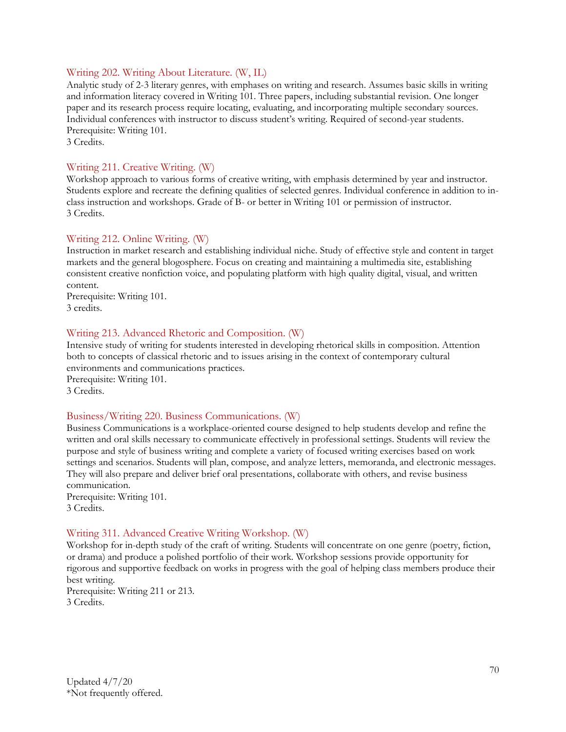### Writing 202. Writing About Literature. (W, IL)

Analytic study of 2-3 literary genres, with emphases on writing and research. Assumes basic skills in writing and information literacy covered in Writing 101. Three papers, including substantial revision. One longer paper and its research process require locating, evaluating, and incorporating multiple secondary sources. Individual conferences with instructor to discuss student's writing. Required of second-year students.
Prerequisite: Writing 101.
3 Credits.

### Writing 211. Creative Writing. (W)

Workshop approach to various forms of creative writing, with emphasis determined by year and instructor. Students explore and recreate the defining qualities of selected genres. Individual conference in addition to in-class instruction and workshops. Grade of B- or better in Writing 101 or permission of instructor.
3 Credits.

### Writing 212. Online Writing. (W)

Instruction in market research and establishing individual niche. Study of effective style and content in target markets and the general blogosphere. Focus on creating and maintaining a multimedia site, establishing consistent creative nonfiction voice, and populating platform with high quality digital, visual, and written content.
Prerequisite: Writing 101.
3 credits.

### Writing 213. Advanced Rhetoric and Composition. (W)

Intensive study of writing for students interested in developing rhetorical skills in composition. Attention both to concepts of classical rhetoric and to issues arising in the context of contemporary cultural environments and communications practices.
Prerequisite: Writing 101.
3 Credits.

### Business/Writing 220. Business Communications. (W)

Business Communications is a workplace-oriented course designed to help students develop and refine the written and oral skills necessary to communicate effectively in professional settings. Students will review the purpose and style of business writing and complete a variety of focused writing exercises based on work settings and scenarios. Students will plan, compose, and analyze letters, memoranda, and electronic messages. They will also prepare and deliver brief oral presentations, collaborate with others, and revise business communication.
Prerequisite: Writing 101.
3 Credits.

### Writing 311. Advanced Creative Writing Workshop. (W)

Workshop for in-depth study of the craft of writing. Students will concentrate on one genre (poetry, fiction, or drama) and produce a polished portfolio of their work. Workshop sessions provide opportunity for rigorous and supportive feedback on works in progress with the goal of helping class members produce their best writing.
Prerequisite: Writing 211 or 213.
3 Credits.

Updated 4/7/20
*Not frequently offered.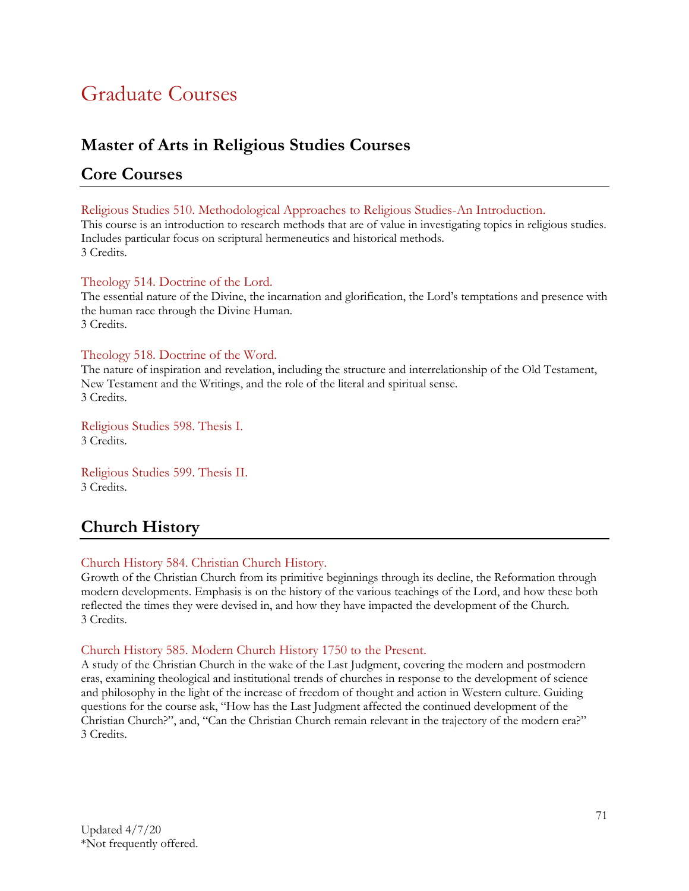# Graduate Courses

## Master of Arts in Religious Studies Courses

## Core Courses

Religious Studies 510. Methodological Approaches to Religious Studies-An Introduction.
This course is an introduction to research methods that are of value in investigating topics in religious studies. Includes particular focus on scriptural hermeneutics and historical methods.
3 Credits.

Theology 514. Doctrine of the Lord.
The essential nature of the Divine, the incarnation and glorification, the Lord's temptations and presence with the human race through the Divine Human.
3 Credits.

Theology 518. Doctrine of the Word.
The nature of inspiration and revelation, including the structure and interrelationship of the Old Testament, New Testament and the Writings, and the role of the literal and spiritual sense.
3 Credits.

Religious Studies 598. Thesis I.
3 Credits.

Religious Studies 599. Thesis II.
3 Credits.

## Church History

Church History 584. Christian Church History.
Growth of the Christian Church from its primitive beginnings through its decline, the Reformation through modern developments. Emphasis is on the history of the various teachings of the Lord, and how these both reflected the times they were devised in, and how they have impacted the development of the Church.
3 Credits.

Church History 585. Modern Church History 1750 to the Present.
A study of the Christian Church in the wake of the Last Judgment, covering the modern and postmodern eras, examining theological and institutional trends of churches in response to the development of science and philosophy in the light of the increase of freedom of thought and action in Western culture. Guiding questions for the course ask, "How has the Last Judgment affected the continued development of the Christian Church?", and, "Can the Christian Church remain relevant in the trajectory of the modern era?"
3 Credits.

Updated 4/7/20
*Not frequently offered.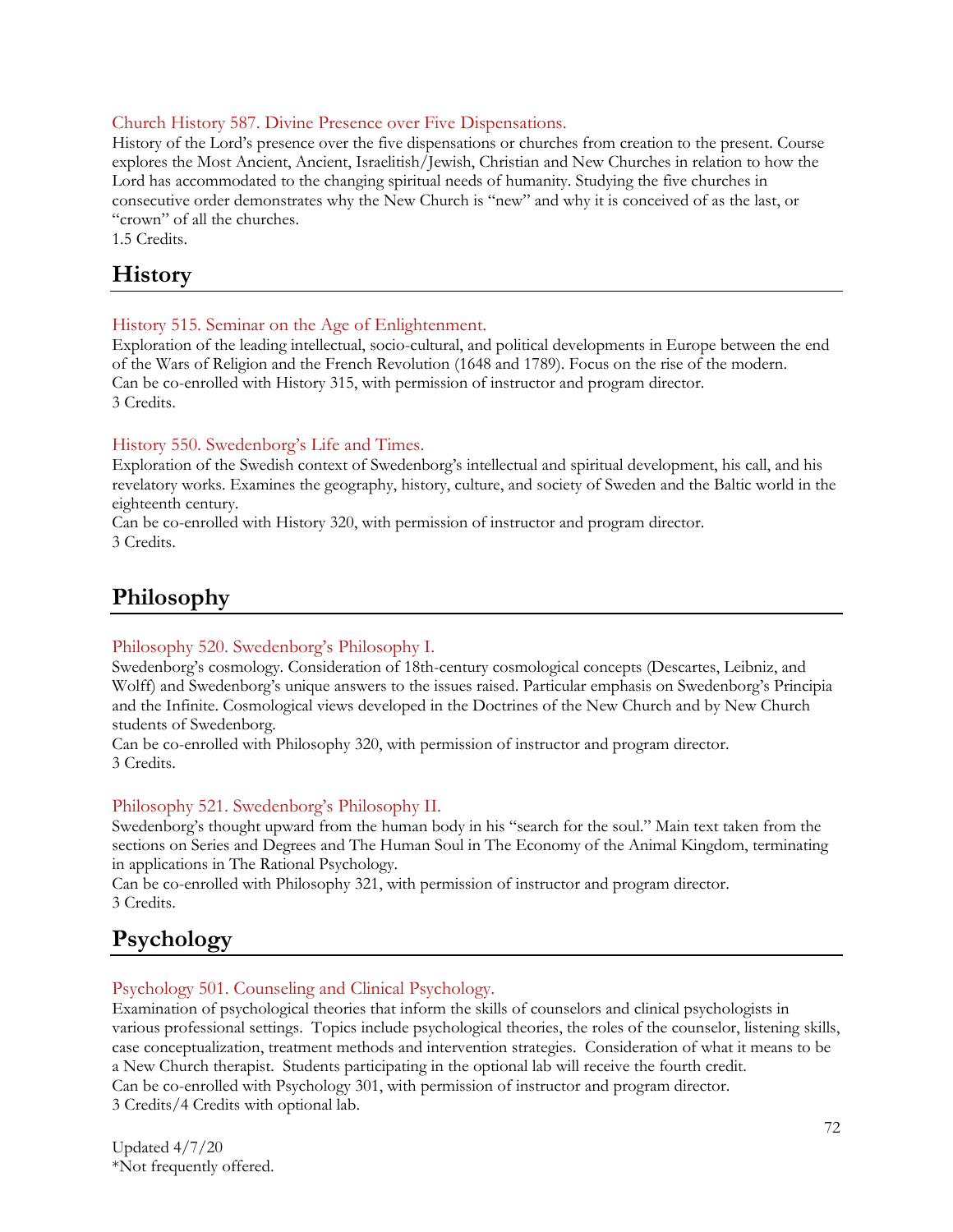### Church History 587. Divine Presence over Five Dispensations.

History of the Lord's presence over the five dispensations or churches from creation to the present. Course explores the Most Ancient, Ancient, Israelitish/Jewish, Christian and New Churches in relation to how the Lord has accommodated to the changing spiritual needs of humanity. Studying the five churches in consecutive order demonstrates why the New Church is "new" and why it is conceived of as the last, or "crown" of all the churches.
1.5 Credits.

## History

### History 515. Seminar on the Age of Enlightenment.

Exploration of the leading intellectual, socio-cultural, and political developments in Europe between the end of the Wars of Religion and the French Revolution (1648 and 1789). Focus on the rise of the modern.
Can be co-enrolled with History 315, with permission of instructor and program director.
3 Credits.

### History 550. Swedenborg's Life and Times.

Exploration of the Swedish context of Swedenborg's intellectual and spiritual development, his call, and his revelatory works. Examines the geography, history, culture, and society of Sweden and the Baltic world in the eighteenth century.
Can be co-enrolled with History 320, with permission of instructor and program director.
3 Credits.

## Philosophy

### Philosophy 520. Swedenborg's Philosophy I.

Swedenborg's cosmology. Consideration of 18th-century cosmological concepts (Descartes, Leibniz, and Wolff) and Swedenborg's unique answers to the issues raised. Particular emphasis on Swedenborg's Principia and the Infinite. Cosmological views developed in the Doctrines of the New Church and by New Church students of Swedenborg.
Can be co-enrolled with Philosophy 320, with permission of instructor and program director.
3 Credits.

### Philosophy 521. Swedenborg's Philosophy II.

Swedenborg's thought upward from the human body in his "search for the soul." Main text taken from the sections on Series and Degrees and The Human Soul in The Economy of the Animal Kingdom, terminating in applications in The Rational Psychology.
Can be co-enrolled with Philosophy 321, with permission of instructor and program director.
3 Credits.

## Psychology

### Psychology 501. Counseling and Clinical Psychology.

Examination of psychological theories that inform the skills of counselors and clinical psychologists in various professional settings. Topics include psychological theories, the roles of the counselor, listening skills, case conceptualization, treatment methods and intervention strategies. Consideration of what it means to be a New Church therapist. Students participating in the optional lab will receive the fourth credit.
Can be co-enrolled with Psychology 301, with permission of instructor and program director.
3 Credits/4 Credits with optional lab.

Updated 4/7/20
*Not frequently offered.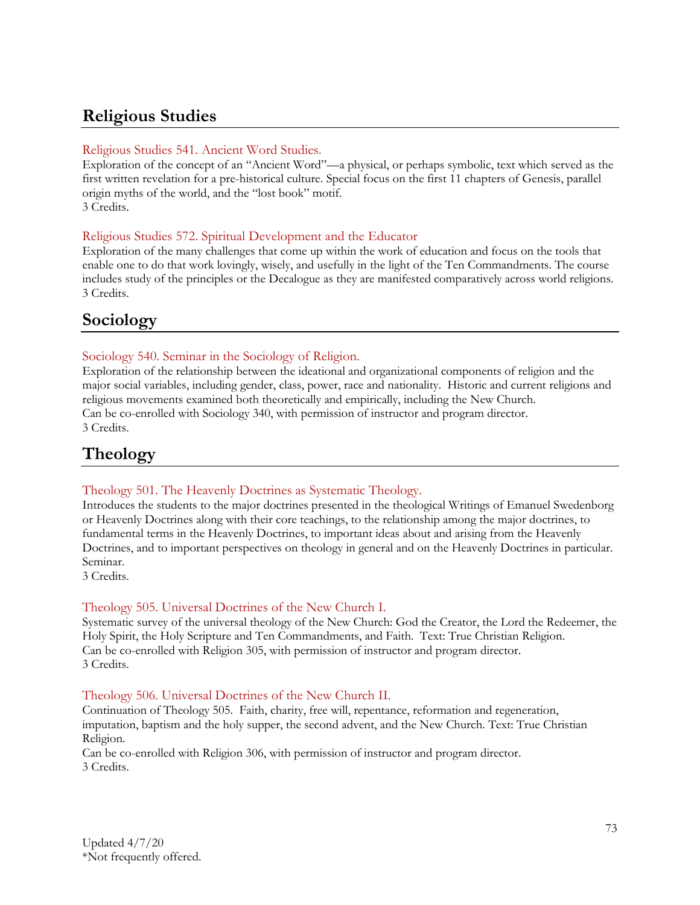## Religious Studies

### Religious Studies 541. Ancient Word Studies.

Exploration of the concept of an "Ancient Word"—a physical, or perhaps symbolic, text which served as the first written revelation for a pre-historical culture. Special focus on the first 11 chapters of Genesis, parallel origin myths of the world, and the "lost book" motif.
3 Credits.

### Religious Studies 572. Spiritual Development and the Educator

Exploration of the many challenges that come up within the work of education and focus on the tools that enable one to do that work lovingly, wisely, and usefully in the light of the Ten Commandments. The course includes study of the principles or the Decalogue as they are manifested comparatively across world religions.
3 Credits.

## Sociology

### Sociology 540. Seminar in the Sociology of Religion.

Exploration of the relationship between the ideational and organizational components of religion and the major social variables, including gender, class, power, race and nationality. Historic and current religions and religious movements examined both theoretically and empirically, including the New Church.
Can be co-enrolled with Sociology 340, with permission of instructor and program director.
3 Credits.

## Theology

### Theology 501. The Heavenly Doctrines as Systematic Theology.

Introduces the students to the major doctrines presented in the theological Writings of Emanuel Swedenborg or Heavenly Doctrines along with their core teachings, to the relationship among the major doctrines, to fundamental terms in the Heavenly Doctrines, to important ideas about and arising from the Heavenly Doctrines, and to important perspectives on theology in general and on the Heavenly Doctrines in particular. Seminar.
3 Credits.

### Theology 505. Universal Doctrines of the New Church I.

Systematic survey of the universal theology of the New Church: God the Creator, the Lord the Redeemer, the Holy Spirit, the Holy Scripture and Ten Commandments, and Faith. Text: True Christian Religion.
Can be co-enrolled with Religion 305, with permission of instructor and program director.
3 Credits.

### Theology 506. Universal Doctrines of the New Church II.

Continuation of Theology 505. Faith, charity, free will, repentance, reformation and regeneration, imputation, baptism and the holy supper, the second advent, and the New Church. Text: True Christian Religion.
Can be co-enrolled with Religion 306, with permission of instructor and program director.
3 Credits.

Updated 4/7/20
*Not frequently offered.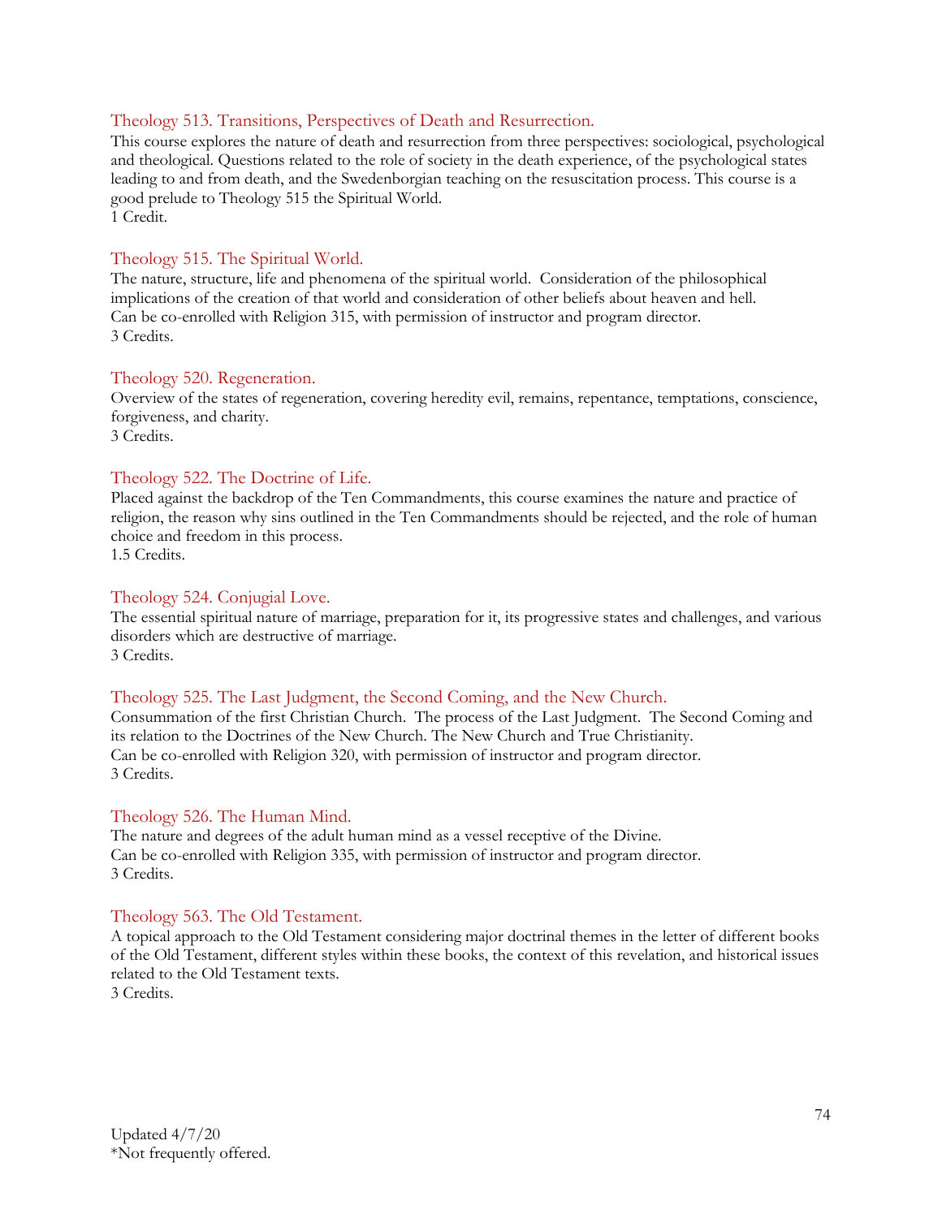### Theology 513. Transitions, Perspectives of Death and Resurrection.

This course explores the nature of death and resurrection from three perspectives: sociological, psychological and theological. Questions related to the role of society in the death experience, of the psychological states leading to and from death, and the Swedenborgian teaching on the resuscitation process. This course is a good prelude to Theology 515 the Spiritual World.
1 Credit.

### Theology 515. The Spiritual World.

The nature, structure, life and phenomena of the spiritual world. Consideration of the philosophical implications of the creation of that world and consideration of other beliefs about heaven and hell.
Can be co-enrolled with Religion 315, with permission of instructor and program director.
3 Credits.

### Theology 520. Regeneration.

Overview of the states of regeneration, covering heredity evil, remains, repentance, temptations, conscience, forgiveness, and charity.
3 Credits.

### Theology 522. The Doctrine of Life.

Placed against the backdrop of the Ten Commandments, this course examines the nature and practice of religion, the reason why sins outlined in the Ten Commandments should be rejected, and the role of human choice and freedom in this process.
1.5 Credits.

### Theology 524. Conjugial Love.

The essential spiritual nature of marriage, preparation for it, its progressive states and challenges, and various disorders which are destructive of marriage.
3 Credits.

### Theology 525. The Last Judgment, the Second Coming, and the New Church.

Consummation of the first Christian Church. The process of the Last Judgment. The Second Coming and its relation to the Doctrines of the New Church. The New Church and True Christianity.
Can be co-enrolled with Religion 320, with permission of instructor and program director.
3 Credits.

### Theology 526. The Human Mind.

The nature and degrees of the adult human mind as a vessel receptive of the Divine.
Can be co-enrolled with Religion 335, with permission of instructor and program director.
3 Credits.

### Theology 563. The Old Testament.

A topical approach to the Old Testament considering major doctrinal themes in the letter of different books of the Old Testament, different styles within these books, the context of this revelation, and historical issues related to the Old Testament texts.
3 Credits.

Updated 4/7/20
*Not frequently offered.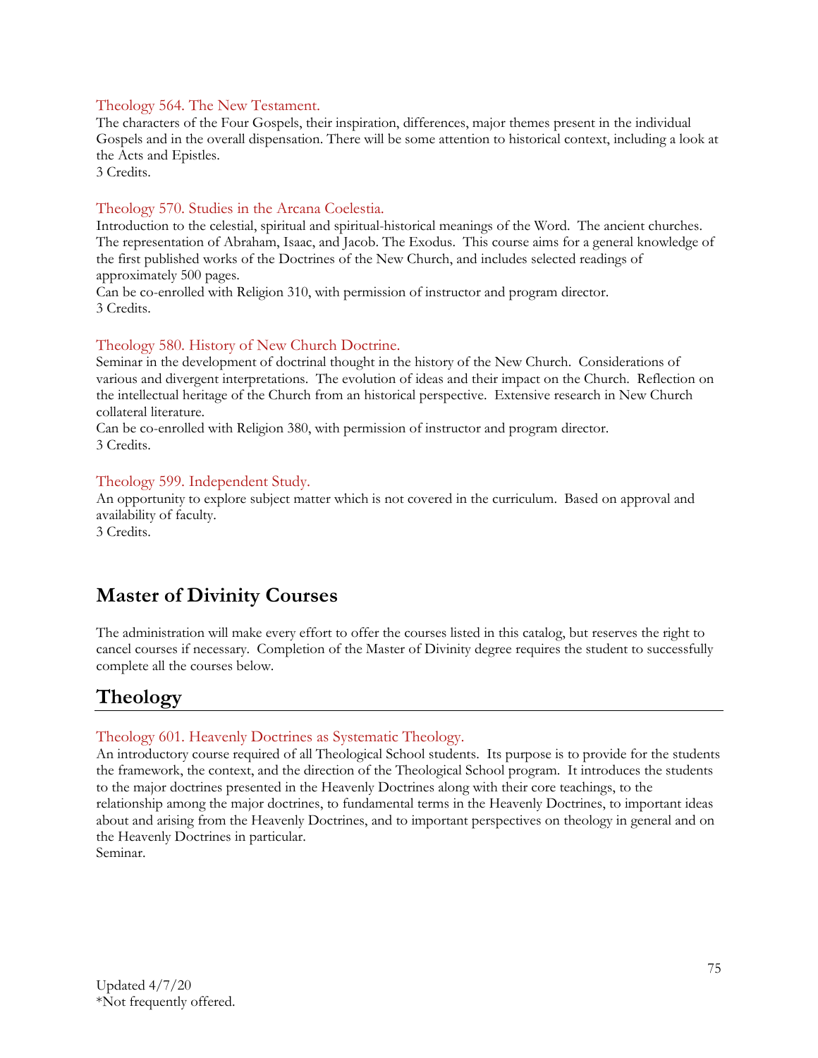Theology 564. The New Testament.

The characters of the Four Gospels, their inspiration, differences, major themes present in the individual Gospels and in the overall dispensation. There will be some attention to historical context, including a look at the Acts and Epistles.
3 Credits.

Theology 570. Studies in the Arcana Coelestia.

Introduction to the celestial, spiritual and spiritual-historical meanings of the Word. The ancient churches. The representation of Abraham, Isaac, and Jacob. The Exodus. This course aims for a general knowledge of the first published works of the Doctrines of the New Church, and includes selected readings of approximately 500 pages.
Can be co-enrolled with Religion 310, with permission of instructor and program director.
3 Credits.

Theology 580. History of New Church Doctrine.

Seminar in the development of doctrinal thought in the history of the New Church. Considerations of various and divergent interpretations. The evolution of ideas and their impact on the Church. Reflection on the intellectual heritage of the Church from an historical perspective. Extensive research in New Church collateral literature.
Can be co-enrolled with Religion 380, with permission of instructor and program director.
3 Credits.

Theology 599. Independent Study.

An opportunity to explore subject matter which is not covered in the curriculum. Based on approval and availability of faculty.
3 Credits.

## Master of Divinity Courses

The administration will make every effort to offer the courses listed in this catalog, but reserves the right to cancel courses if necessary. Completion of the Master of Divinity degree requires the student to successfully complete all the courses below.

## Theology

Theology 601. Heavenly Doctrines as Systematic Theology.

An introductory course required of all Theological School students. Its purpose is to provide for the students the framework, the context, and the direction of the Theological School program. It introduces the students to the major doctrines presented in the Heavenly Doctrines along with their core teachings, to the relationship among the major doctrines, to fundamental terms in the Heavenly Doctrines, to important ideas about and arising from the Heavenly Doctrines, and to important perspectives on theology in general and on the Heavenly Doctrines in particular.
Seminar.

Updated 4/7/20
*Not frequently offered.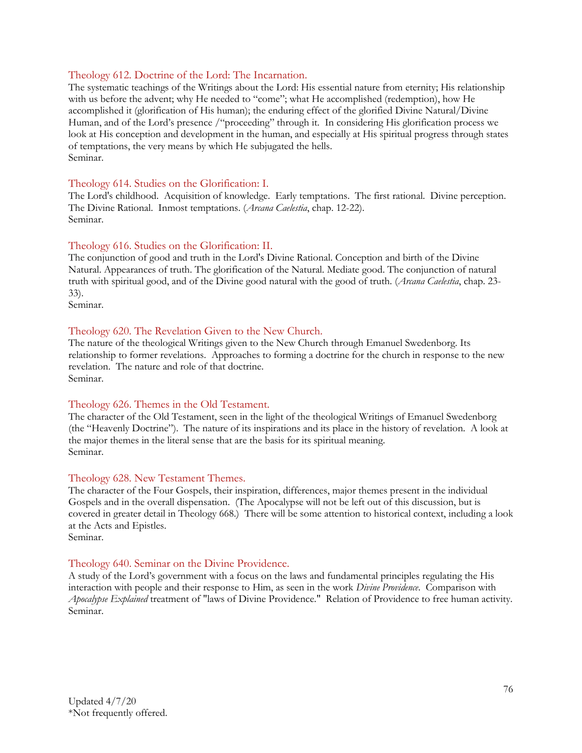### Theology 612. Doctrine of the Lord: The Incarnation.

The systematic teachings of the Writings about the Lord: His essential nature from eternity; His relationship with us before the advent; why He needed to "come"; what He accomplished (redemption), how He accomplished it (glorification of His human); the enduring effect of the glorified Divine Natural/Divine Human, and of the Lord's presence /"proceeding" through it. In considering His glorification process we look at His conception and development in the human, and especially at His spiritual progress through states of temptations, the very means by which He subjugated the hells.
Seminar.

### Theology 614. Studies on the Glorification: I.

The Lord's childhood. Acquisition of knowledge. Early temptations. The first rational. Divine perception. The Divine Rational. Inmost temptations. (*Arcana Caelestia*, chap. 12-22).
Seminar.

### Theology 616. Studies on the Glorification: II.

The conjunction of good and truth in the Lord's Divine Rational. Conception and birth of the Divine Natural. Appearances of truth. The glorification of the Natural. Mediate good. The conjunction of natural truth with spiritual good, and of the Divine good natural with the good of truth. (*Arcana Caelestia*, chap. 23-33).
Seminar.

### Theology 620. The Revelation Given to the New Church.

The nature of the theological Writings given to the New Church through Emanuel Swedenborg. Its relationship to former revelations. Approaches to forming a doctrine for the church in response to the new revelation. The nature and role of that doctrine.
Seminar.

### Theology 626. Themes in the Old Testament.

The character of the Old Testament, seen in the light of the theological Writings of Emanuel Swedenborg (the "Heavenly Doctrine"). The nature of its inspirations and its place in the history of revelation. A look at the major themes in the literal sense that are the basis for its spiritual meaning.
Seminar.

### Theology 628. New Testament Themes.

The character of the Four Gospels, their inspiration, differences, major themes present in the individual Gospels and in the overall dispensation. (The Apocalypse will not be left out of this discussion, but is covered in greater detail in Theology 668.) There will be some attention to historical context, including a look at the Acts and Epistles.
Seminar.

### Theology 640. Seminar on the Divine Providence.

A study of the Lord's government with a focus on the laws and fundamental principles regulating the His interaction with people and their response to Him, as seen in the work *Divine Providence*. Comparison with *Apocalypse Explained* treatment of "laws of Divine Providence." Relation of Providence to free human activity.
Seminar.

Updated 4/7/20
*Not frequently offered.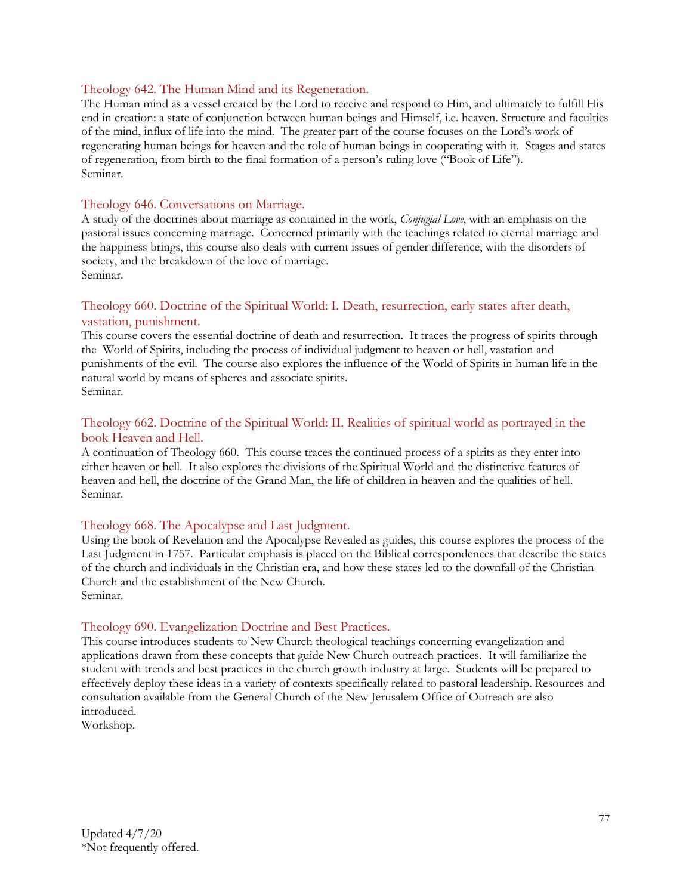### Theology 642. The Human Mind and its Regeneration.

The Human mind as a vessel created by the Lord to receive and respond to Him, and ultimately to fulfill His end in creation: a state of conjunction between human beings and Himself, i.e. heaven. Structure and faculties of the mind, influx of life into the mind. The greater part of the course focuses on the Lord's work of regenerating human beings for heaven and the role of human beings in cooperating with it. Stages and states of regeneration, from birth to the final formation of a person's ruling love ("Book of Life").
Seminar.

### Theology 646. Conversations on Marriage.

A study of the doctrines about marriage as contained in the work, *Conjugial Love*, with an emphasis on the pastoral issues concerning marriage. Concerned primarily with the teachings related to eternal marriage and the happiness brings, this course also deals with current issues of gender difference, with the disorders of society, and the breakdown of the love of marriage.
Seminar.

### Theology 660. Doctrine of the Spiritual World: I. Death, resurrection, early states after death, vastation, punishment.

This course covers the essential doctrine of death and resurrection. It traces the progress of spirits through the World of Spirits, including the process of individual judgment to heaven or hell, vastation and punishments of the evil. The course also explores the influence of the World of Spirits in human life in the natural world by means of spheres and associate spirits.
Seminar.

### Theology 662. Doctrine of the Spiritual World: II. Realities of spiritual world as portrayed in the book Heaven and Hell.

A continuation of Theology 660. This course traces the continued process of a spirits as they enter into either heaven or hell. It also explores the divisions of the Spiritual World and the distinctive features of heaven and hell, the doctrine of the Grand Man, the life of children in heaven and the qualities of hell.
Seminar.

### Theology 668. The Apocalypse and Last Judgment.

Using the book of Revelation and the Apocalypse Revealed as guides, this course explores the process of the Last Judgment in 1757. Particular emphasis is placed on the Biblical correspondences that describe the states of the church and individuals in the Christian era, and how these states led to the downfall of the Christian Church and the establishment of the New Church.
Seminar.

### Theology 690. Evangelization Doctrine and Best Practices.

This course introduces students to New Church theological teachings concerning evangelization and applications drawn from these concepts that guide New Church outreach practices. It will familiarize the student with trends and best practices in the church growth industry at large. Students will be prepared to effectively deploy these ideas in a variety of contexts specifically related to pastoral leadership. Resources and consultation available from the General Church of the New Jerusalem Office of Outreach are also introduced.
Workshop.

Updated 4/7/20
*Not frequently offered.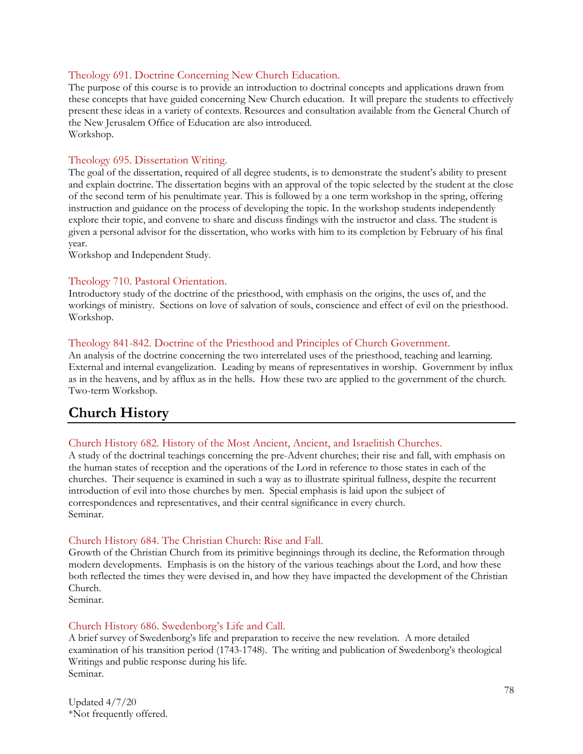### Theology 691. Doctrine Concerning New Church Education.

The purpose of this course is to provide an introduction to doctrinal concepts and applications drawn from these concepts that have guided concerning New Church education. It will prepare the students to effectively present these ideas in a variety of contexts. Resources and consultation available from the General Church of the New Jerusalem Office of Education are also introduced.
Workshop.

### Theology 695. Dissertation Writing.

The goal of the dissertation, required of all degree students, is to demonstrate the student's ability to present and explain doctrine. The dissertation begins with an approval of the topic selected by the student at the close of the second term of his penultimate year. This is followed by a one term workshop in the spring, offering instruction and guidance on the process of developing the topic. In the workshop students independently explore their topic, and convene to share and discuss findings with the instructor and class. The student is given a personal advisor for the dissertation, who works with him to its completion by February of his final year.
Workshop and Independent Study.

### Theology 710. Pastoral Orientation.

Introductory study of the doctrine of the priesthood, with emphasis on the origins, the uses of, and the workings of ministry. Sections on love of salvation of souls, conscience and effect of evil on the priesthood.
Workshop.

### Theology 841-842. Doctrine of the Priesthood and Principles of Church Government.

An analysis of the doctrine concerning the two interrelated uses of the priesthood, teaching and learning. External and internal evangelization. Leading by means of representatives in worship. Government by influx as in the heavens, and by afflux as in the hells. How these two are applied to the government of the church.
Two-term Workshop.

## Church History

### Church History 682. History of the Most Ancient, Ancient, and Israelitish Churches.

A study of the doctrinal teachings concerning the pre-Advent churches; their rise and fall, with emphasis on the human states of reception and the operations of the Lord in reference to those states in each of the churches. Their sequence is examined in such a way as to illustrate spiritual fullness, despite the recurrent introduction of evil into those churches by men. Special emphasis is laid upon the subject of correspondences and representatives, and their central significance in every church.
Seminar.

### Church History 684. The Christian Church: Rise and Fall.

Growth of the Christian Church from its primitive beginnings through its decline, the Reformation through modern developments. Emphasis is on the history of the various teachings about the Lord, and how these both reflected the times they were devised in, and how they have impacted the development of the Christian Church.
Seminar.

### Church History 686. Swedenborg's Life and Call.

A brief survey of Swedenborg's life and preparation to receive the new revelation. A more detailed examination of his transition period (1743-1748). The writing and publication of Swedenborg's theological Writings and public response during his life.
Seminar.

Updated 4/7/20
*Not frequently offered.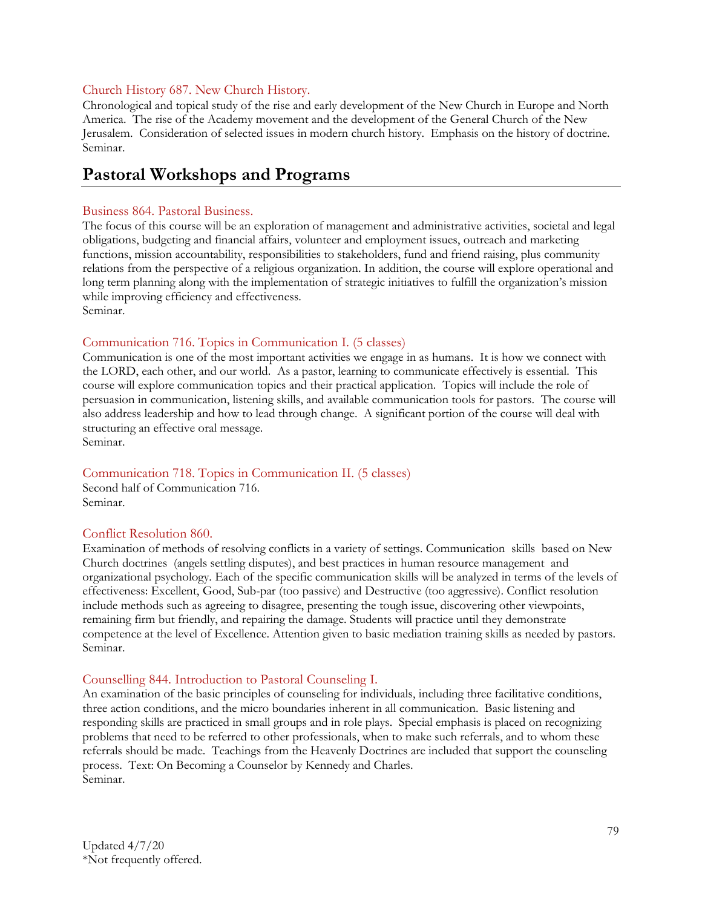Church History 687. New Church History.

Chronological and topical study of the rise and early development of the New Church in Europe and North America. The rise of the Academy movement and the development of the General Church of the New Jerusalem. Consideration of selected issues in modern church history. Emphasis on the history of doctrine.
Seminar.

## Pastoral Workshops and Programs

Business 864. Pastoral Business.

The focus of this course will be an exploration of management and administrative activities, societal and legal obligations, budgeting and financial affairs, volunteer and employment issues, outreach and marketing functions, mission accountability, responsibilities to stakeholders, fund and friend raising, plus community relations from the perspective of a religious organization. In addition, the course will explore operational and long term planning along with the implementation of strategic initiatives to fulfill the organization's mission while improving efficiency and effectiveness.
Seminar.

Communication 716. Topics in Communication I. (5 classes)

Communication is one of the most important activities we engage in as humans. It is how we connect with the LORD, each other, and our world. As a pastor, learning to communicate effectively is essential. This course will explore communication topics and their practical application. Topics will include the role of persuasion in communication, listening skills, and available communication tools for pastors. The course will also address leadership and how to lead through change. A significant portion of the course will deal with structuring an effective oral message.
Seminar.

Communication 718. Topics in Communication II. (5 classes)

Second half of Communication 716.
Seminar.

Conflict Resolution 860.

Examination of methods of resolving conflicts in a variety of settings. Communication skills based on New Church doctrines (angels settling disputes), and best practices in human resource management and organizational psychology. Each of the specific communication skills will be analyzed in terms of the levels of effectiveness: Excellent, Good, Sub-par (too passive) and Destructive (too aggressive). Conflict resolution include methods such as agreeing to disagree, presenting the tough issue, discovering other viewpoints, remaining firm but friendly, and repairing the damage. Students will practice until they demonstrate competence at the level of Excellence. Attention given to basic mediation training skills as needed by pastors.
Seminar.

Counselling 844. Introduction to Pastoral Counseling I.

An examination of the basic principles of counseling for individuals, including three facilitative conditions, three action conditions, and the micro boundaries inherent in all communication. Basic listening and responding skills are practiced in small groups and in role plays. Special emphasis is placed on recognizing problems that need to be referred to other professionals, when to make such referrals, and to whom these referrals should be made. Teachings from the Heavenly Doctrines are included that support the counseling process. Text: On Becoming a Counselor by Kennedy and Charles.
Seminar.

Updated 4/7/20
*Not frequently offered.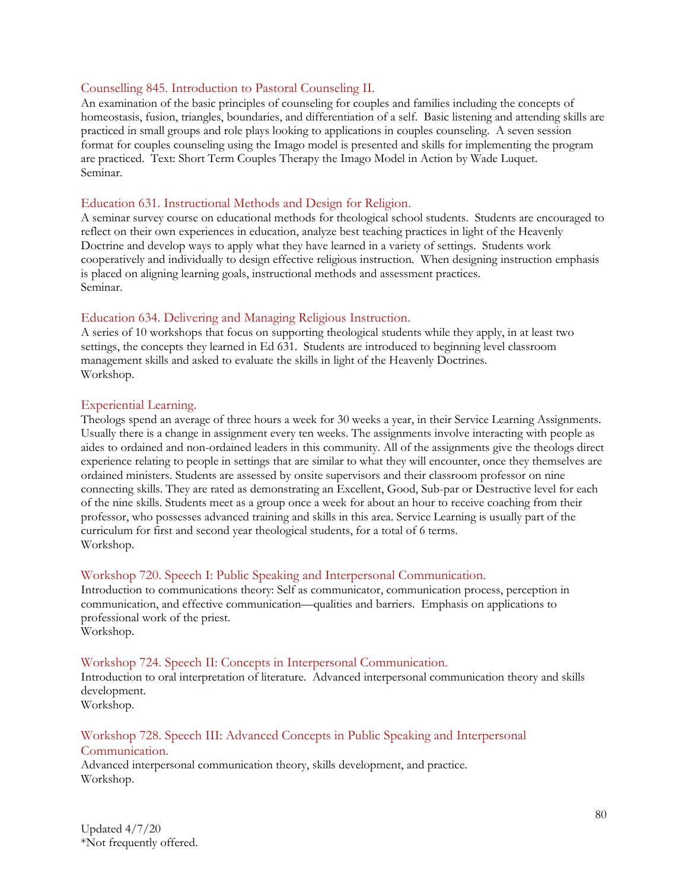### Counselling 845. Introduction to Pastoral Counseling II.

An examination of the basic principles of counseling for couples and families including the concepts of homeostasis, fusion, triangles, boundaries, and differentiation of a self. Basic listening and attending skills are practiced in small groups and role plays looking to applications in couples counseling. A seven session format for couples counseling using the Imago model is presented and skills for implementing the program are practiced. Text: Short Term Couples Therapy the Imago Model in Action by Wade Luquet.
Seminar.

### Education 631. Instructional Methods and Design for Religion.

A seminar survey course on educational methods for theological school students. Students are encouraged to reflect on their own experiences in education, analyze best teaching practices in light of the Heavenly Doctrine and develop ways to apply what they have learned in a variety of settings. Students work cooperatively and individually to design effective religious instruction. When designing instruction emphasis is placed on aligning learning goals, instructional methods and assessment practices.
Seminar.

### Education 634. Delivering and Managing Religious Instruction.

A series of 10 workshops that focus on supporting theological students while they apply, in at least two settings, the concepts they learned in Ed 631. Students are introduced to beginning level classroom management skills and asked to evaluate the skills in light of the Heavenly Doctrines.
Workshop.

### Experiential Learning.

Theologs spend an average of three hours a week for 30 weeks a year, in their Service Learning Assignments. Usually there is a change in assignment every ten weeks. The assignments involve interacting with people as aides to ordained and non-ordained leaders in this community. All of the assignments give the theologs direct experience relating to people in settings that are similar to what they will encounter, once they themselves are ordained ministers. Students are assessed by onsite supervisors and their classroom professor on nine connecting skills. They are rated as demonstrating an Excellent, Good, Sub-par or Destructive level for each of the nine skills. Students meet as a group once a week for about an hour to receive coaching from their professor, who possesses advanced training and skills in this area. Service Learning is usually part of the curriculum for first and second year theological students, for a total of 6 terms.
Workshop.

### Workshop 720. Speech I: Public Speaking and Interpersonal Communication.

Introduction to communications theory: Self as communicator, communication process, perception in communication, and effective communication—qualities and barriers. Emphasis on applications to professional work of the priest.
Workshop.

### Workshop 724. Speech II: Concepts in Interpersonal Communication.

Introduction to oral interpretation of literature. Advanced interpersonal communication theory and skills development.
Workshop.

### Workshop 728. Speech III: Advanced Concepts in Public Speaking and Interpersonal Communication.

Advanced interpersonal communication theory, skills development, and practice.
Workshop.

Updated 4/7/20
*Not frequently offered.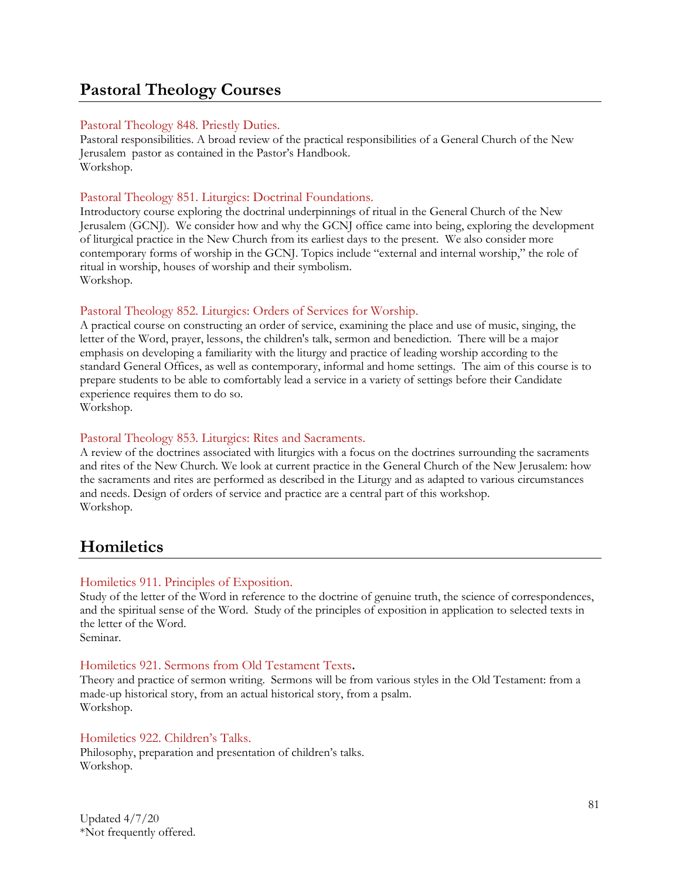## Pastoral Theology Courses

### Pastoral Theology 848. Priestly Duties.

Pastoral responsibilities. A broad review of the practical responsibilities of a General Church of the New Jerusalem pastor as contained in the Pastor's Handbook.
Workshop.

### Pastoral Theology 851. Liturgics: Doctrinal Foundations.

Introductory course exploring the doctrinal underpinnings of ritual in the General Church of the New Jerusalem (GCNJ). We consider how and why the GCNJ office came into being, exploring the development of liturgical practice in the New Church from its earliest days to the present. We also consider more contemporary forms of worship in the GCNJ. Topics include "external and internal worship," the role of ritual in worship, houses of worship and their symbolism.
Workshop.

### Pastoral Theology 852. Liturgics: Orders of Services for Worship.

A practical course on constructing an order of service, examining the place and use of music, singing, the letter of the Word, prayer, lessons, the children's talk, sermon and benediction. There will be a major emphasis on developing a familiarity with the liturgy and practice of leading worship according to the standard General Offices, as well as contemporary, informal and home settings. The aim of this course is to prepare students to be able to comfortably lead a service in a variety of settings before their Candidate experience requires them to do so.
Workshop.

### Pastoral Theology 853. Liturgics: Rites and Sacraments.

A review of the doctrines associated with liturgics with a focus on the doctrines surrounding the sacraments and rites of the New Church. We look at current practice in the General Church of the New Jerusalem: how the sacraments and rites are performed as described in the Liturgy and as adapted to various circumstances and needs. Design of orders of service and practice are a central part of this workshop.
Workshop.

## Homiletics

### Homiletics 911. Principles of Exposition.

Study of the letter of the Word in reference to the doctrine of genuine truth, the science of correspondences, and the spiritual sense of the Word. Study of the principles of exposition in application to selected texts in the letter of the Word.
Seminar.

### Homiletics 921. Sermons from Old Testament Texts.

Theory and practice of sermon writing. Sermons will be from various styles in the Old Testament: from a made-up historical story, from an actual historical story, from a psalm.
Workshop.

### Homiletics 922. Children's Talks.

Philosophy, preparation and presentation of children's talks.
Workshop.

Updated 4/7/20
*Not frequently offered.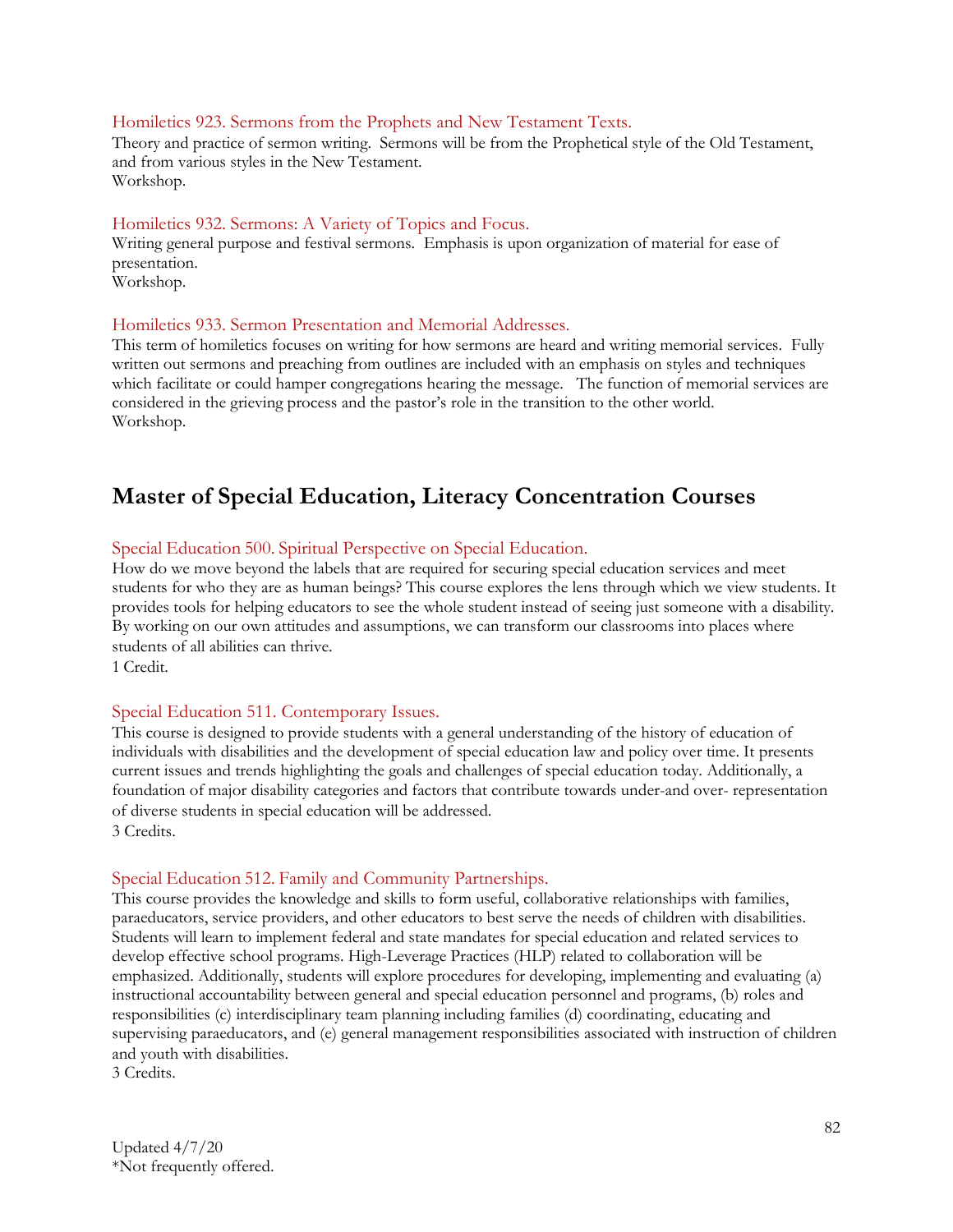### Homiletics 923. Sermons from the Prophets and New Testament Texts.

Theory and practice of sermon writing. Sermons will be from the Prophetical style of the Old Testament, and from various styles in the New Testament.
Workshop.

### Homiletics 932. Sermons: A Variety of Topics and Focus.

Writing general purpose and festival sermons. Emphasis is upon organization of material for ease of presentation.
Workshop.

### Homiletics 933. Sermon Presentation and Memorial Addresses.

This term of homiletics focuses on writing for how sermons are heard and writing memorial services. Fully written out sermons and preaching from outlines are included with an emphasis on styles and techniques which facilitate or could hamper congregations hearing the message. The function of memorial services are considered in the grieving process and the pastor's role in the transition to the other world.
Workshop.

## Master of Special Education, Literacy Concentration Courses

### Special Education 500. Spiritual Perspective on Special Education.

How do we move beyond the labels that are required for securing special education services and meet students for who they are as human beings? This course explores the lens through which we view students. It provides tools for helping educators to see the whole student instead of seeing just someone with a disability. By working on our own attitudes and assumptions, we can transform our classrooms into places where students of all abilities can thrive.
1 Credit.

### Special Education 511. Contemporary Issues.

This course is designed to provide students with a general understanding of the history of education of individuals with disabilities and the development of special education law and policy over time. It presents current issues and trends highlighting the goals and challenges of special education today. Additionally, a foundation of major disability categories and factors that contribute towards under-and over- representation of diverse students in special education will be addressed.
3 Credits.

### Special Education 512. Family and Community Partnerships.

This course provides the knowledge and skills to form useful, collaborative relationships with families, paraeducators, service providers, and other educators to best serve the needs of children with disabilities. Students will learn to implement federal and state mandates for special education and related services to develop effective school programs. High-Leverage Practices (HLP) related to collaboration will be emphasized. Additionally, students will explore procedures for developing, implementing and evaluating (a) instructional accountability between general and special education personnel and programs, (b) roles and responsibilities (c) interdisciplinary team planning including families (d) coordinating, educating and supervising paraeducators, and (e) general management responsibilities associated with instruction of children and youth with disabilities.
3 Credits.

Updated 4/7/20
*Not frequently offered.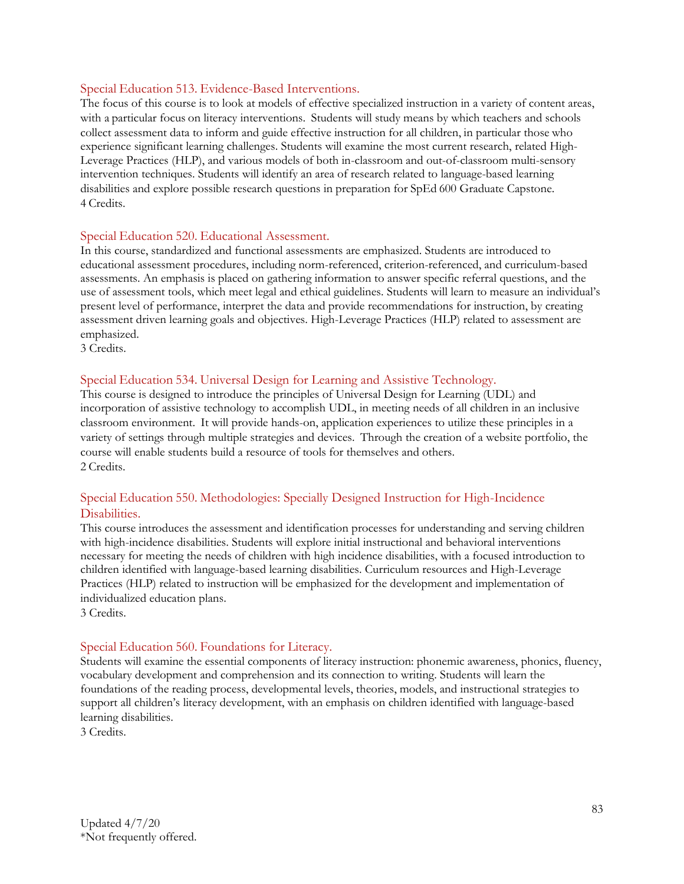### Special Education 513. Evidence-Based Interventions.

The focus of this course is to look at models of effective specialized instruction in a variety of content areas, with a particular focus on literacy interventions. Students will study means by which teachers and schools collect assessment data to inform and guide effective instruction for all children, in particular those who experience significant learning challenges. Students will examine the most current research, related High-Leverage Practices (HLP), and various models of both in-classroom and out-of-classroom multi-sensory intervention techniques. Students will identify an area of research related to language-based learning disabilities and explore possible research questions in preparation for SpEd 600 Graduate Capstone.
4 Credits.

### Special Education 520. Educational Assessment.

In this course, standardized and functional assessments are emphasized. Students are introduced to educational assessment procedures, including norm-referenced, criterion-referenced, and curriculum-based assessments. An emphasis is placed on gathering information to answer specific referral questions, and the use of assessment tools, which meet legal and ethical guidelines. Students will learn to measure an individual's present level of performance, interpret the data and provide recommendations for instruction, by creating assessment driven learning goals and objectives. High-Leverage Practices (HLP) related to assessment are emphasized.
3 Credits.

### Special Education 534. Universal Design for Learning and Assistive Technology.

This course is designed to introduce the principles of Universal Design for Learning (UDL) and incorporation of assistive technology to accomplish UDL, in meeting needs of all children in an inclusive classroom environment. It will provide hands-on, application experiences to utilize these principles in a variety of settings through multiple strategies and devices. Through the creation of a website portfolio, the course will enable students build a resource of tools for themselves and others.
2 Credits.

### Special Education 550. Methodologies: Specially Designed Instruction for High-Incidence Disabilities.

This course introduces the assessment and identification processes for understanding and serving children with high-incidence disabilities. Students will explore initial instructional and behavioral interventions necessary for meeting the needs of children with high incidence disabilities, with a focused introduction to children identified with language-based learning disabilities. Curriculum resources and High-Leverage Practices (HLP) related to instruction will be emphasized for the development and implementation of individualized education plans.
3 Credits.

### Special Education 560. Foundations for Literacy.

Students will examine the essential components of literacy instruction: phonemic awareness, phonics, fluency, vocabulary development and comprehension and its connection to writing. Students will learn the foundations of the reading process, developmental levels, theories, models, and instructional strategies to support all children's literacy development, with an emphasis on children identified with language-based learning disabilities.
3 Credits.

Updated 4/7/20
*Not frequently offered.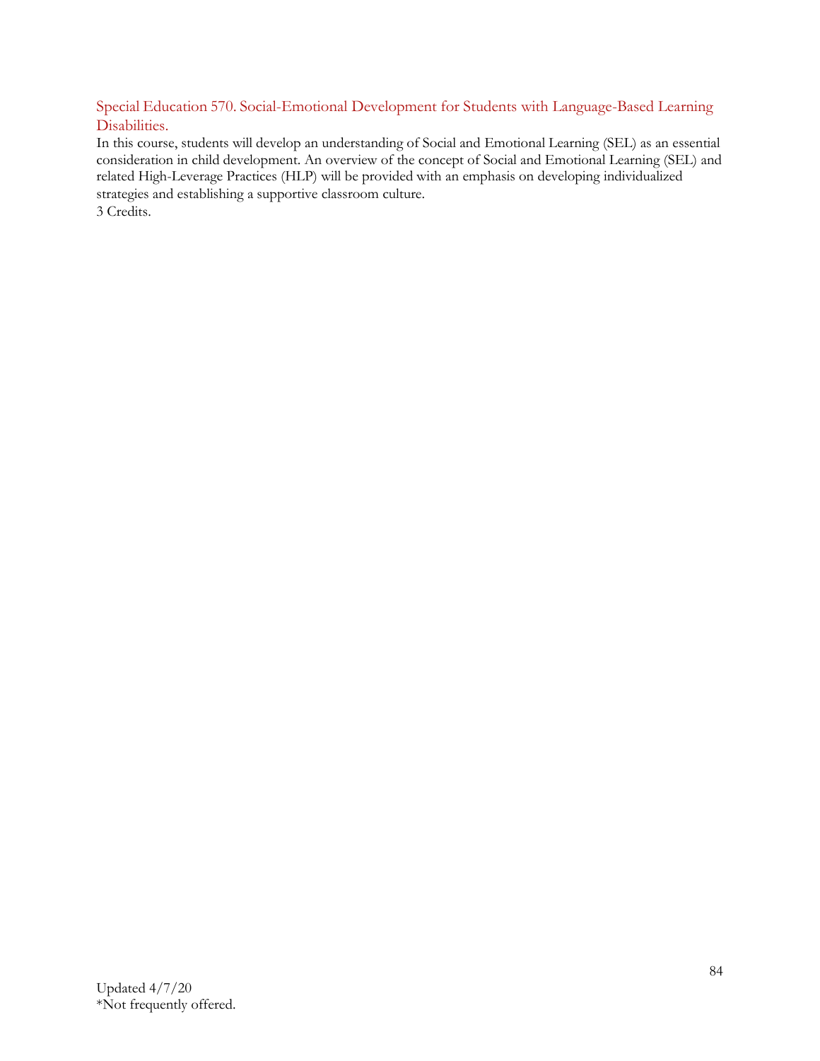### Special Education 570. Social-Emotional Development for Students with Language-Based Learning Disabilities.

In this course, students will develop an understanding of Social and Emotional Learning (SEL) as an essential consideration in child development. An overview of the concept of Social and Emotional Learning (SEL) and related High-Leverage Practices (HLP) will be provided with an emphasis on developing individualized strategies and establishing a supportive classroom culture.
3 Credits.

Updated 4/7/20
*Not frequently offered.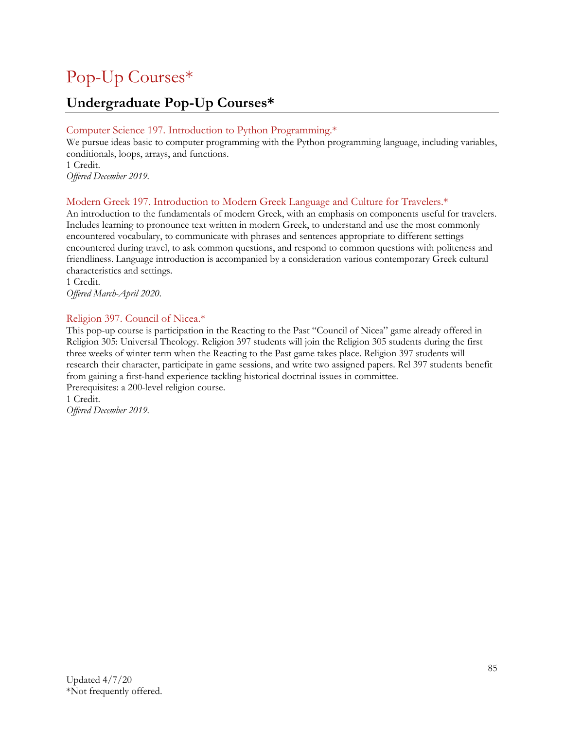# Pop-Up Courses*

## Undergraduate Pop-Up Courses*

### Computer Science 197. Introduction to Python Programming.*

We pursue ideas basic to computer programming with the Python programming language, including variables, conditionals, loops, arrays, and functions.

1 Credit.

*Offered December 2019.*

### Modern Greek 197. Introduction to Modern Greek Language and Culture for Travelers.*

An introduction to the fundamentals of modern Greek, with an emphasis on components useful for travelers. Includes learning to pronounce text written in modern Greek, to understand and use the most commonly encountered vocabulary, to communicate with phrases and sentences appropriate to different settings encountered during travel, to ask common questions, and respond to common questions with politeness and friendliness. Language introduction is accompanied by a consideration various contemporary Greek cultural characteristics and settings.

1 Credit.

*Offered March-April 2020.*

### Religion 397. Council of Nicea.*

This pop-up course is participation in the Reacting to the Past "Council of Nicea" game already offered in Religion 305: Universal Theology. Religion 397 students will join the Religion 305 students during the first three weeks of winter term when the Reacting to the Past game takes place. Religion 397 students will research their character, participate in game sessions, and write two assigned papers. Rel 397 students benefit from gaining a first-hand experience tackling historical doctrinal issues in committee.

Prerequisites: a 200-level religion course.

1 Credit.

*Offered December 2019.*

Updated 4/7/20

*Not frequently offered.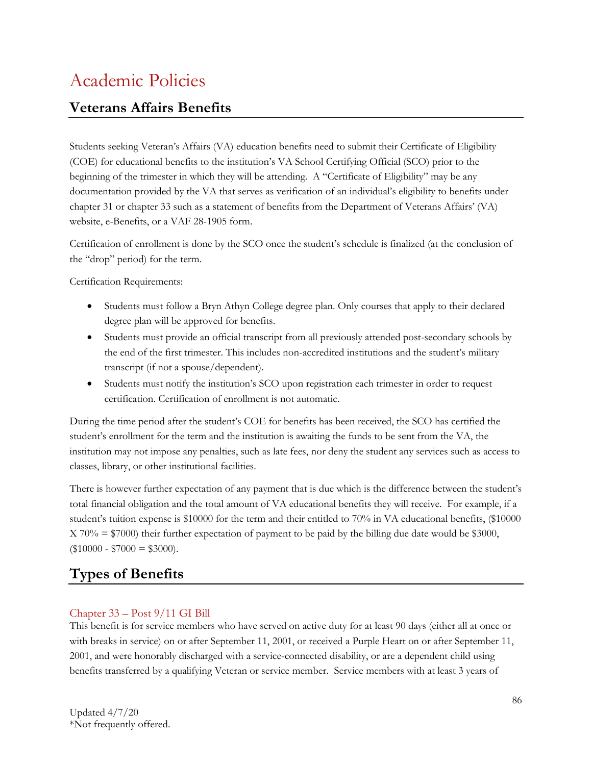# Academic Policies

## Veterans Affairs Benefits

Students seeking Veteran's Affairs (VA) education benefits need to submit their Certificate of Eligibility (COE) for educational benefits to the institution's VA School Certifying Official (SCO) prior to the beginning of the trimester in which they will be attending. A "Certificate of Eligibility" may be any documentation provided by the VA that serves as verification of an individual's eligibility to benefits under chapter 31 or chapter 33 such as a statement of benefits from the Department of Veterans Affairs' (VA) website, e-Benefits, or a VAF 28-1905 form.

Certification of enrollment is done by the SCO once the student's schedule is finalized (at the conclusion of the "drop" period) for the term.

Certification Requirements:

- Students must follow a Bryn Athyn College degree plan. Only courses that apply to their declared degree plan will be approved for benefits.
- Students must provide an official transcript from all previously attended post-secondary schools by the end of the first trimester. This includes non-accredited institutions and the student's military transcript (if not a spouse/dependent).
- Students must notify the institution's SCO upon registration each trimester in order to request certification. Certification of enrollment is not automatic.

During the time period after the student's COE for benefits has been received, the SCO has certified the student's enrollment for the term and the institution is awaiting the funds to be sent from the VA, the institution may not impose any penalties, such as late fees, nor deny the student any services such as access to classes, library, or other institutional facilities.

There is however further expectation of any payment that is due which is the difference between the student's total financial obligation and the total amount of VA educational benefits they will receive. For example, if a student's tuition expense is $10000 for the term and their entitled to 70% in VA educational benefits, ($10000 X 70% = $7000) their further expectation of payment to be paid by the billing due date would be $3000, ($10000 - $7000 = $3000).

## Types of Benefits

### Chapter 33 – Post 9/11 GI Bill

This benefit is for service members who have served on active duty for at least 90 days (either all at once or with breaks in service) on or after September 11, 2001, or received a Purple Heart on or after September 11, 2001, and were honorably discharged with a service-connected disability, or are a dependent child using benefits transferred by a qualifying Veteran or service member. Service members with at least 3 years of

Updated 4/7/20
*Not frequently offered.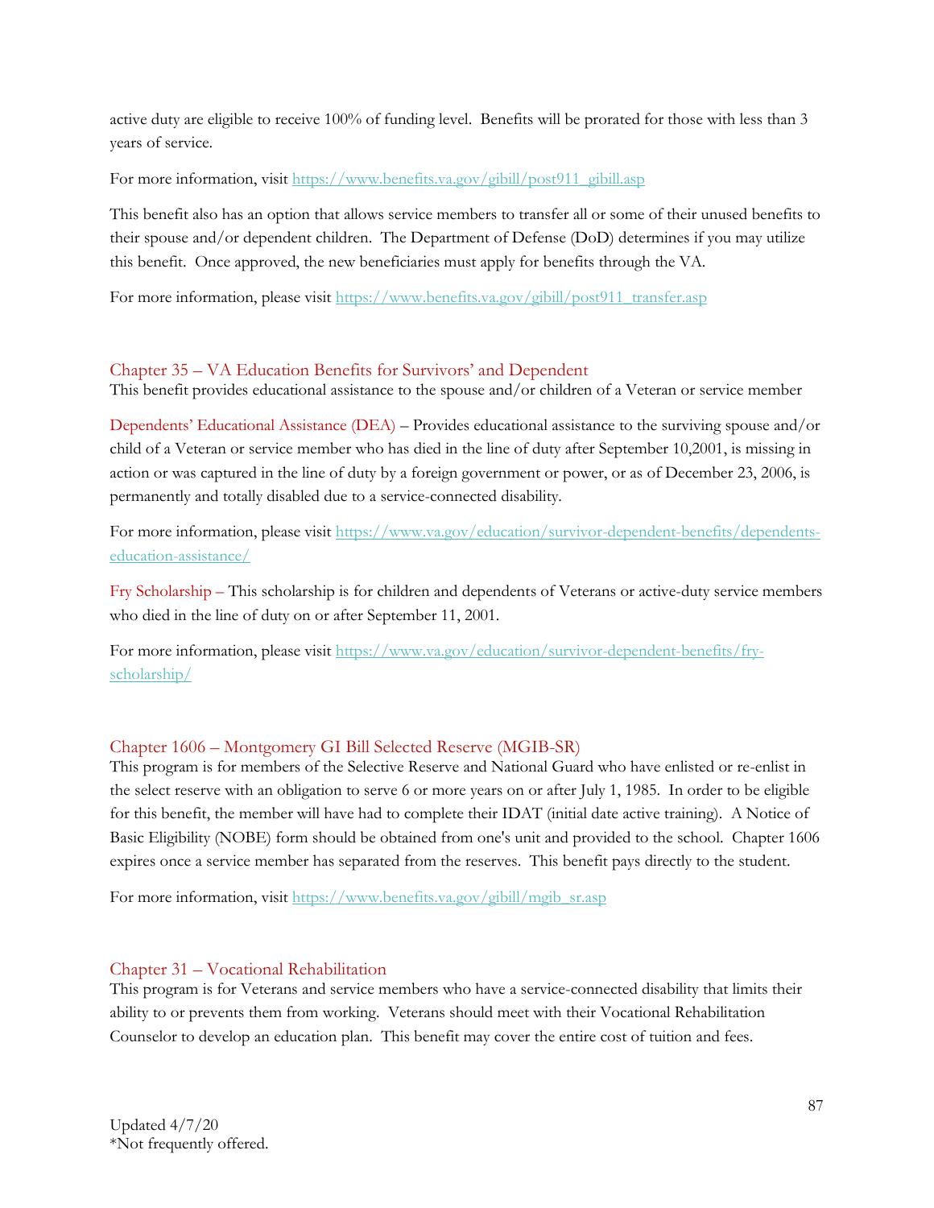active duty are eligible to receive 100% of funding level. Benefits will be prorated for those with less than 3 years of service.

For more information, visit [https://www.benefits.va.gov/gibill/post911_gibill.asp](https://www.benefits.va.gov/gibill/post911_gibill.asp)

This benefit also has an option that allows service members to transfer all or some of their unused benefits to their spouse and/or dependent children. The Department of Defense (DoD) determines if you may utilize this benefit. Once approved, the new beneficiaries must apply for benefits through the VA.

For more information, please visit [https://www.benefits.va.gov/gibill/post911_transfer.asp](https://www.benefits.va.gov/gibill/post911_transfer.asp)

## Chapter 35 – VA Education Benefits for Survivors' and Dependent

This benefit provides educational assistance to the spouse and/or children of a Veteran or service member

**Dependents' Educational Assistance (DEA)** – Provides educational assistance to the surviving spouse and/or child of a Veteran or service member who has died in the line of duty after September 10,2001, is missing in action or was captured in the line of duty by a foreign government or power, or as of December 23, 2006, is permanently and totally disabled due to a service-connected disability.

For more information, please visit [https://www.va.gov/education/survivor-dependent-benefits/dependents-education-assistance/](https://www.va.gov/education/survivor-dependent-benefits/dependents-education-assistance/)

**Fry Scholarship** – This scholarship is for children and dependents of Veterans or active-duty service members who died in the line of duty on or after September 11, 2001.

For more information, please visit [https://www.va.gov/education/survivor-dependent-benefits/fry-scholarship/](https://www.va.gov/education/survivor-dependent-benefits/fry-scholarship/)

## Chapter 1606 – Montgomery GI Bill Selected Reserve (MGIB-SR)

This program is for members of the Selective Reserve and National Guard who have enlisted or re-enlist in the select reserve with an obligation to serve 6 or more years on or after July 1, 1985. In order to be eligible for this benefit, the member will have had to complete their IDAT (initial date active training). A Notice of Basic Eligibility (NOBE) form should be obtained from one's unit and provided to the school. Chapter 1606 expires once a service member has separated from the reserves. This benefit pays directly to the student.

For more information, visit [https://www.benefits.va.gov/gibill/mgib_sr.asp](https://www.benefits.va.gov/gibill/mgib_sr.asp)

## Chapter 31 – Vocational Rehabilitation

This program is for Veterans and service members who have a service-connected disability that limits their ability to or prevents them from working. Veterans should meet with their Vocational Rehabilitation Counselor to develop an education plan. This benefit may cover the entire cost of tuition and fees.

Updated 4/7/20
*Not frequently offered.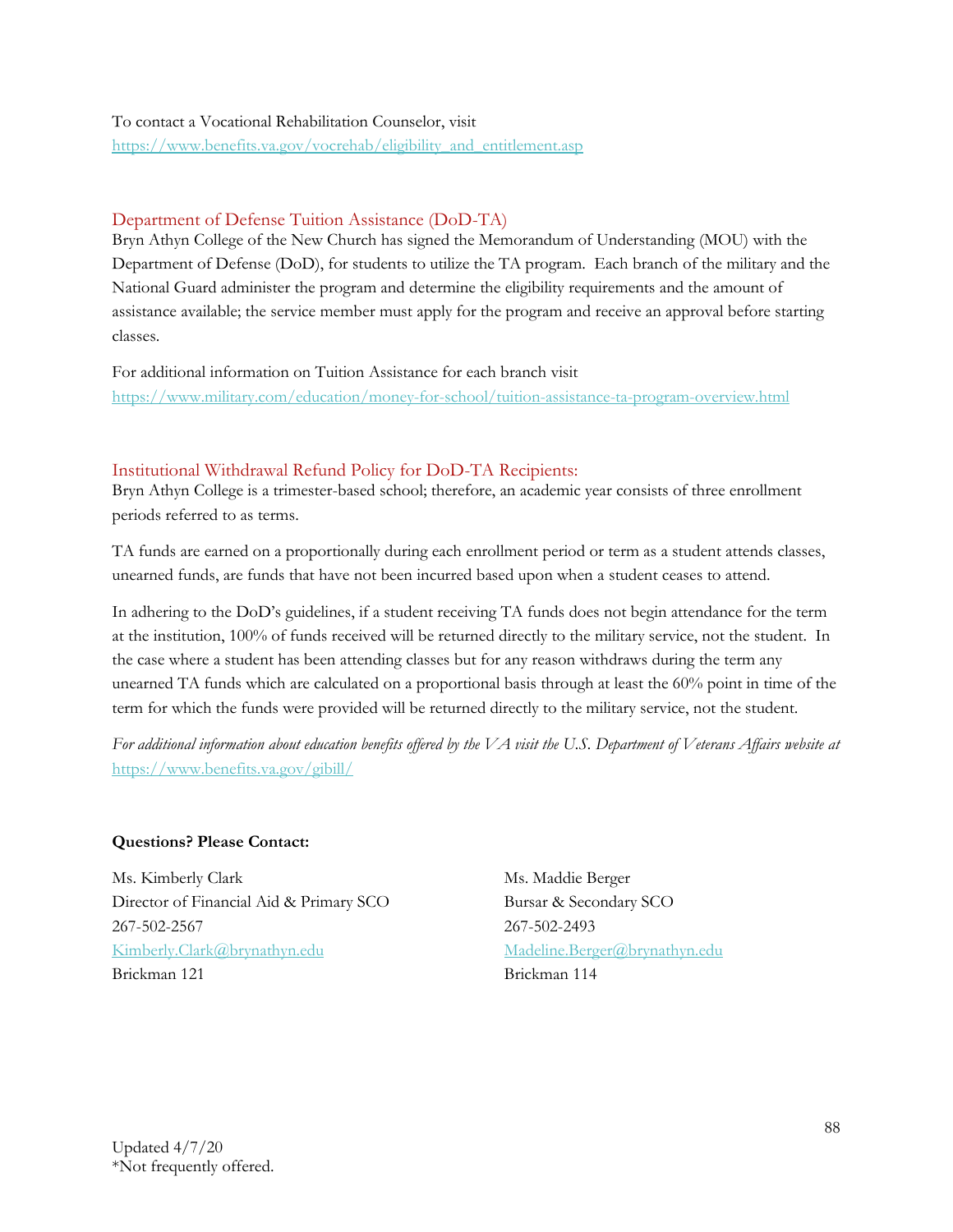To contact a Vocational Rehabilitation Counselor, visit
https://www.benefits.va.gov/vocrehab/eligibility_and_entitlement.asp

## Department of Defense Tuition Assistance (DoD-TA)

Bryn Athyn College of the New Church has signed the Memorandum of Understanding (MOU) with the Department of Defense (DoD), for students to utilize the TA program. Each branch of the military and the National Guard administer the program and determine the eligibility requirements and the amount of assistance available; the service member must apply for the program and receive an approval before starting classes.

For additional information on Tuition Assistance for each branch visit
https://www.military.com/education/money-for-school/tuition-assistance-ta-program-overview.html

## Institutional Withdrawal Refund Policy for DoD-TA Recipients:

Bryn Athyn College is a trimester-based school; therefore, an academic year consists of three enrollment periods referred to as terms.

TA funds are earned on a proportionally during each enrollment period or term as a student attends classes, unearned funds, are funds that have not been incurred based upon when a student ceases to attend.

In adhering to the DoD's guidelines, if a student receiving TA funds does not begin attendance for the term at the institution, 100% of funds received will be returned directly to the military service, not the student. In the case where a student has been attending classes but for any reason withdraws during the term any unearned TA funds which are calculated on a proportional basis through at least the 60% point in time of the term for which the funds were provided will be returned directly to the military service, not the student.

*For additional information about education benefits offered by the VA visit the U.S. Department of Veterans Affairs website at* https://www.benefits.va.gov/gibill/

**Questions? Please Contact:**

Ms. Kimberly Clark
Director of Financial Aid & Primary SCO
267-502-2567
Kimberly.Clark@brynathyn.edu
Brickman 121

Ms. Maddie Berger
Bursar & Secondary SCO
267-502-2493
Madeline.Berger@brynathyn.edu
Brickman 114

Updated 4/7/20
*Not frequently offered.